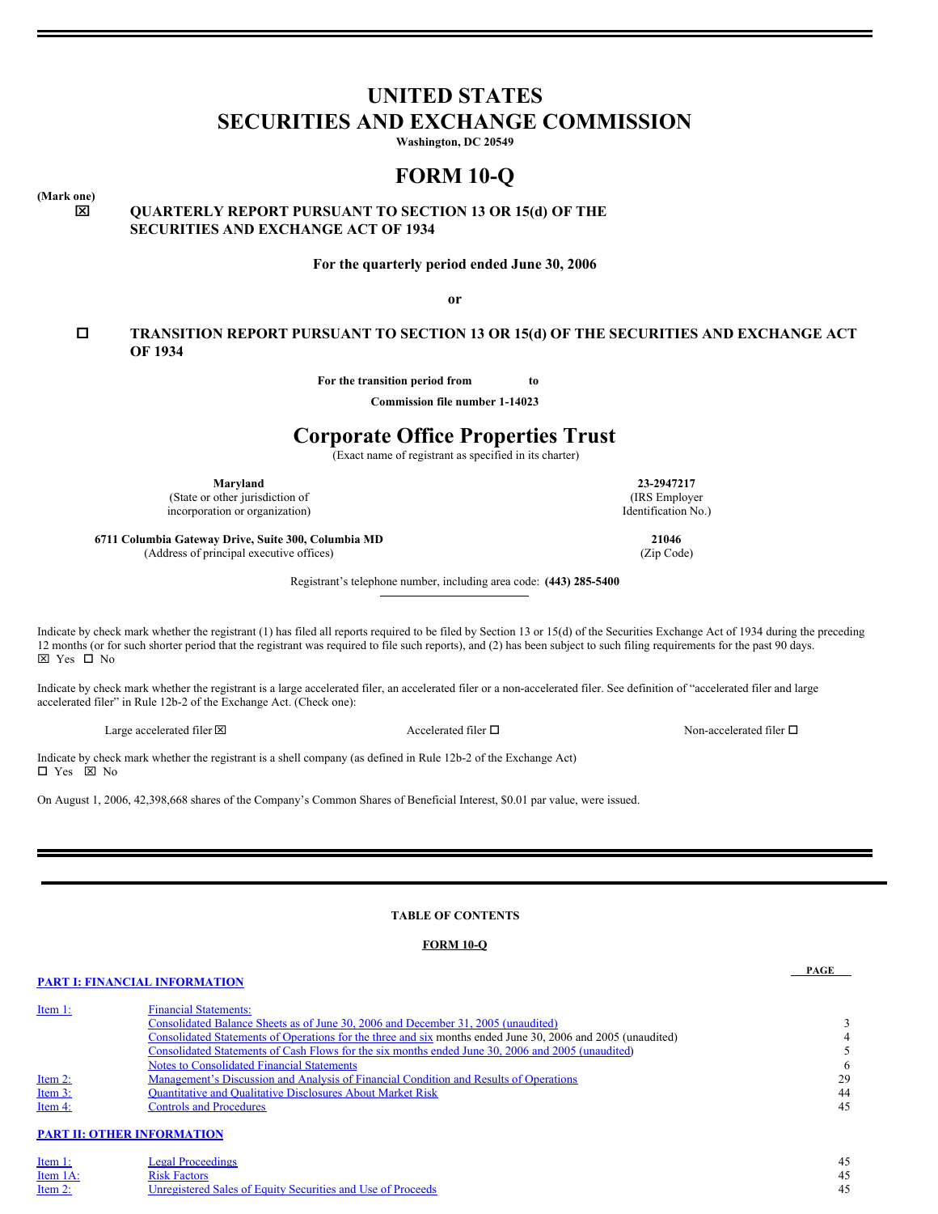# UNITED STATES
# SECURITIES AND EXCHANGE COMMISSION

**Washington, DC 20549**

# FORM 10-Q

**(Mark one)**

☒ **QUARTERLY REPORT PURSUANT TO SECTION 13 OR 15(d) OF THE SECURITIES AND EXCHANGE ACT OF 1934**

**For the quarterly period ended June 30, 2006**

**or**

☐ **TRANSITION REPORT PURSUANT TO SECTION 13 OR 15(d) OF THE SECURITIES AND EXCHANGE ACT OF 1934**

**For the transition period from to**

**Commission file number 1-14023**

# Corporate Office Properties Trust

(Exact name of registrant as specified in its charter)

| | |
|---|---|
| **Maryland** | **23-2947217** |
| (State or other jurisdiction of incorporation or organization) | (IRS Employer Identification No.) |
| **6711 Columbia Gateway Drive, Suite 300, Columbia MD** | **21046** |
| (Address of principal executive offices) | (Zip Code) |

Registrant's telephone number, including area code: **(443) 285-5400**

Indicate by check mark whether the registrant (1) has filed all reports required to be filed by Section 13 or 15(d) of the Securities Exchange Act of 1934 during the preceding 12 months (or for such shorter period that the registrant was required to file such reports), and (2) has been subject to such filing requirements for the past 90 days.
☒ Yes ☐ No

Indicate by check mark whether the registrant is a large accelerated filer, an accelerated filer or a non-accelerated filer. See definition of "accelerated filer and large accelerated filer" in Rule 12b-2 of the Exchange Act. (Check one):

Large accelerated filer ☒ Accelerated filer ☐ Non-accelerated filer ☐

Indicate by check mark whether the registrant is a shell company (as defined in Rule 12b-2 of the Exchange Act)
☐ Yes ☒ No

On August 1, 2006, 42,398,668 shares of the Company's Common Shares of Beneficial Interest, $0.01 par value, were issued.

**TABLE OF CONTENTS**

**FORM 10-Q**

| | | PAGE |
|---|---|---|
| **PART I: FINANCIAL INFORMATION** | | |
| Item 1: | Financial Statements: | |
| | Consolidated Balance Sheets as of June 30, 2006 and December 31, 2005 (unaudited) | 3 |
| | Consolidated Statements of Operations for the three and six months ended June 30, 2006 and 2005 (unaudited) | 4 |
| | Consolidated Statements of Cash Flows for the six months ended June 30, 2006 and 2005 (unaudited) | 5 |
| | Notes to Consolidated Financial Statements | 6 |
| Item 2: | Management's Discussion and Analysis of Financial Condition and Results of Operations | 29 |
| Item 3: | Quantitative and Qualitative Disclosures About Market Risk | 44 |
| Item 4: | Controls and Procedures | 45 |
| **PART II: OTHER INFORMATION** | | |
| Item 1: | Legal Proceedings | 45 |
| Item 1A: | Risk Factors | 45 |
| Item 2: | Unregistered Sales of Equity Securities and Use of Proceeds | 45 |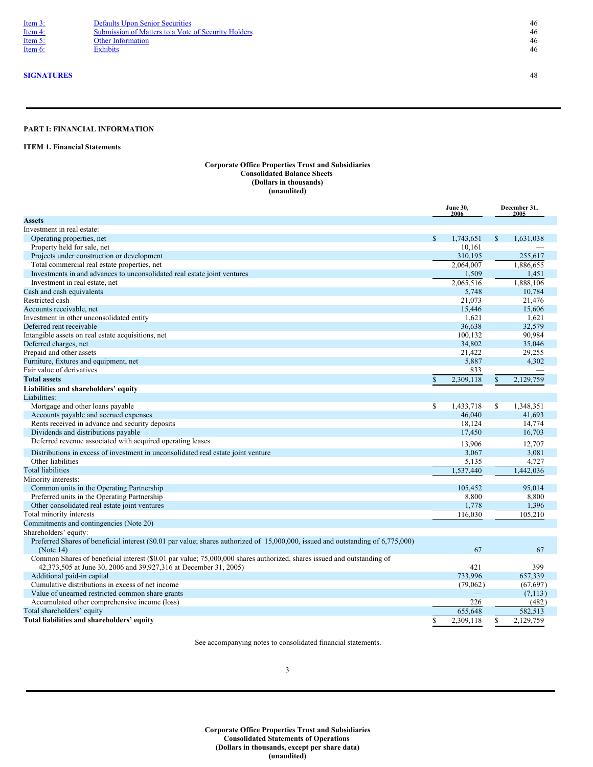| | | |
|---|---|---|
| Item 3: | Defaults Upon Senior Securities | 46 |
| Item 4: | Submission of Matters to a Vote of Security Holders | 46 |
| Item 5: | Other Information | 46 |
| Item 6: | Exhibits | 46 |

**SIGNATURES** 48

**PART I: FINANCIAL INFORMATION**

**ITEM 1. Financial Statements**

**Corporate Office Properties Trust and Subsidiaries**
**Consolidated Balance Sheets**
**(Dollars in thousands)**
**(unaudited)**

| | June 30, 2006 | December 31, 2005 |
|---|---|---|
| **Assets** | | |
| Investment in real estate: | | |
| Operating properties, net | $ 1,743,651 | $ 1,631,038 |
| Property held for sale, net | 10,161 | — |
| Projects under construction or development | 310,195 | 255,617 |
| Total commercial real estate properties, net | 2,064,007 | 1,886,655 |
| Investments in and advances to unconsolidated real estate joint ventures | 1,509 | 1,451 |
| Investment in real estate, net | 2,065,516 | 1,888,106 |
| Cash and cash equivalents | 5,748 | 10,784 |
| Restricted cash | 21,073 | 21,476 |
| Accounts receivable, net | 15,446 | 15,606 |
| Investment in other unconsolidated entity | 1,621 | 1,621 |
| Deferred rent receivable | 36,638 | 32,579 |
| Intangible assets on real estate acquisitions, net | 100,132 | 90,984 |
| Deferred charges, net | 34,802 | 35,046 |
| Prepaid and other assets | 21,422 | 29,255 |
| Furniture, fixtures and equipment, net | 5,887 | 4,302 |
| Fair value of derivatives | 833 | — |
| **Total assets** | $ 2,309,118 | $ 2,129,759 |
| **Liabilities and shareholders' equity** | | |
| Liabilities: | | |
| Mortgage and other loans payable | $ 1,433,718 | $ 1,348,351 |
| Accounts payable and accrued expenses | 46,040 | 41,693 |
| Rents received in advance and security deposits | 18,124 | 14,774 |
| Dividends and distributions payable | 17,450 | 16,703 |
| Deferred revenue associated with acquired operating leases | 13,906 | 12,707 |
| Distributions in excess of investment in unconsolidated real estate joint venture | 3,067 | 3,081 |
| Other liabilities | 5,135 | 4,727 |
| Total liabilities | 1,537,440 | 1,442,036 |
| Minority interests: | | |
| Common units in the Operating Partnership | 105,452 | 95,014 |
| Preferred units in the Operating Partnership | 8,800 | 8,800 |
| Other consolidated real estate joint ventures | 1,778 | 1,396 |
| Total minority interests | 116,030 | 105,210 |
| Commitments and contingencies (Note 20) | | |
| Shareholders' equity: | | |
| Preferred Shares of beneficial interest ($0.01 par value; shares authorized of 15,000,000, issued and outstanding of 6,775,000) (Note 14) | 67 | 67 |
| Common Shares of beneficial interest ($0.01 par value; 75,000,000 shares authorized, shares issued and outstanding of 42,373,505 at June 30, 2006 and 39,927,316 at December 31, 2005) | 421 | 399 |
| Additional paid-in capital | 733,996 | 657,339 |
| Cumulative distributions in excess of net income | (79,062) | (67,697) |
| Value of unearned restricted common share grants | — | (7,113) |
| Accumulated other comprehensive income (loss) | 226 | (482) |
| Total shareholders' equity | 655,648 | 582,513 |
| **Total liabilities and shareholders' equity** | $ 2,309,118 | $ 2,129,759 |

See accompanying notes to consolidated financial statements.

**Corporate Office Properties Trust and Subsidiaries**
**Consolidated Statements of Operations**
**(Dollars in thousands, except per share data)**
**(unaudited)**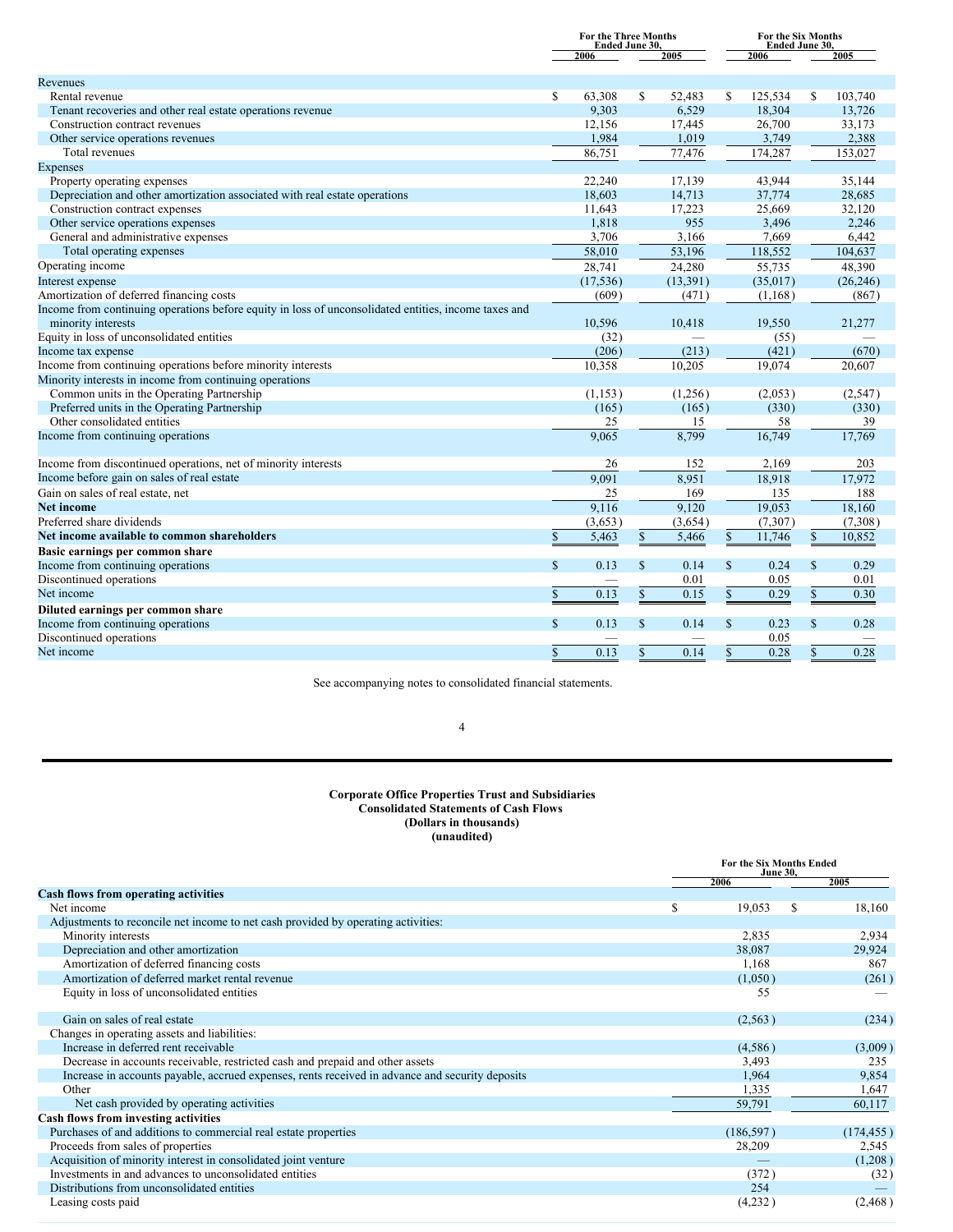| | For the Three Months Ended June 30, | | For the Six Months Ended June 30, | |
|---|---|---|---|---|
| | 2006 | 2005 | 2006 | 2005 |
| **Revenues** | | | | |
| Rental revenue | $ 63,308 | $ 52,483 | $ 125,534 | $ 103,740 |
| Tenant recoveries and other real estate operations revenue | 9,303 | 6,529 | 18,304 | 13,726 |
| Construction contract revenues | 12,156 | 17,445 | 26,700 | 33,173 |
| Other service operations revenues | 1,984 | 1,019 | 3,749 | 2,388 |
| Total revenues | 86,751 | 77,476 | 174,287 | 153,027 |
| **Expenses** | | | | |
| Property operating expenses | 22,240 | 17,139 | 43,944 | 35,144 |
| Depreciation and other amortization associated with real estate operations | 18,603 | 14,713 | 37,774 | 28,685 |
| Construction contract expenses | 11,643 | 17,223 | 25,669 | 32,120 |
| Other service operations expenses | 1,818 | 955 | 3,496 | 2,246 |
| General and administrative expenses | 3,706 | 3,166 | 7,669 | 6,442 |
| Total operating expenses | 58,010 | 53,196 | 118,552 | 104,637 |
| Operating income | 28,741 | 24,280 | 55,735 | 48,390 |
| Interest expense | (17,536) | (13,391) | (35,017) | (26,246) |
| Amortization of deferred financing costs | (609) | (471) | (1,168) | (867) |
| Income from continuing operations before equity in loss of unconsolidated entities, income taxes and minority interests | 10,596 | 10,418 | 19,550 | 21,277 |
| Equity in loss of unconsolidated entities | (32) | — | (55) | — |
| Income tax expense | (206) | (213) | (421) | (670) |
| Income from continuing operations before minority interests | 10,358 | 10,205 | 19,074 | 20,607 |
| Minority interests in income from continuing operations | | | | |
| Common units in the Operating Partnership | (1,153) | (1,256) | (2,053) | (2,547) |
| Preferred units in the Operating Partnership | (165) | (165) | (330) | (330) |
| Other consolidated entities | 25 | 15 | 58 | 39 |
| Income from continuing operations | 9,065 | 8,799 | 16,749 | 17,769 |
| Income from discontinued operations, net of minority interests | 26 | 152 | 2,169 | 203 |
| Income before gain on sales of real estate | 9,091 | 8,951 | 18,918 | 17,972 |
| Gain on sales of real estate, net | 25 | 169 | 135 | 188 |
| **Net income** | 9,116 | 9,120 | 19,053 | 18,160 |
| Preferred share dividends | (3,653) | (3,654) | (7,307) | (7,308) |
| **Net income available to common shareholders** | $ 5,463 | $ 5,466 | $ 11,746 | $ 10,852 |
| **Basic earnings per common share** | | | | |
| Income from continuing operations | $ 0.13 | $ 0.14 | $ 0.24 | $ 0.29 |
| Discontinued operations | — | 0.01 | 0.05 | 0.01 |
| Net income | $ 0.13 | $ 0.15 | $ 0.29 | $ 0.30 |
| **Diluted earnings per common share** | | | | |
| Income from continuing operations | $ 0.13 | $ 0.14 | $ 0.23 | $ 0.28 |
| Discontinued operations | — | — | 0.05 | — |
| Net income | $ 0.13 | $ 0.14 | $ 0.28 | $ 0.28 |

See accompanying notes to consolidated financial statements.

**Corporate Office Properties Trust and Subsidiaries**
**Consolidated Statements of Cash Flows**
**(Dollars in thousands)**
**(unaudited)**

| | For the Six Months Ended June 30, | |
|---|---|---|
| | 2006 | 2005 |
| **Cash flows from operating activities** | | |
| Net income | $ 19,053 | $ 18,160 |
| Adjustments to reconcile net income to net cash provided by operating activities: | | |
| Minority interests | 2,835 | 2,934 |
| Depreciation and other amortization | 38,087 | 29,924 |
| Amortization of deferred financing costs | 1,168 | 867 |
| Amortization of deferred market rental revenue | (1,050) | (261) |
| Equity in loss of unconsolidated entities | 55 | — |
| Gain on sales of real estate | (2,563) | (234) |
| Changes in operating assets and liabilities: | | |
| Increase in deferred rent receivable | (4,586) | (3,009) |
| Decrease in accounts receivable, restricted cash and prepaid and other assets | 3,493 | 235 |
| Increase in accounts payable, accrued expenses, rents received in advance and security deposits | 1,964 | 9,854 |
| Other | 1,335 | 1,647 |
| Net cash provided by operating activities | 59,791 | 60,117 |
| **Cash flows from investing activities** | | |
| Purchases of and additions to commercial real estate properties | (186,597) | (174,455) |
| Proceeds from sales of properties | 28,209 | 2,545 |
| Acquisition of minority interest in consolidated joint venture | — | (1,208) |
| Investments in and advances to unconsolidated entities | (372) | (32) |
| Distributions from unconsolidated entities | 254 | — |
| Leasing costs paid | (4,232) | (2,468) |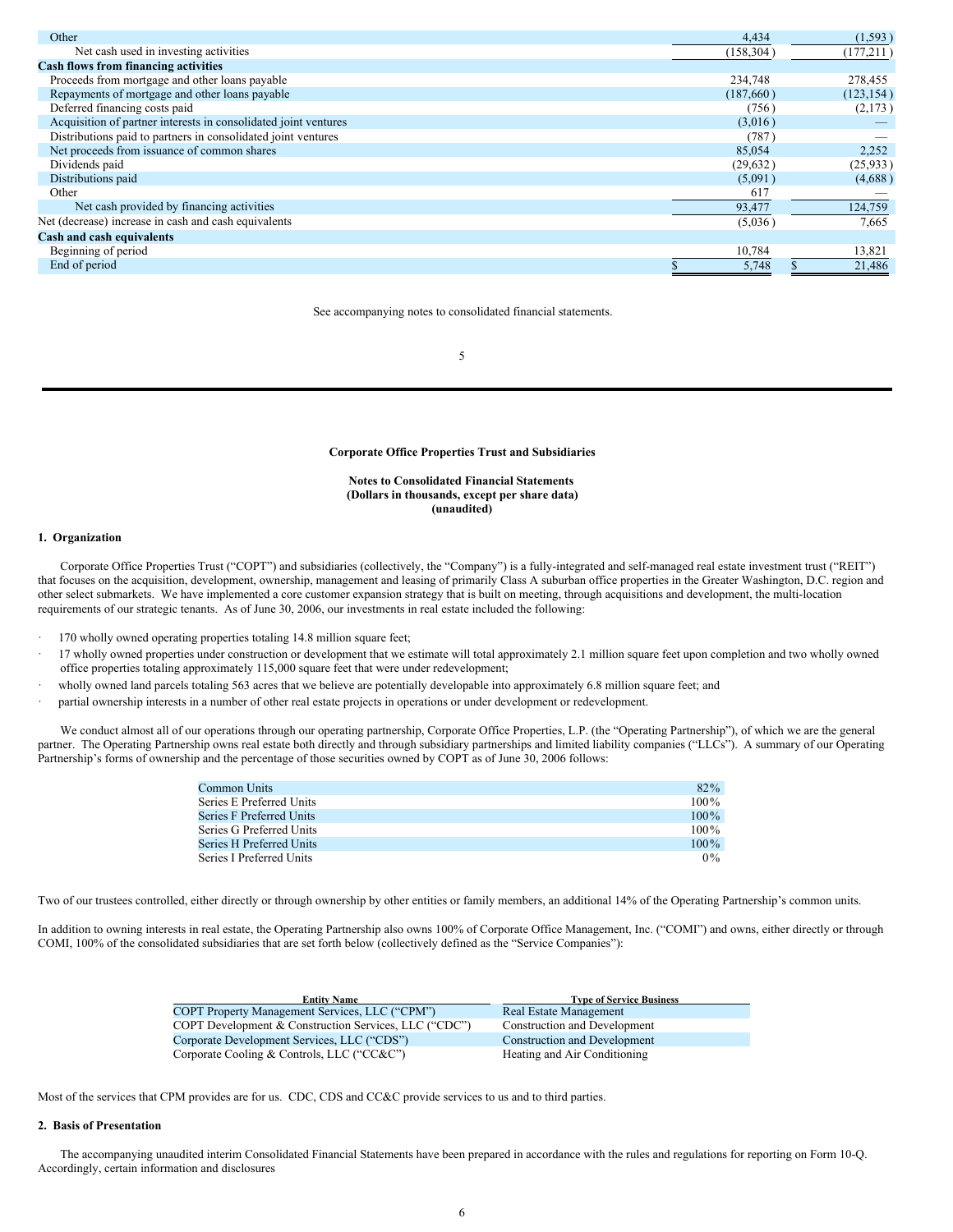| | | |
|---|---|---|
| Other | 4,434 | (1,593) |
| Net cash used in investing activities | (158,304) | (177,211) |
| **Cash flows from financing activities** | | |
| Proceeds from mortgage and other loans payable | 234,748 | 278,455 |
| Repayments of mortgage and other loans payable | (187,660) | (123,154) |
| Deferred financing costs paid | (756) | (2,173) |
| Acquisition of partner interests in consolidated joint ventures | (3,016) | — |
| Distributions paid to partners in consolidated joint ventures | (787) | — |
| Net proceeds from issuance of common shares | 85,054 | 2,252 |
| Dividends paid | (29,632) | (25,933) |
| Distributions paid | (5,091) | (4,688) |
| Other | 617 | — |
| Net cash provided by financing activities | 93,477 | 124,759 |
| Net (decrease) increase in cash and cash equivalents | (5,036) | 7,665 |
| **Cash and cash equivalents** | | |
| Beginning of period | 10,784 | 13,821 |
| End of period | $ 5,748 | $ 21,486 |

See accompanying notes to consolidated financial statements.

**Corporate Office Properties Trust and Subsidiaries**

**Notes to Consolidated Financial Statements**
**(Dollars in thousands, except per share data)**
**(unaudited)**

### 1. Organization

Corporate Office Properties Trust ("COPT") and subsidiaries (collectively, the "Company") is a fully-integrated and self-managed real estate investment trust ("REIT") that focuses on the acquisition, development, ownership, management and leasing of primarily Class A suburban office properties in the Greater Washington, D.C. region and other select submarkets. We have implemented a core customer expansion strategy that is built on meeting, through acquisitions and development, the multi-location requirements of our strategic tenants. As of June 30, 2006, our investments in real estate included the following:

- 170 wholly owned operating properties totaling 14.8 million square feet;
- 17 wholly owned properties under construction or development that we estimate will total approximately 2.1 million square feet upon completion and two wholly owned office properties totaling approximately 115,000 square feet that were under redevelopment;
- wholly owned land parcels totaling 563 acres that we believe are potentially developable into approximately 6.8 million square feet; and
- partial ownership interests in a number of other real estate projects in operations or under development or redevelopment.

We conduct almost all of our operations through our operating partnership, Corporate Office Properties, L.P. (the "Operating Partnership"), of which we are the general partner. The Operating Partnership owns real estate both directly and through subsidiary partnerships and limited liability companies ("LLCs"). A summary of our Operating Partnership's forms of ownership and the percentage of those securities owned by COPT as of June 30, 2006 follows:

| | |
|---|---|
| Common Units | 82% |
| Series E Preferred Units | 100% |
| Series F Preferred Units | 100% |
| Series G Preferred Units | 100% |
| Series H Preferred Units | 100% |
| Series I Preferred Units | 0% |

Two of our trustees controlled, either directly or through ownership by other entities or family members, an additional 14% of the Operating Partnership's common units.

In addition to owning interests in real estate, the Operating Partnership also owns 100% of Corporate Office Management, Inc. ("COMI") and owns, either directly or through COMI, 100% of the consolidated subsidiaries that are set forth below (collectively defined as the "Service Companies"):

| Entity Name | Type of Service Business |
|---|---|
| COPT Property Management Services, LLC ("CPM") | Real Estate Management |
| COPT Development & Construction Services, LLC ("CDC") | Construction and Development |
| Corporate Development Services, LLC ("CDS") | Construction and Development |
| Corporate Cooling & Controls, LLC ("CC&C") | Heating and Air Conditioning |

Most of the services that CPM provides are for us. CDC, CDS and CC&C provide services to us and to third parties.

### 2. Basis of Presentation

The accompanying unaudited interim Consolidated Financial Statements have been prepared in accordance with the rules and regulations for reporting on Form 10-Q. Accordingly, certain information and disclosures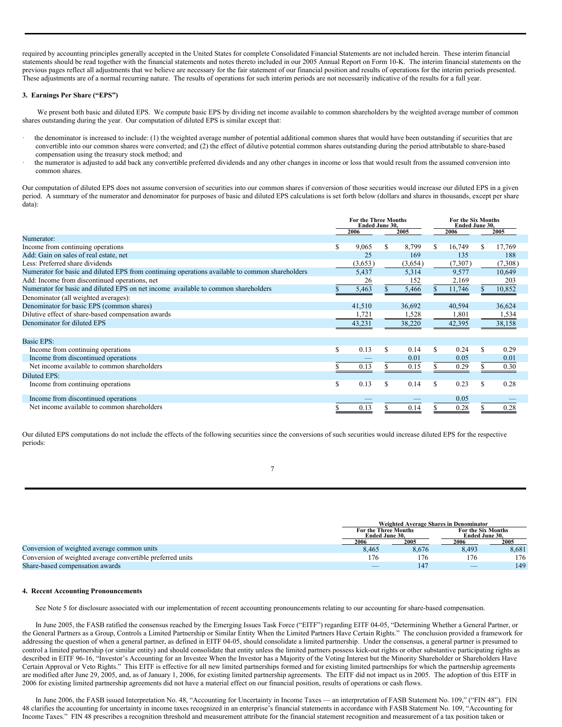required by accounting principles generally accepted in the United States for complete Consolidated Financial Statements are not included herein. These interim financial statements should be read together with the financial statements and notes thereto included in our 2005 Annual Report on Form 10-K. The interim financial statements on the previous pages reflect all adjustments that we believe are necessary for the fair statement of our financial position and results of operations for the interim periods presented. These adjustments are of a normal recurring nature. The results of operations for such interim periods are not necessarily indicative of the results for a full year.

### 3. Earnings Per Share ("EPS")

We present both basic and diluted EPS. We compute basic EPS by dividing net income available to common shareholders by the weighted average number of common shares outstanding during the year. Our computation of diluted EPS is similar except that:

- the denominator is increased to include: (1) the weighted average number of potential additional common shares that would have been outstanding if securities that are convertible into our common shares were converted; and (2) the effect of dilutive potential common shares outstanding during the period attributable to share-based compensation using the treasury stock method; and
- the numerator is adjusted to add back any convertible preferred dividends and any other changes in income or loss that would result from the assumed conversion into common shares.

Our computation of diluted EPS does not assume conversion of securities into our common shares if conversion of those securities would increase our diluted EPS in a given period. A summary of the numerator and denominator for purposes of basic and diluted EPS calculations is set forth below (dollars and shares in thousands, except per share data):

| | For the Three Months Ended June 30, | | For the Six Months Ended June 30, | |
|---|---|---|---|---|
| | 2006 | 2005 | 2006 | 2005 |
| Numerator: | | | | |
| Income from continuing operations | $ 9,065 | $ 8,799 | $ 16,749 | $ 17,769 |
| Add: Gain on sales of real estate, net | 25 | 169 | 135 | 188 |
| Less: Preferred share dividends | (3,653) | (3,654) | (7,307) | (7,308) |
| Numerator for basic and diluted EPS from continuing operations available to common shareholders | 5,437 | 5,314 | 9,577 | 10,649 |
| Add: Income from discontinued operations, net | 26 | 152 | 2,169 | 203 |
| Numerator for basic and diluted EPS on net income available to common shareholders | $ 5,463 | $ 5,466 | $ 11,746 | $ 10,852 |
| Denominator (all weighted averages): | | | | |
| Denominator for basic EPS (common shares) | 41,510 | 36,692 | 40,594 | 36,624 |
| Dilutive effect of share-based compensation awards | 1,721 | 1,528 | 1,801 | 1,534 |
| Denominator for diluted EPS | 43,231 | 38,220 | 42,395 | 38,158 |
| | | | | |
| Basic EPS: | | | | |
| Income from continuing operations | $ 0.13 | $ 0.14 | $ 0.24 | $ 0.29 |
| Income from discontinued operations | — | 0.01 | 0.05 | 0.01 |
| Net income available to common shareholders | $ 0.13 | $ 0.15 | $ 0.29 | $ 0.30 |
| Diluted EPS: | | | | |
| Income from continuing operations | $ 0.13 | $ 0.14 | $ 0.23 | $ 0.28 |
| Income from discontinued operations | — | — | 0.05 | — |
| Net income available to common shareholders | $ 0.13 | $ 0.14 | $ 0.28 | $ 0.28 |

Our diluted EPS computations do not include the effects of the following securities since the conversions of such securities would increase diluted EPS for the respective periods:

| | Weighted Average Shares in Denominator | | | |
|---|---|---|---|---|
| | For the Three Months Ended June 30, | | For the Six Months Ended June 30, | |
| | 2006 | 2005 | 2006 | 2005 |
| Conversion of weighted average common units | 8,465 | 8,676 | 8,493 | 8,681 |
| Conversion of weighted average convertible preferred units | 176 | 176 | 176 | 176 |
| Share-based compensation awards | — | 147 | — | 149 |

### 4. Recent Accounting Pronouncements

See Note 5 for disclosure associated with our implementation of recent accounting pronouncements relating to our accounting for share-based compensation.

In June 2005, the FASB ratified the consensus reached by the Emerging Issues Task Force ("EITF") regarding EITF 04-05, "Determining Whether a General Partner, or the General Partners as a Group, Controls a Limited Partnership or Similar Entity When the Limited Partners Have Certain Rights." The conclusion provided a framework for addressing the question of when a general partner, as defined in EITF 04-05, should consolidate a limited partnership. Under the consensus, a general partner is presumed to control a limited partnership (or similar entity) and should consolidate that entity unless the limited partners possess kick-out rights or other substantive participating rights as described in EITF 96-16, "Investor's Accounting for an Investee When the Investor has a Majority of the Voting Interest but the Minority Shareholder or Shareholders Have Certain Approval or Veto Rights." This EITF is effective for all new limited partnerships formed and for existing limited partnerships for which the partnership agreements are modified after June 29, 2005, and, as of January 1, 2006, for existing limited partnership agreements. The EITF did not impact us in 2005. The adoption of this EITF in 2006 for existing limited partnership agreements did not have a material effect on our financial position, results of operations or cash flows.

In June 2006, the FASB issued Interpretation No. 48, "Accounting for Uncertainty in Income Taxes — an interpretation of FASB Statement No. 109," ("FIN 48"). FIN 48 clarifies the accounting for uncertainty in income taxes recognized in an enterprise's financial statements in accordance with FASB Statement No. 109, "Accounting for Income Taxes." FIN 48 prescribes a recognition threshold and measurement attribute for the financial statement recognition and measurement of a tax position taken or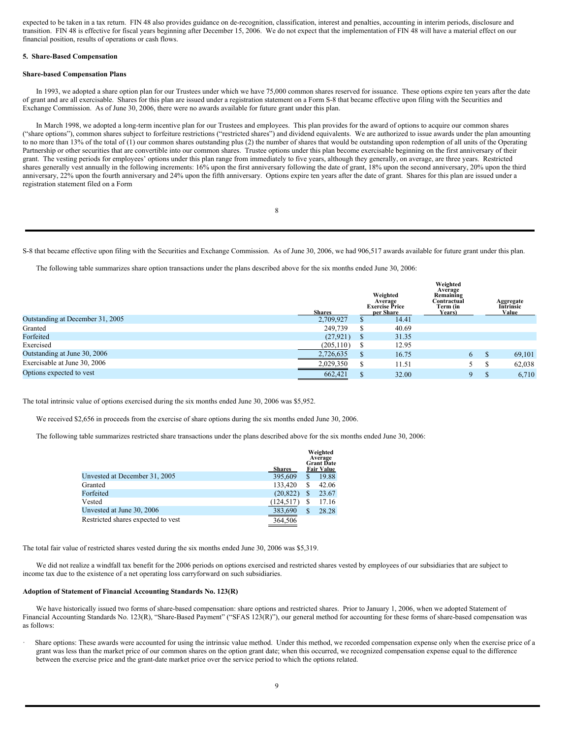expected to be taken in a tax return. FIN 48 also provides guidance on de-recognition, classification, interest and penalties, accounting in interim periods, disclosure and transition. FIN 48 is effective for fiscal years beginning after December 15, 2006. We do not expect that the implementation of FIN 48 will have a material effect on our financial position, results of operations or cash flows.

**5. Share-Based Compensation**

**Share-based Compensation Plans**

In 1993, we adopted a share option plan for our Trustees under which we have 75,000 common shares reserved for issuance. These options expire ten years after the date of grant and are all exercisable. Shares for this plan are issued under a registration statement on a Form S-8 that became effective upon filing with the Securities and Exchange Commission. As of June 30, 2006, there were no awards available for future grant under this plan.

In March 1998, we adopted a long-term incentive plan for our Trustees and employees. This plan provides for the award of options to acquire our common shares ("share options"), common shares subject to forfeiture restrictions ("restricted shares") and dividend equivalents. We are authorized to issue awards under the plan amounting to no more than 13% of the total of (1) our common shares outstanding plus (2) the number of shares that would be outstanding upon redemption of all units of the Operating Partnership or other securities that are convertible into our common shares. Trustee options under this plan become exercisable beginning on the first anniversary of their grant. The vesting periods for employees' options under this plan range from immediately to five years, although they generally, on average, are three years. Restricted shares generally vest annually in the following increments: 16% upon the first anniversary following the date of grant, 18% upon the second anniversary, 20% upon the third anniversary, 22% upon the fourth anniversary and 24% upon the fifth anniversary. Options expire ten years after the date of grant. Shares for this plan are issued under a registration statement filed on a Form S-8 that became effective upon filing with the Securities and Exchange Commission. As of June 30, 2006, we had 906,517 awards available for future grant under this plan.

The following table summarizes share option transactions under the plans described above for the six months ended June 30, 2006:

| | Shares | Weighted Average Exercise Price per Share | Weighted Average Remaining Contractual Term (in Years) | Aggregate Intrinsic Value |
|---|---|---|---|---|
| Outstanding at December 31, 2005 | 2,709,927 | $ 14.41 | | |
| Granted | 249,739 | $ 40.69 | | |
| Forfeited | (27,921) | $ 31.35 | | |
| Exercised | (205,110) | $ 12.95 | | |
| Outstanding at June 30, 2006 | 2,726,635 | $ 16.75 | 6 | $ 69,101 |
| Exercisable at June 30, 2006 | 2,029,350 | $ 11.51 | 5 | $ 62,038 |
| Options expected to vest | 662,421 | $ 32.00 | 9 | $ 6,710 |

The total intrinsic value of options exercised during the six months ended June 30, 2006 was $5,952.

We received $2,656 in proceeds from the exercise of share options during the six months ended June 30, 2006.

The following table summarizes restricted share transactions under the plans described above for the six months ended June 30, 2006:

| | Shares | Weighted Average Grant Date Fair Value |
|---|---|---|
| Unvested at December 31, 2005 | 395,609 | $ 19.88 |
| Granted | 133,420 | $ 42.06 |
| Forfeited | (20,822) | $ 23.67 |
| Vested | (124,517) | $ 17.16 |
| Unvested at June 30, 2006 | 383,690 | $ 28.28 |
| Restricted shares expected to vest | 364,506 | |

The total fair value of restricted shares vested during the six months ended June 30, 2006 was $5,319.

We did not realize a windfall tax benefit for the 2006 periods on options exercised and restricted shares vested by employees of our subsidiaries that are subject to income tax due to the existence of a net operating loss carryforward on such subsidiaries.

**Adoption of Statement of Financial Accounting Standards No. 123(R)**

We have historically issued two forms of share-based compensation: share options and restricted shares. Prior to January 1, 2006, when we adopted Statement of Financial Accounting Standards No. 123(R), "Share-Based Payment" ("SFAS 123(R)"), our general method for accounting for these forms of share-based compensation was as follows:

- Share options: These awards were accounted for using the intrinsic value method. Under this method, we recorded compensation expense only when the exercise price of a grant was less than the market price of our common shares on the option grant date; when this occurred, we recognized compensation expense equal to the difference between the exercise price and the grant-date market price over the service period to which the options related.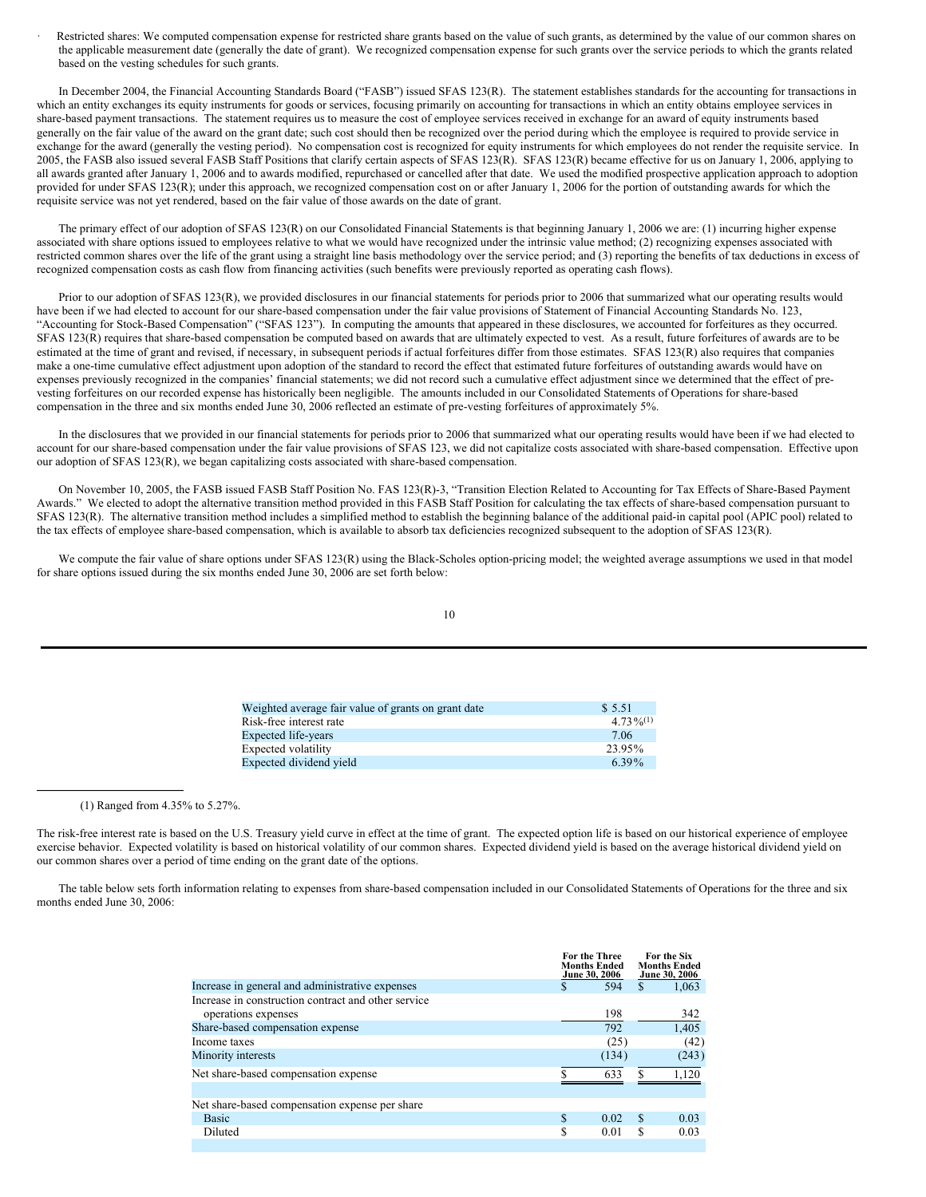- Restricted shares: We computed compensation expense for restricted share grants based on the value of such grants, as determined by the value of our common shares on the applicable measurement date (generally the date of grant). We recognized compensation expense for such grants over the service periods to which the grants related based on the vesting schedules for such grants.

In December 2004, the Financial Accounting Standards Board ("FASB") issued SFAS 123(R). The statement establishes standards for the accounting for transactions in which an entity exchanges its equity instruments for goods or services, focusing primarily on accounting for transactions in which an entity obtains employee services in share-based payment transactions. The statement requires us to measure the cost of employee services received in exchange for an award of equity instruments based generally on the fair value of the award on the grant date; such cost should then be recognized over the period during which the employee is required to provide service in exchange for the award (generally the vesting period). No compensation cost is recognized for equity instruments for which employees do not render the requisite service. In 2005, the FASB also issued several FASB Staff Positions that clarify certain aspects of SFAS 123(R). SFAS 123(R) became effective for us on January 1, 2006, applying to all awards granted after January 1, 2006 and to awards modified, repurchased or cancelled after that date. We used the modified prospective application approach to adoption provided for under SFAS 123(R); under this approach, we recognized compensation cost on or after January 1, 2006 for the portion of outstanding awards for which the requisite service was not yet rendered, based on the fair value of those awards on the date of grant.

The primary effect of our adoption of SFAS 123(R) on our Consolidated Financial Statements is that beginning January 1, 2006 we are: (1) incurring higher expense associated with share options issued to employees relative to what we would have recognized under the intrinsic value method; (2) recognizing expenses associated with restricted common shares over the life of the grant using a straight line basis methodology over the service period; and (3) reporting the benefits of tax deductions in excess of recognized compensation costs as cash flow from financing activities (such benefits were previously reported as operating cash flows).

Prior to our adoption of SFAS 123(R), we provided disclosures in our financial statements for periods prior to 2006 that summarized what our operating results would have been if we had elected to account for our share-based compensation under the fair value provisions of Statement of Financial Accounting Standards No. 123, "Accounting for Stock-Based Compensation" ("SFAS 123"). In computing the amounts that appeared in these disclosures, we accounted for forfeitures as they occurred. SFAS 123(R) requires that share-based compensation be computed based on awards that are ultimately expected to vest. As a result, future forfeitures of awards are to be estimated at the time of grant and revised, if necessary, in subsequent periods if actual forfeitures differ from those estimates. SFAS 123(R) also requires that companies make a one-time cumulative effect adjustment upon adoption of the standard to record the effect that estimated future forfeitures of outstanding awards would have on expenses previously recognized in the companies' financial statements; we did not record such a cumulative effect adjustment since we determined that the effect of pre-vesting forfeitures on our recorded expense has historically been negligible. The amounts included in our Consolidated Statements of Operations for share-based compensation in the three and six months ended June 30, 2006 reflected an estimate of pre-vesting forfeitures of approximately 5%.

In the disclosures that we provided in our financial statements for periods prior to 2006 that summarized what our operating results would have been if we had elected to account for our share-based compensation under the fair value provisions of SFAS 123, we did not capitalize costs associated with share-based compensation. Effective upon our adoption of SFAS 123(R), we began capitalizing costs associated with share-based compensation.

On November 10, 2005, the FASB issued FASB Staff Position No. FAS 123(R)-3, "Transition Election Related to Accounting for Tax Effects of Share-Based Payment Awards." We elected to adopt the alternative transition method provided in this FASB Staff Position for calculating the tax effects of share-based compensation pursuant to SFAS 123(R). The alternative transition method includes a simplified method to establish the beginning balance of the additional paid-in capital pool (APIC pool) related to the tax effects of employee share-based compensation, which is available to absorb tax deficiencies recognized subsequent to the adoption of SFAS 123(R).

We compute the fair value of share options under SFAS 123(R) using the Black-Scholes option-pricing model; the weighted average assumptions we used in that model for share options issued during the six months ended June 30, 2006 are set forth below:

| | |
|---|---|
| Weighted average fair value of grants on grant date | $ 5.51 |
| Risk-free interest rate | 4.73%(1) |
| Expected life-years | 7.06 |
| Expected volatility | 23.95% |
| Expected dividend yield | 6.39% |

(1) Ranged from 4.35% to 5.27%.

The risk-free interest rate is based on the U.S. Treasury yield curve in effect at the time of grant. The expected option life is based on our historical experience of employee exercise behavior. Expected volatility is based on historical volatility of our common shares. Expected dividend yield is based on the average historical dividend yield on our common shares over a period of time ending on the grant date of the options.

The table below sets forth information relating to expenses from share-based compensation included in our Consolidated Statements of Operations for the three and six months ended June 30, 2006:

| | For the Three Months Ended June 30, 2006 | For the Six Months Ended June 30, 2006 |
|---|---|---|
| Increase in general and administrative expenses | $ 594 | $ 1,063 |
| Increase in construction contract and other service operations expenses | 198 | 342 |
| Share-based compensation expense | 792 | 1,405 |
| Income taxes | (25) | (42) |
| Minority interests | (134) | (243) |
| Net share-based compensation expense | $ 633 | $ 1,120 |
| | | |
| Net share-based compensation expense per share | | |
| Basic | $ 0.02 | $ 0.03 |
| Diluted | $ 0.01 | $ 0.03 |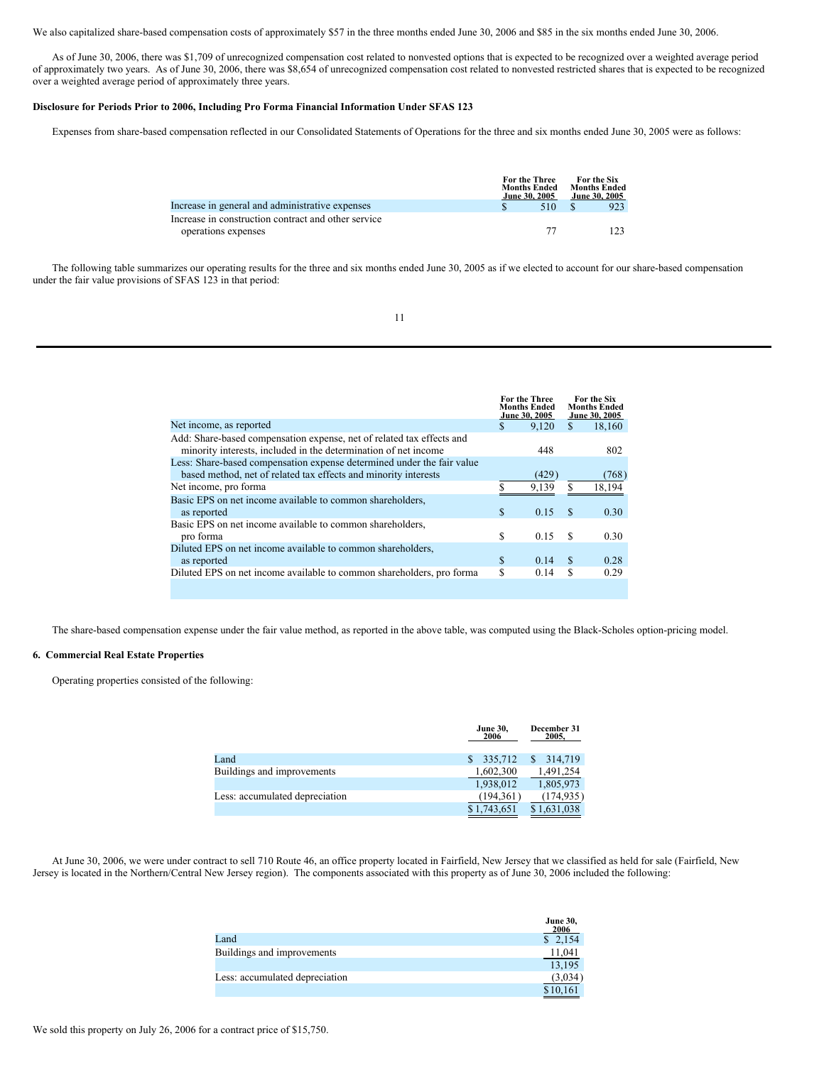We also capitalized share-based compensation costs of approximately $57 in the three months ended June 30, 2006 and $85 in the six months ended June 30, 2006.

As of June 30, 2006, there was $1,709 of unrecognized compensation cost related to nonvested options that is expected to be recognized over a weighted average period of approximately two years. As of June 30, 2006, there was $8,654 of unrecognized compensation cost related to nonvested restricted shares that is expected to be recognized over a weighted average period of approximately three years.

**Disclosure for Periods Prior to 2006, Including Pro Forma Financial Information Under SFAS 123**

Expenses from share-based compensation reflected in our Consolidated Statements of Operations for the three and six months ended June 30, 2005 were as follows:

| | For the Three Months Ended June 30, 2005 | For the Six Months Ended June 30, 2005 |
|---|---|---|
| Increase in general and administrative expenses | $ 510 | $ 923 |
| Increase in construction contract and other service operations expenses | 77 | 123 |

The following table summarizes our operating results for the three and six months ended June 30, 2005 as if we elected to account for our share-based compensation under the fair value provisions of SFAS 123 in that period:

| | For the Three Months Ended June 30, 2005 | For the Six Months Ended June 30, 2005 |
|---|---|---|
| Net income, as reported | $ 9,120 | $ 18,160 |
| Add: Share-based compensation expense, net of related tax effects and minority interests, included in the determination of net income | 448 | 802 |
| Less: Share-based compensation expense determined under the fair value based method, net of related tax effects and minority interests | (429) | (768) |
| Net income, pro forma | $ 9,139 | $ 18,194 |
| Basic EPS on net income available to common shareholders, as reported | $ 0.15 | $ 0.30 |
| Basic EPS on net income available to common shareholders, pro forma | $ 0.15 | $ 0.30 |
| Diluted EPS on net income available to common shareholders, as reported | $ 0.14 | $ 0.28 |
| Diluted EPS on net income available to common shareholders, pro forma | $ 0.14 | $ 0.29 |

The share-based compensation expense under the fair value method, as reported in the above table, was computed using the Black-Scholes option-pricing model.

**6. Commercial Real Estate Properties**

Operating properties consisted of the following:

| | June 30, 2006 | December 31 2005, |
|---|---|---|
| Land | $ 335,712 | $ 314,719 |
| Buildings and improvements | 1,602,300 | 1,491,254 |
| | 1,938,012 | 1,805,973 |
| Less: accumulated depreciation | (194,361) | (174,935) |
| | $ 1,743,651 | $ 1,631,038 |

At June 30, 2006, we were under contract to sell 710 Route 46, an office property located in Fairfield, New Jersey that we classified as held for sale (Fairfield, New Jersey is located in the Northern/Central New Jersey region). The components associated with this property as of June 30, 2006 included the following:

| | June 30, 2006 |
|---|---|
| Land | $ 2,154 |
| Buildings and improvements | 11,041 |
| | 13,195 |
| Less: accumulated depreciation | (3,034) |
| | $ 10,161 |

We sold this property on July 26, 2006 for a contract price of $15,750.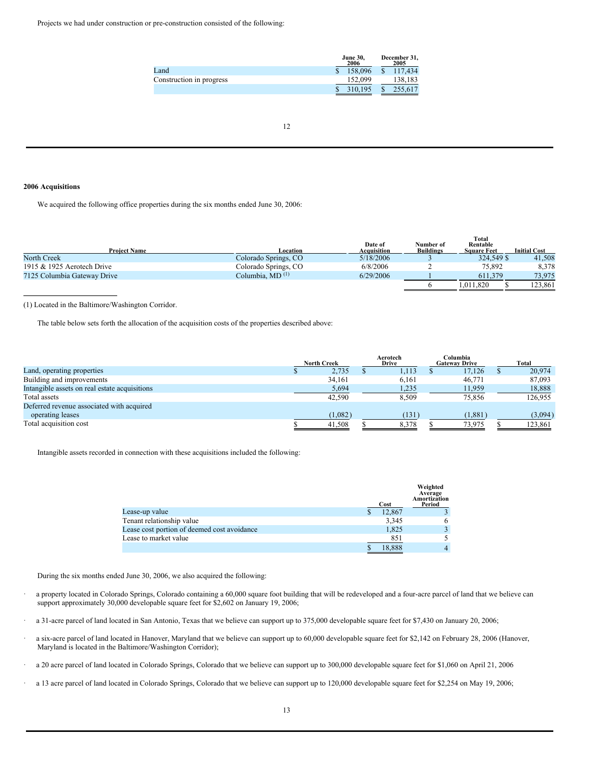Projects we had under construction or pre-construction consisted of the following:

| | June 30, 2006 | December 31, 2005 |
|---|---|---|
| Land | $ 158,096 | $ 117,434 |
| Construction in progress | 152,099 | 138,183 |
| | $ 310,195 | $ 255,617 |

### 2006 Acquisitions

We acquired the following office properties during the six months ended June 30, 2006:

| Project Name | Location | Date of Acquisition | Number of Buildings | Total Rentable Square Feet | Initial Cost |
|---|---|---|---|---|---|
| North Creek | Colorado Springs, CO | 5/18/2006 | 3 | 324,549 | $ 41,508 |
| 1915 & 1925 Aerotech Drive | Colorado Springs, CO | 6/8/2006 | 2 | 75,892 | 8,378 |
| 7125 Columbia Gateway Drive | Columbia, MD (1) | 6/29/2006 | 1 | 611,379 | 73,975 |
| | | | 6 | 1,011,820 | $ 123,861 |

(1) Located in the Baltimore/Washington Corridor.

The table below sets forth the allocation of the acquisition costs of the properties described above:

| | North Creek | Aerotech Drive | Columbia Gateway Drive | Total |
|---|---|---|---|---|
| Land, operating properties | $ 2,735 | $ 1,113 | $ 17,126 | $ 20,974 |
| Building and improvements | 34,161 | 6,161 | 46,771 | 87,093 |
| Intangible assets on real estate acquisitions | 5,694 | 1,235 | 11,959 | 18,888 |
| Total assets | 42,590 | 8,509 | 75,856 | 126,955 |
| Deferred revenue associated with acquired operating leases | (1,082) | (131) | (1,881) | (3,094) |
| Total acquisition cost | $ 41,508 | $ 8,378 | $ 73,975 | $ 123,861 |

Intangible assets recorded in connection with these acquisitions included the following:

| | Cost | Weighted Average Amortization Period |
|---|---|---|
| Lease-up value | $ 12,867 | 3 |
| Tenant relationship value | 3,345 | 6 |
| Lease cost portion of deemed cost avoidance | 1,825 | 3 |
| Lease to market value | 851 | 5 |
| | $ 18,888 | 4 |

During the six months ended June 30, 2006, we also acquired the following:

- a property located in Colorado Springs, Colorado containing a 60,000 square foot building that will be redeveloped and a four-acre parcel of land that we believe can support approximately 30,000 developable square feet for $2,602 on January 19, 2006;
- a 31-acre parcel of land located in San Antonio, Texas that we believe can support up to 375,000 developable square feet for $7,430 on January 20, 2006;
- a six-acre parcel of land located in Hanover, Maryland that we believe can support up to 60,000 developable square feet for $2,142 on February 28, 2006 (Hanover, Maryland is located in the Baltimore/Washington Corridor);
- a 20 acre parcel of land located in Colorado Springs, Colorado that we believe can support up to 300,000 developable square feet for $1,060 on April 21, 2006
- a 13 acre parcel of land located in Colorado Springs, Colorado that we believe can support up to 120,000 developable square feet for $2,254 on May 19, 2006;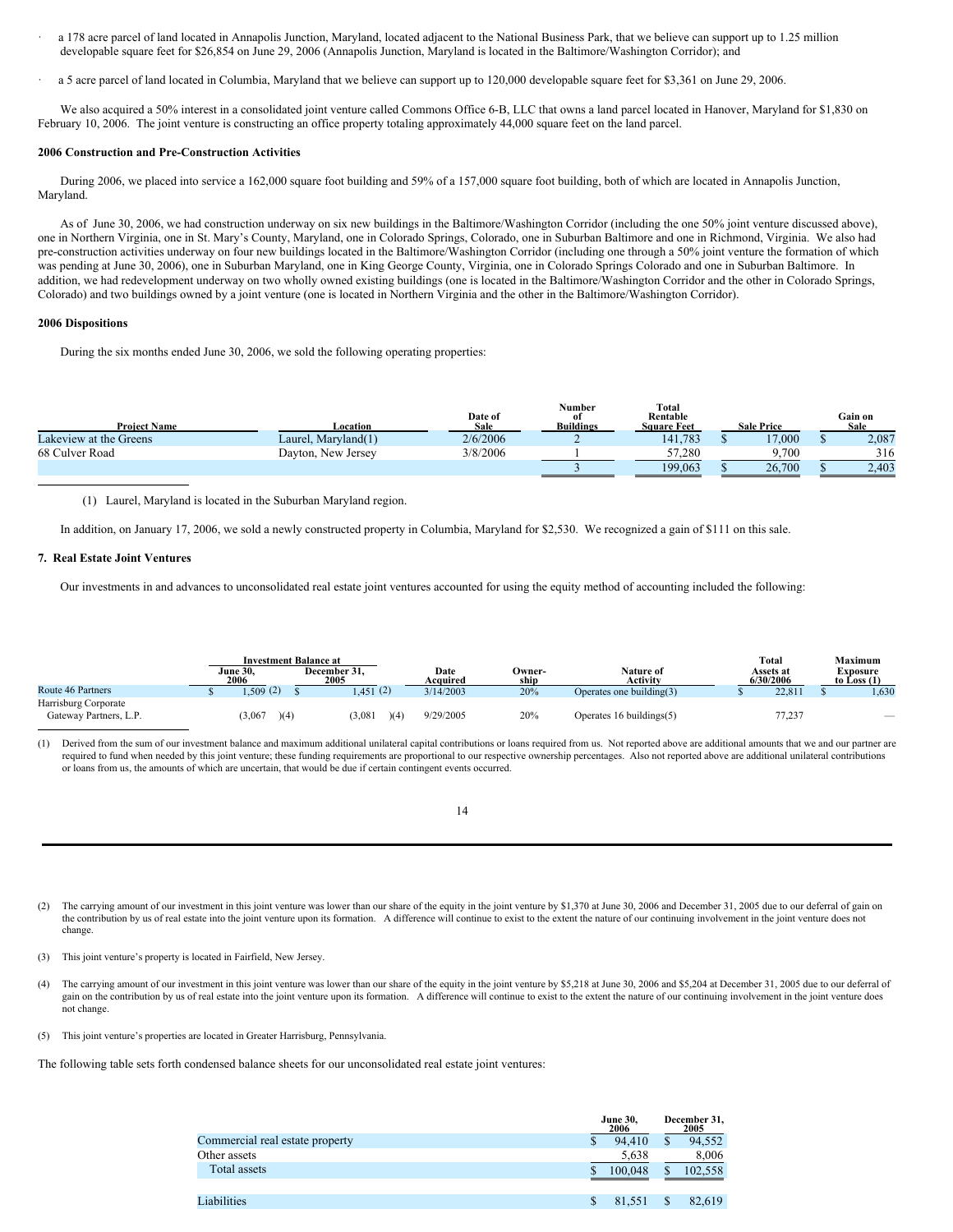- a 178 acre parcel of land located in Annapolis Junction, Maryland, located adjacent to the National Business Park, that we believe can support up to 1.25 million developable square feet for $26,854 on June 29, 2006 (Annapolis Junction, Maryland is located in the Baltimore/Washington Corridor); and

- a 5 acre parcel of land located in Columbia, Maryland that we believe can support up to 120,000 developable square feet for $3,361 on June 29, 2006.

We also acquired a 50% interest in a consolidated joint venture called Commons Office 6-B, LLC that owns a land parcel located in Hanover, Maryland for $1,830 on February 10, 2006. The joint venture is constructing an office property totaling approximately 44,000 square feet on the land parcel.

**2006 Construction and Pre-Construction Activities**

During 2006, we placed into service a 162,000 square foot building and 59% of a 157,000 square foot building, both of which are located in Annapolis Junction, Maryland.

As of June 30, 2006, we had construction underway on six new buildings in the Baltimore/Washington Corridor (including the one 50% joint venture discussed above), one in Northern Virginia, one in St. Mary's County, Maryland, one in Colorado Springs, Colorado, one in Suburban Baltimore and one in Richmond, Virginia. We also had pre-construction activities underway on four new buildings located in the Baltimore/Washington Corridor (including one through a 50% joint venture the formation of which was pending at June 30, 2006), one in Suburban Maryland, one in King George County, Virginia, one in Colorado Springs Colorado and one in Suburban Baltimore. In addition, we had redevelopment underway on two wholly owned existing buildings (one is located in the Baltimore/Washington Corridor and the other in Colorado Springs, Colorado) and two buildings owned by a joint venture (one is located in Northern Virginia and the other in the Baltimore/Washington Corridor).

**2006 Dispositions**

During the six months ended June 30, 2006, we sold the following operating properties:

| Project Name | Location | Date of Sale | Number of Buildings | Total Rentable Square Feet | Sale Price | Gain on Sale |
|---|---|---|---|---|---|---|
| Lakeview at the Greens | Laurel, Maryland(1) | 2/6/2006 | 2 | 141,783 | $ 17,000 | $ 2,087 |
| 68 Culver Road | Dayton, New Jersey | 3/8/2006 | 1 | 57,280 | 9,700 | 316 |
| | | | 3 | 199,063 | $ 26,700 | $ 2,403 |

(1) Laurel, Maryland is located in the Suburban Maryland region.

In addition, on January 17, 2006, we sold a newly constructed property in Columbia, Maryland for $2,530. We recognized a gain of $111 on this sale.

**7. Real Estate Joint Ventures**

Our investments in and advances to unconsolidated real estate joint ventures accounted for using the equity method of accounting included the following:

| | Investment Balance at June 30, 2006 | Investment Balance at December 31, 2005 | Date Acquired | Owner-ship | Nature of Activity | Total Assets at 6/30/2006 | Maximum Exposure to Loss (1) |
|---|---|---|---|---|---|---|---|
| Route 46 Partners | $ 1,509 (2) | $ 1,451 (2) | 3/14/2003 | 20% | Operates one building(3) | $ 22,811 | $ 1,630 |
| Harrisburg Corporate Gateway Partners, L.P. | (3,067 )(4) | (3,081 )(4) | 9/29/2005 | 20% | Operates 16 buildings(5) | 77,237 | — |

(1) Derived from the sum of our investment balance and maximum additional unilateral capital contributions or loans required from us. Not reported above are additional amounts that we and our partner are required to fund when needed by this joint venture; these funding requirements are proportional to our respective ownership percentages. Also not reported above are additional unilateral contributions or loans from us, the amounts of which are uncertain, that would be due if certain contingent events occurred.

(2) The carrying amount of our investment in this joint venture was lower than our share of the equity in the joint venture by $1,370 at June 30, 2006 and December 31, 2005 due to our deferral of gain on the contribution by us of real estate into the joint venture upon its formation. A difference will continue to exist to the extent the nature of our continuing involvement in the joint venture does not change.

(3) This joint venture's property is located in Fairfield, New Jersey.

(4) The carrying amount of our investment in this joint venture was lower than our share of the equity in the joint venture by $5,218 at June 30, 2006 and $5,204 at December 31, 2005 due to our deferral of gain on the contribution by us of real estate into the joint venture upon its formation. A difference will continue to exist to the extent the nature of our continuing involvement in the joint venture does not change.

(5) This joint venture's properties are located in Greater Harrisburg, Pennsylvania.

The following table sets forth condensed balance sheets for our unconsolidated real estate joint ventures:

| | June 30, 2006 | December 31, 2005 |
|---|---|---|
| Commercial real estate property | $ 94,410 | $ 94,552 |
| Other assets | 5,638 | 8,006 |
| Total assets | $ 100,048 | $ 102,558 |
| | | |
| Liabilities | $ 81,551 | $ 82,619 |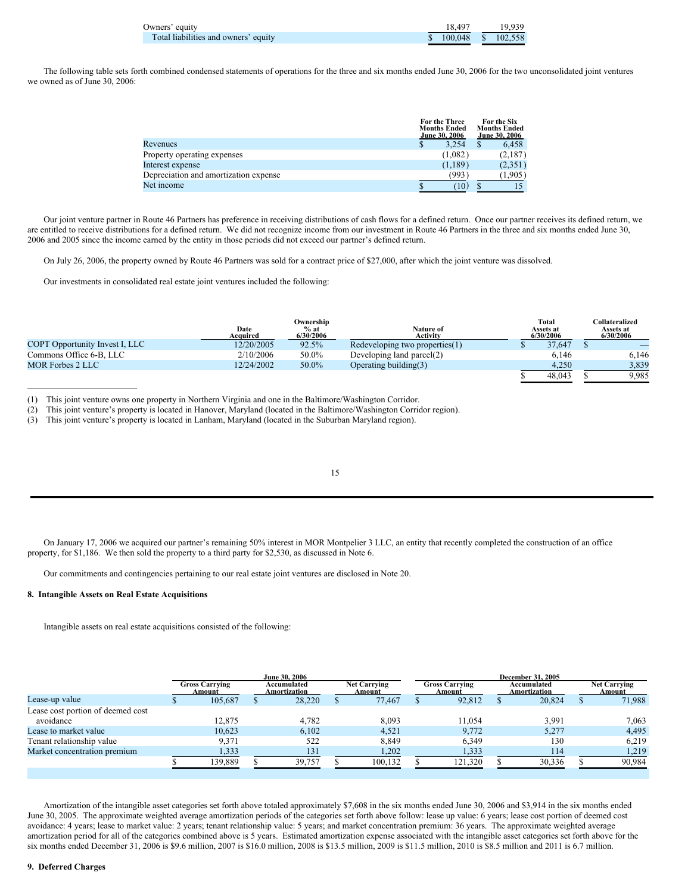| | | |
|---|---|---|
| Owners' equity | 18,497 | 19,939 |
| Total liabilities and owners' equity | $ 100,048 | $ 102,558 |

The following table sets forth combined condensed statements of operations for the three and six months ended June 30, 2006 for the two unconsolidated joint ventures we owned as of June 30, 2006:

| | For the Three Months Ended June 30, 2006 | For the Six Months Ended June 30, 2006 |
|---|---|---|
| Revenues | $ 3,254 | $ 6,458 |
| Property operating expenses | (1,082) | (2,187) |
| Interest expense | (1,189) | (2,351) |
| Depreciation and amortization expense | (993) | (1,905) |
| Net income | $ (10) | $ 15 |

Our joint venture partner in Route 46 Partners has preference in receiving distributions of cash flows for a defined return. Once our partner receives its defined return, we are entitled to receive distributions for a defined return. We did not recognize income from our investment in Route 46 Partners in the three and six months ended June 30, 2006 and 2005 since the income earned by the entity in those periods did not exceed our partner's defined return.

On July 26, 2006, the property owned by Route 46 Partners was sold for a contract price of $27,000, after which the joint venture was dissolved.

Our investments in consolidated real estate joint ventures included the following:

| | Date Acquired | Ownership % at 6/30/2006 | Nature of Activity | Total Assets at 6/30/2006 | Collateralized Assets at 6/30/2006 |
|---|---|---|---|---|---|
| COPT Opportunity Invest I, LLC | 12/20/2005 | 92.5% | Redeveloping two properties(1) | $ 37,647 | $ — |
| Commons Office 6-B, LLC | 2/10/2006 | 50.0% | Developing land parcel(2) | 6,146 | 6,146 |
| MOR Forbes 2 LLC | 12/24/2002 | 50.0% | Operating building(3) | 4,250 | 3,839 |
| | | | | $ 48,043 | $ 9,985 |

(1) This joint venture owns one property in Northern Virginia and one in the Baltimore/Washington Corridor.
(2) This joint venture's property is located in Hanover, Maryland (located in the Baltimore/Washington Corridor region).
(3) This joint venture's property is located in Lanham, Maryland (located in the Suburban Maryland region).

On January 17, 2006 we acquired our partner's remaining 50% interest in MOR Montpelier 3 LLC, an entity that recently completed the construction of an office property, for $1,186. We then sold the property to a third party for $2,530, as discussed in Note 6.

Our commitments and contingencies pertaining to our real estate joint ventures are disclosed in Note 20.

## 8. Intangible Assets on Real Estate Acquisitions

Intangible assets on real estate acquisitions consisted of the following:

| | June 30, 2006 | | | December 31, 2005 | | |
|---|---|---|---|---|---|---|
| | Gross Carrying Amount | Accumulated Amortization | Net Carrying Amount | Gross Carrying Amount | Accumulated Amortization | Net Carrying Amount |
| Lease-up value | $ 105,687 | $ 28,220 | $ 77,467 | $ 92,812 | $ 20,824 | $ 71,988 |
| Lease cost portion of deemed cost avoidance | 12,875 | 4,782 | 8,093 | 11,054 | 3,991 | 7,063 |
| Lease to market value | 10,623 | 6,102 | 4,521 | 9,772 | 5,277 | 4,495 |
| Tenant relationship value | 9,371 | 522 | 8,849 | 6,349 | 130 | 6,219 |
| Market concentration premium | 1,333 | 131 | 1,202 | 1,333 | 114 | 1,219 |
| | $ 139,889 | $ 39,757 | $ 100,132 | $ 121,320 | $ 30,336 | $ 90,984 |

Amortization of the intangible asset categories set forth above totaled approximately $7,608 in the six months ended June 30, 2006 and $3,914 in the six months ended June 30, 2005. The approximate weighted average amortization periods of the categories set forth above follow: lease up value: 6 years; lease cost portion of deemed cost avoidance: 4 years; lease to market value: 2 years; tenant relationship value: 5 years; and market concentration premium: 36 years. The approximate weighted average amortization period for all of the categories combined above is 5 years. Estimated amortization expense associated with the intangible asset categories set forth above for the six months ended December 31, 2006 is $9.6 million, 2007 is $16.0 million, 2008 is $13.5 million, 2009 is $11.5 million, 2010 is $8.5 million and 2011 is 6.7 million.

## 9. Deferred Charges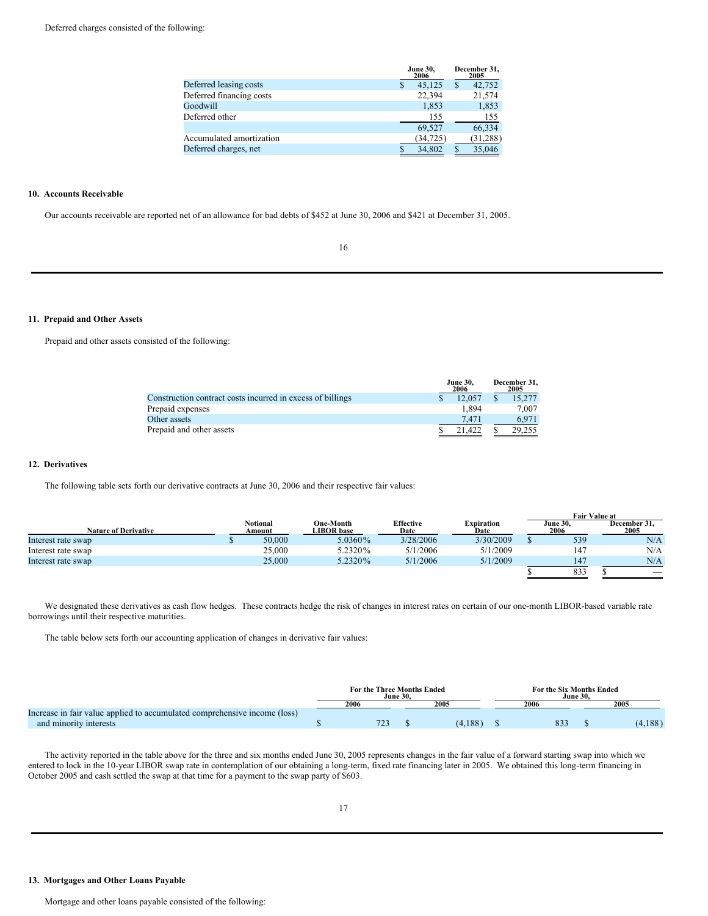Deferred charges consisted of the following:

| | June 30, 2006 | December 31, 2005 |
|---|---|---|
| Deferred leasing costs | $ 45,125 | $ 42,752 |
| Deferred financing costs | 22,394 | 21,574 |
| Goodwill | 1,853 | 1,853 |
| Deferred other | 155 | 155 |
| | 69,527 | 66,334 |
| Accumulated amortization | (34,725) | (31,288) |
| Deferred charges, net | $ 34,802 | $ 35,046 |

## 10. Accounts Receivable

Our accounts receivable are reported net of an allowance for bad debts of $452 at June 30, 2006 and $421 at December 31, 2005.

## 11. Prepaid and Other Assets

Prepaid and other assets consisted of the following:

| | June 30, 2006 | December 31, 2005 |
|---|---|---|
| Construction contract costs incurred in excess of billings | $ 12,057 | $ 15,277 |
| Prepaid expenses | 1,894 | 7,007 |
| Other assets | 7,471 | 6,971 |
| Prepaid and other assets | $ 21,422 | $ 29,255 |

## 12. Derivatives

The following table sets forth our derivative contracts at June 30, 2006 and their respective fair values:

| Nature of Derivative | Notional Amount | One-Month LIBOR base | Effective Date | Expiration Date | Fair Value at June 30, 2006 | Fair Value at December 31, 2005 |
|---|---|---|---|---|---|---|
| Interest rate swap | $ 50,000 | 5.0360% | 3/28/2006 | 3/30/2009 | $ 539 | N/A |
| Interest rate swap | 25,000 | 5.2320% | 5/1/2006 | 5/1/2009 | 147 | N/A |
| Interest rate swap | 25,000 | 5.2320% | 5/1/2006 | 5/1/2009 | 147 | N/A |
| | | | | | $ 833 | $ — |

We designated these derivatives as cash flow hedges. These contracts hedge the risk of changes in interest rates on certain of our one-month LIBOR-based variable rate borrowings until their respective maturities.

The table below sets forth our accounting application of changes in derivative fair values:

| | For the Three Months Ended June 30, 2006 | For the Three Months Ended June 30, 2005 | For the Six Months Ended June 30, 2006 | For the Six Months Ended June 30, 2005 |
|---|---|---|---|---|
| Increase in fair value applied to accumulated comprehensive income (loss) and minority interests | $ 723 | $ (4,188) | $ 833 | $ (4,188) |

The activity reported in the table above for the three and six months ended June 30, 2005 represents changes in the fair value of a forward starting swap into which we entered to lock in the 10-year LIBOR swap rate in contemplation of our obtaining a long-term, fixed rate financing later in 2005. We obtained this long-term financing in October 2005 and cash settled the swap at that time for a payment to the swap party of $603.

## 13. Mortgages and Other Loans Payable

Mortgage and other loans payable consisted of the following: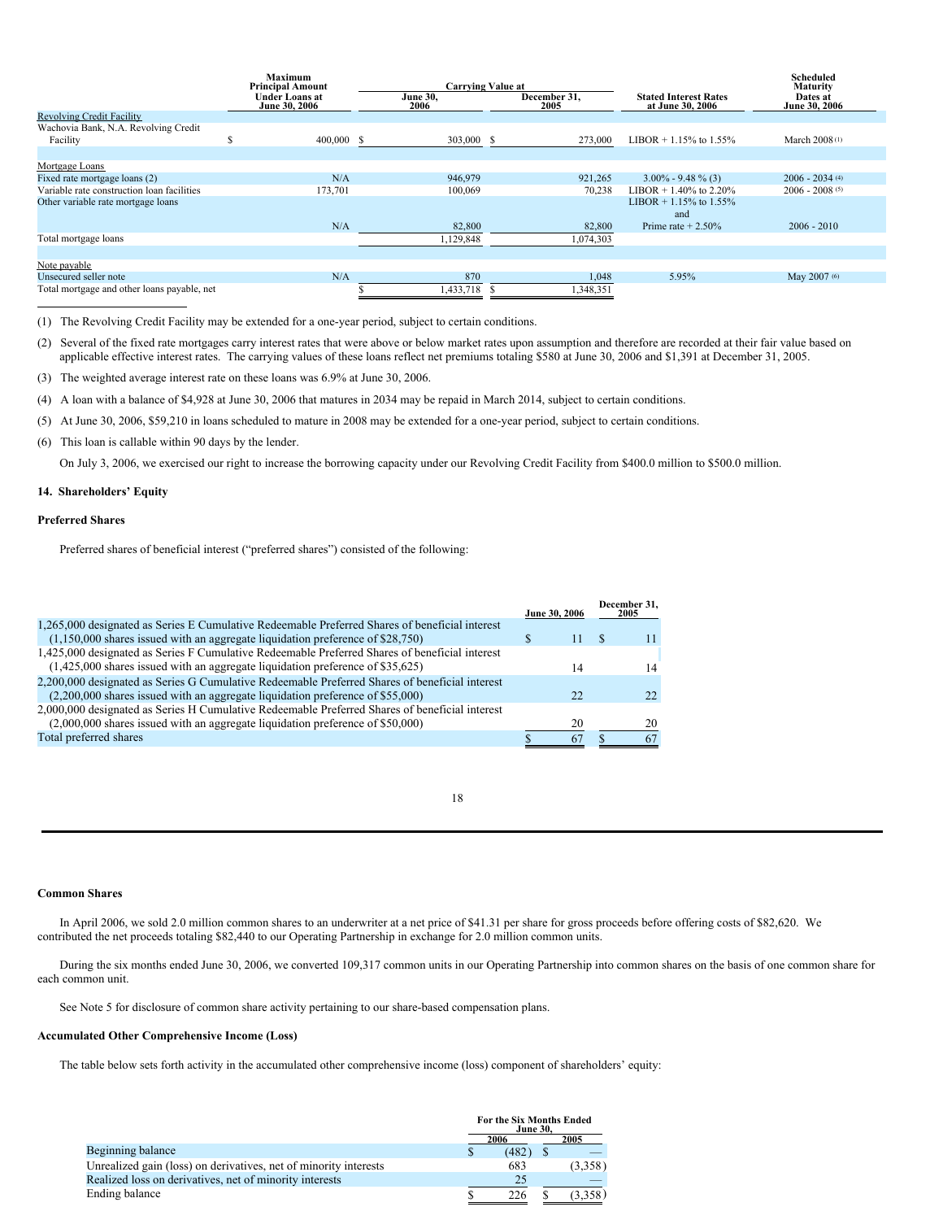| | Maximum Principal Amount Under Loans at June 30, 2006 | Carrying Value at June 30, 2006 | Carrying Value at December 31, 2005 | Stated Interest Rates at June 30, 2006 | Scheduled Maturity Dates at June 30, 2006 |
|---|---|---|---|---|---|
| Revolving Credit Facility | | | | | |
| Wachovia Bank, N.A. Revolving Credit Facility | $ 400,000 | $ 303,000 | $ 273,000 | LIBOR + 1.15% to 1.55% | March 2008 (1) |
| | | | | | |
| Mortgage Loans | | | | | |
| Fixed rate mortgage loans (2) | N/A | 946,979 | 921,265 | 3.00% - 9.48 % (3) | 2006 - 2034 (4) |
| Variable rate construction loan facilities | 173,701 | 100,069 | 70,238 | LIBOR + 1.40% to 2.20% | 2006 - 2008 (5) |
| Other variable rate mortgage loans | N/A | 82,800 | 82,800 | LIBOR + 1.15% to 1.55% and Prime rate + 2.50% | 2006 - 2010 |
| Total mortgage loans | | 1,129,848 | 1,074,303 | | |
| | | | | | |
| Note payable | | | | | |
| Unsecured seller note | N/A | 870 | 1,048 | 5.95% | May 2007 (6) |
| Total mortgage and other loans payable, net | | $ 1,433,718 | $ 1,348,351 | | |

(1) The Revolving Credit Facility may be extended for a one-year period, subject to certain conditions.

(2) Several of the fixed rate mortgages carry interest rates that were above or below market rates upon assumption and therefore are recorded at their fair value based on applicable effective interest rates. The carrying values of these loans reflect net premiums totaling $580 at June 30, 2006 and $1,391 at December 31, 2005.

(3) The weighted average interest rate on these loans was 6.9% at June 30, 2006.

(4) A loan with a balance of $4,928 at June 30, 2006 that matures in 2034 may be repaid in March 2014, subject to certain conditions.

(5) At June 30, 2006, $59,210 in loans scheduled to mature in 2008 may be extended for a one-year period, subject to certain conditions.

(6) This loan is callable within 90 days by the lender.

On July 3, 2006, we exercised our right to increase the borrowing capacity under our Revolving Credit Facility from $400.0 million to $500.0 million.

## 14. Shareholders' Equity

### Preferred Shares

Preferred shares of beneficial interest ("preferred shares") consisted of the following:

| | June 30, 2006 | December 31, 2005 |
|---|---|---|
| 1,265,000 designated as Series E Cumulative Redeemable Preferred Shares of beneficial interest (1,150,000 shares issued with an aggregate liquidation preference of $28,750) | $ 11 | $ 11 |
| 1,425,000 designated as Series F Cumulative Redeemable Preferred Shares of beneficial interest (1,425,000 shares issued with an aggregate liquidation preference of $35,625) | 14 | 14 |
| 2,200,000 designated as Series G Cumulative Redeemable Preferred Shares of beneficial interest (2,200,000 shares issued with an aggregate liquidation preference of $55,000) | 22 | 22 |
| 2,000,000 designated as Series H Cumulative Redeemable Preferred Shares of beneficial interest (2,000,000 shares issued with an aggregate liquidation preference of $50,000) | 20 | 20 |
| Total preferred shares | $ 67 | $ 67 |

### Common Shares

In April 2006, we sold 2.0 million common shares to an underwriter at a net price of $41.31 per share for gross proceeds before offering costs of $82,620. We contributed the net proceeds totaling $82,440 to our Operating Partnership in exchange for 2.0 million common units.

During the six months ended June 30, 2006, we converted 109,317 common units in our Operating Partnership into common shares on the basis of one common share for each common unit.

See Note 5 for disclosure of common share activity pertaining to our share-based compensation plans.

### Accumulated Other Comprehensive Income (Loss)

The table below sets forth activity in the accumulated other comprehensive income (loss) component of shareholders' equity:

| | For the Six Months Ended June 30, 2006 | 2005 |
|---|---|---|
| Beginning balance | $ (482) | $ — |
| Unrealized gain (loss) on derivatives, net of minority interests | 683 | (3,358) |
| Realized loss on derivatives, net of minority interests | 25 | — |
| Ending balance | $ 226 | $ (3,358) |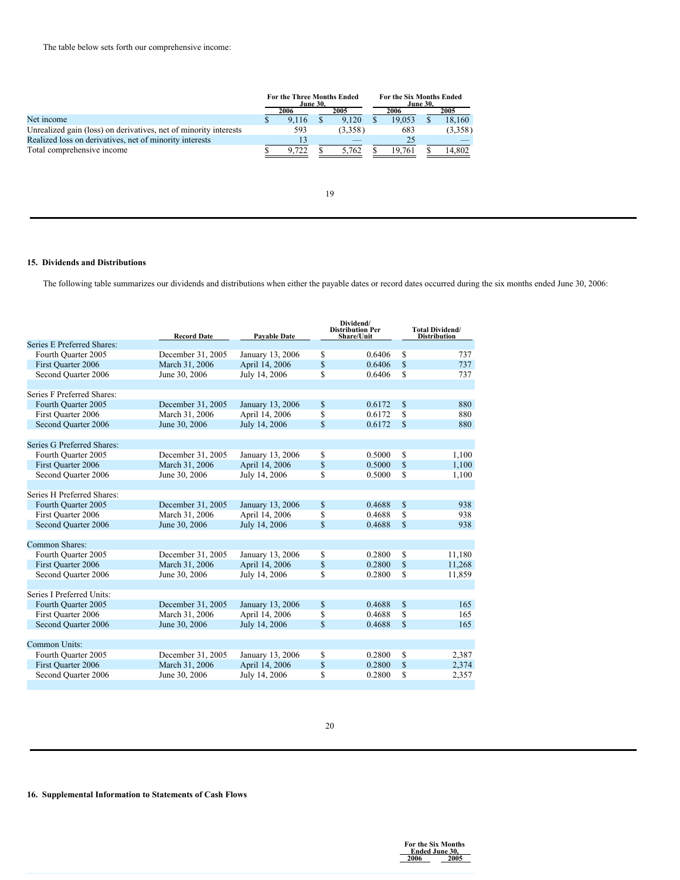The table below sets forth our comprehensive income:

| | For the Three Months Ended June 30, | | For the Six Months Ended June 30, | |
|---|---|---|---|---|
| | 2006 | 2005 | 2006 | 2005 |
| Net income | $ 9,116 | $ 9,120 | $ 19,053 | $ 18,160 |
| Unrealized gain (loss) on derivatives, net of minority interests | 593 | (3,358) | 683 | (3,358) |
| Realized loss on derivatives, net of minority interests | 13 | — | 25 | — |
| Total comprehensive income | $ 9,722 | $ 5,762 | $ 19,761 | $ 14,802 |

## 15. Dividends and Distributions

The following table summarizes our dividends and distributions when either the payable dates or record dates occurred during the six months ended June 30, 2006:

| | Record Date | Payable Date | Dividend/ Distribution Per Share/Unit | Total Dividend/ Distribution |
|---|---|---|---|---|
| Series E Preferred Shares: | | | | |
| Fourth Quarter 2005 | December 31, 2005 | January 13, 2006 | $ 0.6406 | $ 737 |
| First Quarter 2006 | March 31, 2006 | April 14, 2006 | $ 0.6406 | $ 737 |
| Second Quarter 2006 | June 30, 2006 | July 14, 2006 | $ 0.6406 | $ 737 |
| | | | | |
| Series F Preferred Shares: | | | | |
| Fourth Quarter 2005 | December 31, 2005 | January 13, 2006 | $ 0.6172 | $ 880 |
| First Quarter 2006 | March 31, 2006 | April 14, 2006 | $ 0.6172 | $ 880 |
| Second Quarter 2006 | June 30, 2006 | July 14, 2006 | $ 0.6172 | $ 880 |
| | | | | |
| Series G Preferred Shares: | | | | |
| Fourth Quarter 2005 | December 31, 2005 | January 13, 2006 | $ 0.5000 | $ 1,100 |
| First Quarter 2006 | March 31, 2006 | April 14, 2006 | $ 0.5000 | $ 1,100 |
| Second Quarter 2006 | June 30, 2006 | July 14, 2006 | $ 0.5000 | $ 1,100 |
| | | | | |
| Series H Preferred Shares: | | | | |
| Fourth Quarter 2005 | December 31, 2005 | January 13, 2006 | $ 0.4688 | $ 938 |
| First Quarter 2006 | March 31, 2006 | April 14, 2006 | $ 0.4688 | $ 938 |
| Second Quarter 2006 | June 30, 2006 | July 14, 2006 | $ 0.4688 | $ 938 |
| | | | | |
| Common Shares: | | | | |
| Fourth Quarter 2005 | December 31, 2005 | January 13, 2006 | $ 0.2800 | $ 11,180 |
| First Quarter 2006 | March 31, 2006 | April 14, 2006 | $ 0.2800 | $ 11,268 |
| Second Quarter 2006 | June 30, 2006 | July 14, 2006 | $ 0.2800 | $ 11,859 |
| | | | | |
| Series I Preferred Units: | | | | |
| Fourth Quarter 2005 | December 31, 2005 | January 13, 2006 | $ 0.4688 | $ 165 |
| First Quarter 2006 | March 31, 2006 | April 14, 2006 | $ 0.4688 | $ 165 |
| Second Quarter 2006 | June 30, 2006 | July 14, 2006 | $ 0.4688 | $ 165 |
| | | | | |
| Common Units: | | | | |
| Fourth Quarter 2005 | December 31, 2005 | January 13, 2006 | $ 0.2800 | $ 2,387 |
| First Quarter 2006 | March 31, 2006 | April 14, 2006 | $ 0.2800 | $ 2,374 |
| Second Quarter 2006 | June 30, 2006 | July 14, 2006 | $ 0.2800 | $ 2,357 |

## 16. Supplemental Information to Statements of Cash Flows

| | For the Six Months Ended June 30, | |
|---|---|---|
| | 2006 | 2005 |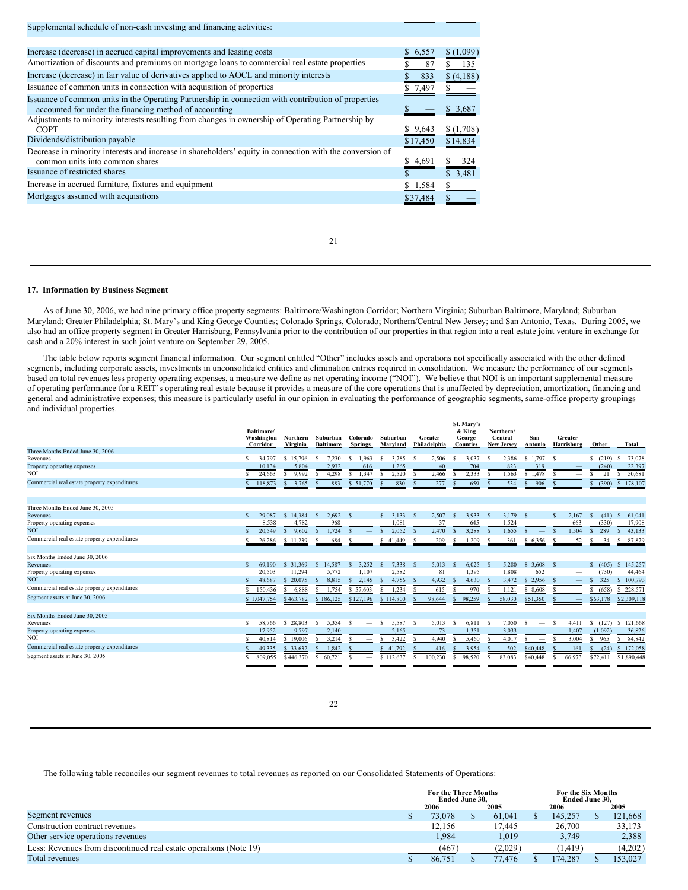Supplemental schedule of non-cash investing and financing activities:

| | | |
|---|---|---|
| Increase (decrease) in accrued capital improvements and leasing costs | $ 6,557 | $ (1,099) |
| Amortization of discounts and premiums on mortgage loans to commercial real estate properties | $ 87 | $ 135 |
| Increase (decrease) in fair value of derivatives applied to AOCL and minority interests | $ 833 | $ (4,188) |
| Issuance of common units in connection with acquisition of properties | $ 7,497 | $ — |
| Issuance of common units in the Operating Partnership in connection with contribution of properties accounted for under the financing method of accounting | $ — | $ 3,687 |
| Adjustments to minority interests resulting from changes in ownership of Operating Partnership by COPT | $ 9,643 | $ (1,708) |
| Dividends/distribution payable | $17,450 | $14,834 |
| Decrease in minority interests and increase in shareholders' equity in connection with the conversion of common units into common shares | $ 4,691 | $ 324 |
| Issuance of restricted shares | $ — | $ 3,481 |
| Increase in accrued furniture, fixtures and equipment | $ 1,584 | $ — |
| Mortgages assumed with acquisitions | $37,484 | $ — |

**17. Information by Business Segment**

As of June 30, 2006, we had nine primary office property segments: Baltimore/Washington Corridor; Northern Virginia; Suburban Baltimore, Maryland; Suburban Maryland; Greater Philadelphia; St. Mary's and King George Counties; Colorado Springs, Colorado; Northern/Central New Jersey; and San Antonio, Texas. During 2005, we also had an office property segment in Greater Harrisburg, Pennsylvania prior to the contribution of our properties in that region into a real estate joint venture in exchange for cash and a 20% interest in such joint venture on September 29, 2005.

The table below reports segment financial information. Our segment entitled "Other" includes assets and operations not specifically associated with the other defined segments, including corporate assets, investments in unconsolidated entities and elimination entries required in consolidation. We measure the performance of our segments based on total revenues less property operating expenses, a measure we define as net operating income ("NOI"). We believe that NOI is an important supplemental measure of operating performance for a REIT's operating real estate because it provides a measure of the core operations that is unaffected by depreciation, amortization, financing and general and administrative expenses; this measure is particularly useful in our opinion in evaluating the performance of geographic segments, same-office property groupings and individual properties.

| | Baltimore/ Washington Corridor | Northern Virginia | Suburban Baltimore | Colorado Springs | Suburban Maryland | Greater Philadelphia | St. Mary's & King George Counties | Northern/ Central New Jersey | San Antonio | Greater Harrisburg | Other | Total |
|---|---|---|---|---|---|---|---|---|---|---|---|---|
| **Three Months Ended June 30, 2006** | | | | | | | | | | | | |
| Revenues | $ 34,797 | $ 15,796 | $ 7,230 | $ 1,963 | $ 3,785 | $ 2,506 | $ 3,037 | $ 2,386 | $ 1,797 | $ — | $ (219) | $ 73,078 |
| Property operating expenses | 10,134 | 5,804 | 2,932 | 616 | 1,265 | 40 | 704 | 823 | 319 | — | (240) | 22,397 |
| NOI | $ 24,663 | $ 9,992 | $ 4,298 | $ 1,347 | $ 2,520 | $ 2,466 | $ 2,333 | $ 1,563 | $ 1,478 | $ — | $ 21 | $ 50,681 |
| Commercial real estate property expenditures | $ 118,873 | $ 3,765 | $ 883 | $ 51,770 | $ 830 | $ 277 | $ 659 | $ 534 | $ 906 | $ — | $ (390) | $ 178,107 |
| **Three Months Ended June 30, 2005** | | | | | | | | | | | | |
| Revenues | $ 29,087 | $ 14,384 | $ 2,692 | $ — | $ 3,133 | $ 2,507 | $ 3,933 | $ 3,179 | $ — | $ 2,167 | $ (41) | $ 61,041 |
| Property operating expenses | 8,538 | 4,782 | 968 | — | 1,081 | 37 | 645 | 1,524 | — | 663 | (330) | 17,908 |
| NOI | $ 20,549 | $ 9,602 | $ 1,724 | $ — | $ 2,052 | $ 2,470 | $ 3,288 | $ 1,655 | $ — | $ 1,504 | $ 289 | $ 43,133 |
| Commercial real estate property expenditures | $ 26,286 | $ 11,239 | $ 684 | $ — | $ 41,449 | $ 209 | $ 1,209 | $ 361 | $ 6,356 | $ 52 | $ 34 | $ 87,879 |
| **Six Months Ended June 30, 2006** | | | | | | | | | | | | |
| Revenues | $ 69,190 | $ 31,369 | $ 14,587 | $ 3,252 | $ 7,338 | $ 5,013 | $ 6,025 | $ 5,280 | $ 3,608 | $ — | $ (405) | $ 145,257 |
| Property operating expenses | 20,503 | 11,294 | 5,772 | 1,107 | 2,582 | 81 | 1,395 | 1,808 | 652 | — | (730) | 44,464 |
| NOI | $ 48,687 | $ 20,075 | $ 8,815 | $ 2,145 | $ 4,756 | $ 4,932 | $ 4,630 | $ 3,472 | $ 2,956 | $ — | $ 325 | $ 100,793 |
| Commercial real estate property expenditures | $ 150,436 | $ 6,888 | $ 1,754 | $ 57,603 | $ 1,234 | $ 615 | $ 970 | $ 1,121 | $ 8,608 | $ — | $ (658) | $ 228,571 |
| Segment assets at June 30, 2006 | $ 1,047,754 | $463,782 | $ 186,125 | $127,196 | $ 114,800 | $ 98,644 | $ 98,259 | $ 58,030 | $51,350 | $ — | $63,178 | $2,309,118 |
| **Six Months Ended June 30, 2005** | | | | | | | | | | | | |
| Revenues | $ 58,766 | $ 28,803 | $ 5,354 | $ — | $ 5,587 | $ 5,013 | $ 6,811 | $ 7,050 | $ — | $ 4,411 | $ (127) | $ 121,668 |
| Property operating expenses | 17,952 | 9,797 | 2,140 | — | 2,165 | 73 | 1,351 | 3,033 | — | 1,407 | (1,092) | 36,826 |
| NOI | $ 40,814 | $ 19,006 | $ 3,214 | $ — | $ 3,422 | $ 4,940 | $ 5,460 | $ 4,017 | $ — | $ 3,004 | $ 965 | $ 84,842 |
| Commercial real estate property expenditures | $ 49,335 | $ 33,632 | $ 1,842 | $ — | $ 41,792 | $ 416 | $ 3,954 | $ 502 | $40,448 | $ 161 | $ (24) | $ 172,058 |
| Segment assets at June 30, 2005 | $ 809,055 | $446,370 | $ 60,721 | $ — | $ 112,637 | $ 100,230 | $ 98,520 | $ 83,083 | $40,448 | $ 66,973 | $72,411 | $1,890,448 |

The following table reconciles our segment revenues to total revenues as reported on our Consolidated Statements of Operations:

| | For the Three Months Ended June 30, | | For the Six Months Ended June 30, | |
|---|---|---|---|---|
| | 2006 | 2005 | 2006 | 2005 |
| Segment revenues | $ 73,078 | $ 61,041 | $ 145,257 | $ 121,668 |
| Construction contract revenues | 12,156 | 17,445 | 26,700 | 33,173 |
| Other service operations revenues | 1,984 | 1,019 | 3,749 | 2,388 |
| Less: Revenues from discontinued real estate operations (Note 19) | (467) | (2,029) | (1,419) | (4,202) |
| Total revenues | $ 86,751 | $ 77,476 | $ 174,287 | $ 153,027 |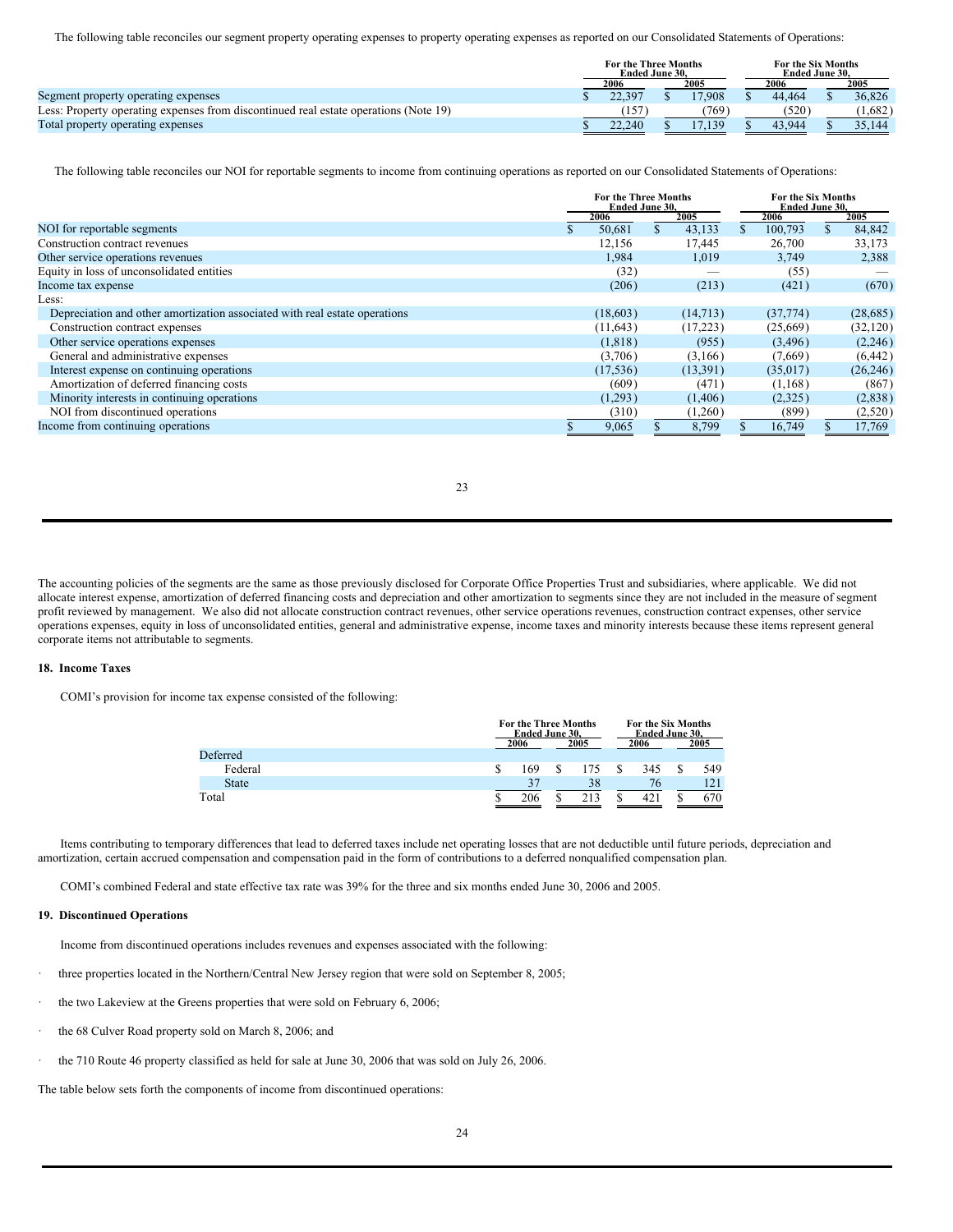The following table reconciles our segment property operating expenses to property operating expenses as reported on our Consolidated Statements of Operations:

| | For the Three Months Ended June 30, | | For the Six Months Ended June 30, | |
|---|---|---|---|---|
| | 2006 | 2005 | 2006 | 2005 |
| Segment property operating expenses | $ 22,397 | $ 17,908 | $ 44,464 | $ 36,826 |
| Less: Property operating expenses from discontinued real estate operations (Note 19) | (157) | (769) | (520) | (1,682) |
| Total property operating expenses | $ 22,240 | $ 17,139 | $ 43,944 | $ 35,144 |

The following table reconciles our NOI for reportable segments to income from continuing operations as reported on our Consolidated Statements of Operations:

| | For the Three Months Ended June 30, | | For the Six Months Ended June 30, | |
|---|---|---|---|---|
| | 2006 | 2005 | 2006 | 2005 |
| NOI for reportable segments | $ 50,681 | $ 43,133 | $ 100,793 | $ 84,842 |
| Construction contract revenues | 12,156 | 17,445 | 26,700 | 33,173 |
| Other service operations revenues | 1,984 | 1,019 | 3,749 | 2,388 |
| Equity in loss of unconsolidated entities | (32) | — | (55) | — |
| Income tax expense | (206) | (213) | (421) | (670) |
| Less: | | | | |
| Depreciation and other amortization associated with real estate operations | (18,603) | (14,713) | (37,774) | (28,685) |
| Construction contract expenses | (11,643) | (17,223) | (25,669) | (32,120) |
| Other service operations expenses | (1,818) | (955) | (3,496) | (2,246) |
| General and administrative expenses | (3,706) | (3,166) | (7,669) | (6,442) |
| Interest expense on continuing operations | (17,536) | (13,391) | (35,017) | (26,246) |
| Amortization of deferred financing costs | (609) | (471) | (1,168) | (867) |
| Minority interests in continuing operations | (1,293) | (1,406) | (2,325) | (2,838) |
| NOI from discontinued operations | (310) | (1,260) | (899) | (2,520) |
| Income from continuing operations | $ 9,065 | $ 8,799 | $ 16,749 | $ 17,769 |

The accounting policies of the segments are the same as those previously disclosed for Corporate Office Properties Trust and subsidiaries, where applicable. We did not allocate interest expense, amortization of deferred financing costs and depreciation and other amortization to segments since they are not included in the measure of segment profit reviewed by management. We also did not allocate construction contract revenues, other service operations revenues, construction contract expenses, other service operations expenses, equity in loss of unconsolidated entities, general and administrative expense, income taxes and minority interests because these items represent general corporate items not attributable to segments.

## 18. Income Taxes

COMI's provision for income tax expense consisted of the following:

| | For the Three Months Ended June 30, | | For the Six Months Ended June 30, | |
|---|---|---|---|---|
| | 2006 | 2005 | 2006 | 2005 |
| Deferred | | | | |
| Federal | $ 169 | $ 175 | $ 345 | $ 549 |
| State | 37 | 38 | 76 | 121 |
| Total | $ 206 | $ 213 | $ 421 | $ 670 |

Items contributing to temporary differences that lead to deferred taxes include net operating losses that are not deductible until future periods, depreciation and amortization, certain accrued compensation and compensation paid in the form of contributions to a deferred nonqualified compensation plan.

COMI's combined Federal and state effective tax rate was 39% for the three and six months ended June 30, 2006 and 2005.

## 19. Discontinued Operations

Income from discontinued operations includes revenues and expenses associated with the following:

- three properties located in the Northern/Central New Jersey region that were sold on September 8, 2005;
- the two Lakeview at the Greens properties that were sold on February 6, 2006;
- the 68 Culver Road property sold on March 8, 2006; and
- the 710 Route 46 property classified as held for sale at June 30, 2006 that was sold on July 26, 2006.

The table below sets forth the components of income from discontinued operations: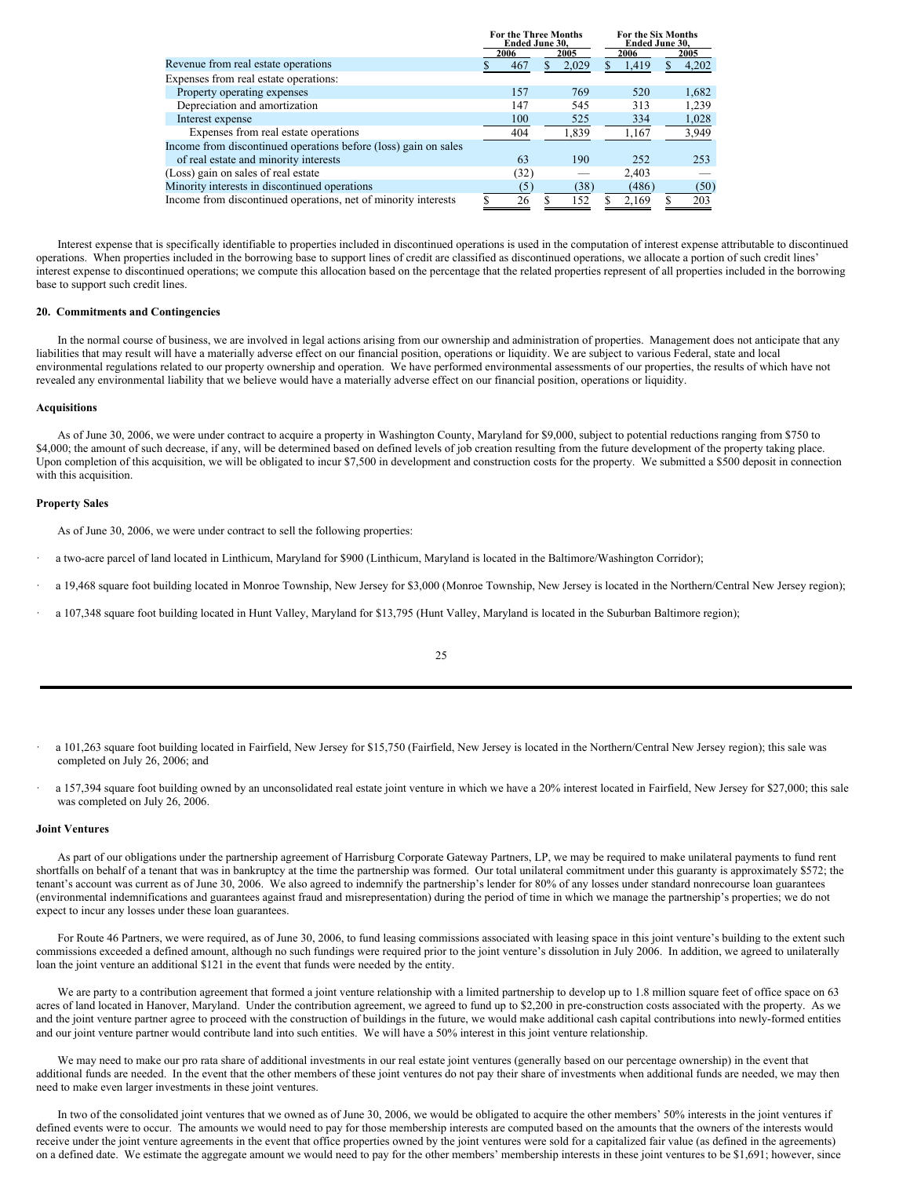| | For the Three Months Ended June 30, | | For the Six Months Ended June 30, | |
|---|---|---|---|---|
| | 2006 | 2005 | 2006 | 2005 |
| Revenue from real estate operations | $ 467 | $ 2,029 | $ 1,419 | $ 4,202 |
| Expenses from real estate operations: | | | | |
| Property operating expenses | 157 | 769 | 520 | 1,682 |
| Depreciation and amortization | 147 | 545 | 313 | 1,239 |
| Interest expense | 100 | 525 | 334 | 1,028 |
| Expenses from real estate operations | 404 | 1,839 | 1,167 | 3,949 |
| Income from discontinued operations before (loss) gain on sales of real estate and minority interests | 63 | 190 | 252 | 253 |
| (Loss) gain on sales of real estate | (32) | — | 2,403 | — |
| Minority interests in discontinued operations | (5) | (38) | (486) | (50) |
| Income from discontinued operations, net of minority interests | $ 26 | $ 152 | $ 2,169 | $ 203 |

Interest expense that is specifically identifiable to properties included in discontinued operations is used in the computation of interest expense attributable to discontinued operations. When properties included in the borrowing base to support lines of credit are classified as discontinued operations, we allocate a portion of such credit lines' interest expense to discontinued operations; we compute this allocation based on the percentage that the related properties represent of all properties included in the borrowing base to support such credit lines.

### 20. Commitments and Contingencies

In the normal course of business, we are involved in legal actions arising from our ownership and administration of properties. Management does not anticipate that any liabilities that may result will have a materially adverse effect on our financial position, operations or liquidity. We are subject to various Federal, state and local environmental regulations related to our property ownership and operation. We have performed environmental assessments of our properties, the results of which have not revealed any environmental liability that we believe would have a materially adverse effect on our financial position, operations or liquidity.

#### Acquisitions

As of June 30, 2006, we were under contract to acquire a property in Washington County, Maryland for $9,000, subject to potential reductions ranging from $750 to $4,000; the amount of such decrease, if any, will be determined based on defined levels of job creation resulting from the future development of the property taking place. Upon completion of this acquisition, we will be obligated to incur $7,500 in development and construction costs for the property. We submitted a $500 deposit in connection with this acquisition.

#### Property Sales

As of June 30, 2006, we were under contract to sell the following properties:

- a two-acre parcel of land located in Linthicum, Maryland for $900 (Linthicum, Maryland is located in the Baltimore/Washington Corridor);
- a 19,468 square foot building located in Monroe Township, New Jersey for $3,000 (Monroe Township, New Jersey is located in the Northern/Central New Jersey region);
- a 107,348 square foot building located in Hunt Valley, Maryland for $13,795 (Hunt Valley, Maryland is located in the Suburban Baltimore region);
- a 101,263 square foot building located in Fairfield, New Jersey for $15,750 (Fairfield, New Jersey is located in the Northern/Central New Jersey region); this sale was completed on July 26, 2006; and
- a 157,394 square foot building owned by an unconsolidated real estate joint venture in which we have a 20% interest located in Fairfield, New Jersey for $27,000; this sale was completed on July 26, 2006.

#### Joint Ventures

As part of our obligations under the partnership agreement of Harrisburg Corporate Gateway Partners, LP, we may be required to make unilateral payments to fund rent shortfalls on behalf of a tenant that was in bankruptcy at the time the partnership was formed. Our total unilateral commitment under this guaranty is approximately $572; the tenant's account was current as of June 30, 2006. We also agreed to indemnify the partnership's lender for 80% of any losses under standard nonrecourse loan guarantees (environmental indemnifications and guarantees against fraud and misrepresentation) during the period of time in which we manage the partnership's properties; we do not expect to incur any losses under these loan guarantees.

For Route 46 Partners, we were required, as of June 30, 2006, to fund leasing commissions associated with leasing space in this joint venture's building to the extent such commissions exceeded a defined amount, although no such fundings were required prior to the joint venture's dissolution in July 2006. In addition, we agreed to unilaterally loan the joint venture an additional $121 in the event that funds were needed by the entity.

We are party to a contribution agreement that formed a joint venture relationship with a limited partnership to develop up to 1.8 million square feet of office space on 63 acres of land located in Hanover, Maryland. Under the contribution agreement, we agreed to fund up to $2,200 in pre-construction costs associated with the property. As we and the joint venture partner agree to proceed with the construction of buildings in the future, we would make additional cash capital contributions into newly-formed entities and our joint venture partner would contribute land into such entities. We will have a 50% interest in this joint venture relationship.

We may need to make our pro rata share of additional investments in our real estate joint ventures (generally based on our percentage ownership) in the event that additional funds are needed. In the event that the other members of these joint ventures do not pay their share of investments when additional funds are needed, we may then need to make even larger investments in these joint ventures.

In two of the consolidated joint ventures that we owned as of June 30, 2006, we would be obligated to acquire the other members' 50% interests in the joint ventures if defined events were to occur. The amounts we would need to pay for those membership interests are computed based on the amounts that the owners of the interests would receive under the joint venture agreements in the event that office properties owned by the joint ventures were sold for a capitalized fair value (as defined in the agreements) on a defined date. We estimate the aggregate amount we would need to pay for the other members' membership interests in these joint ventures to be $1,691; however, since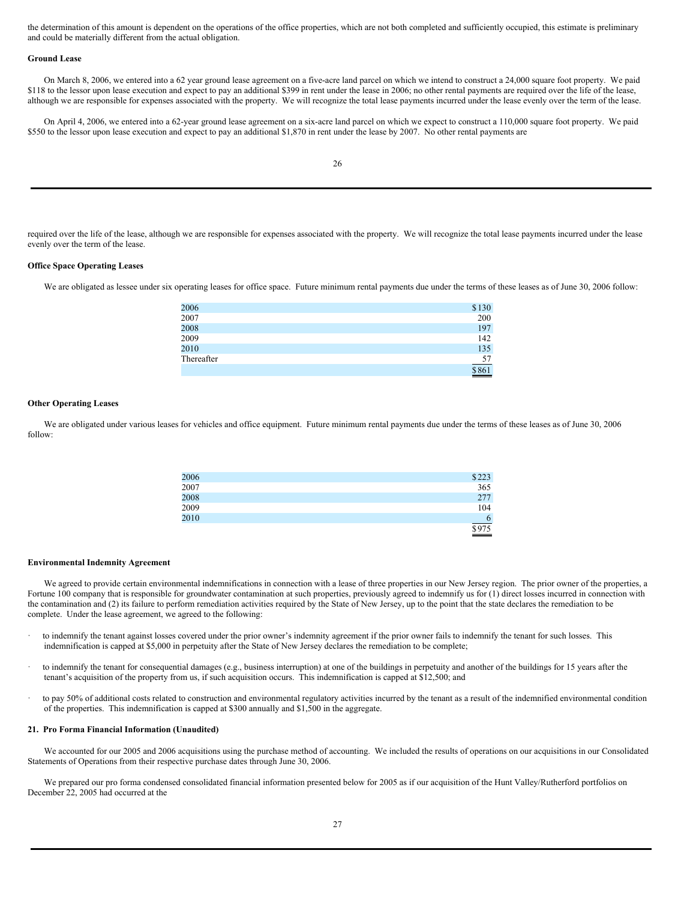the determination of this amount is dependent on the operations of the office properties, which are not both completed and sufficiently occupied, this estimate is preliminary and could be materially different from the actual obligation.

**Ground Lease**

On March 8, 2006, we entered into a 62 year ground lease agreement on a five-acre land parcel on which we intend to construct a 24,000 square foot property. We paid $118 to the lessor upon lease execution and expect to pay an additional $399 in rent under the lease in 2006; no other rental payments are required over the life of the lease, although we are responsible for expenses associated with the property. We will recognize the total lease payments incurred under the lease evenly over the term of the lease.

On April 4, 2006, we entered into a 62-year ground lease agreement on a six-acre land parcel on which we expect to construct a 110,000 square foot property. We paid $550 to the lessor upon lease execution and expect to pay an additional $1,870 in rent under the lease by 2007. No other rental payments are required over the life of the lease, although we are responsible for expenses associated with the property. We will recognize the total lease payments incurred under the lease evenly over the term of the lease.

**Office Space Operating Leases**

We are obligated as lessee under six operating leases for office space. Future minimum rental payments due under the terms of these leases as of June 30, 2006 follow:

| | |
|---|---|
| 2006 | $130 |
| 2007 | 200 |
| 2008 | 197 |
| 2009 | 142 |
| 2010 | 135 |
| Thereafter | 57 |
| | $861 |

**Other Operating Leases**

We are obligated under various leases for vehicles and office equipment. Future minimum rental payments due under the terms of these leases as of June 30, 2006 follow:

| | |
|---|---|
| 2006 | $223 |
| 2007 | 365 |
| 2008 | 277 |
| 2009 | 104 |
| 2010 | 6 |
| | $975 |

**Environmental Indemnity Agreement**

We agreed to provide certain environmental indemnifications in connection with a lease of three properties in our New Jersey region. The prior owner of the properties, a Fortune 100 company that is responsible for groundwater contamination at such properties, previously agreed to indemnify us for (1) direct losses incurred in connection with the contamination and (2) its failure to perform remediation activities required by the State of New Jersey, up to the point that the state declares the remediation to be complete. Under the lease agreement, we agreed to the following:

- to indemnify the tenant against losses covered under the prior owner's indemnity agreement if the prior owner fails to indemnify the tenant for such losses. This indemnification is capped at $5,000 in perpetuity after the State of New Jersey declares the remediation to be complete;
- to indemnify the tenant for consequential damages (e.g., business interruption) at one of the buildings in perpetuity and another of the buildings for 15 years after the tenant's acquisition of the property from us, if such acquisition occurs. This indemnification is capped at $12,500; and
- to pay 50% of additional costs related to construction and environmental regulatory activities incurred by the tenant as a result of the indemnified environmental condition of the properties. This indemnification is capped at $300 annually and $1,500 in the aggregate.

**21. Pro Forma Financial Information (Unaudited)**

We accounted for our 2005 and 2006 acquisitions using the purchase method of accounting. We included the results of operations on our acquisitions in our Consolidated Statements of Operations from their respective purchase dates through June 30, 2006.

We prepared our pro forma condensed consolidated financial information presented below for 2005 as if our acquisition of the Hunt Valley/Rutherford portfolios on December 22, 2005 had occurred at the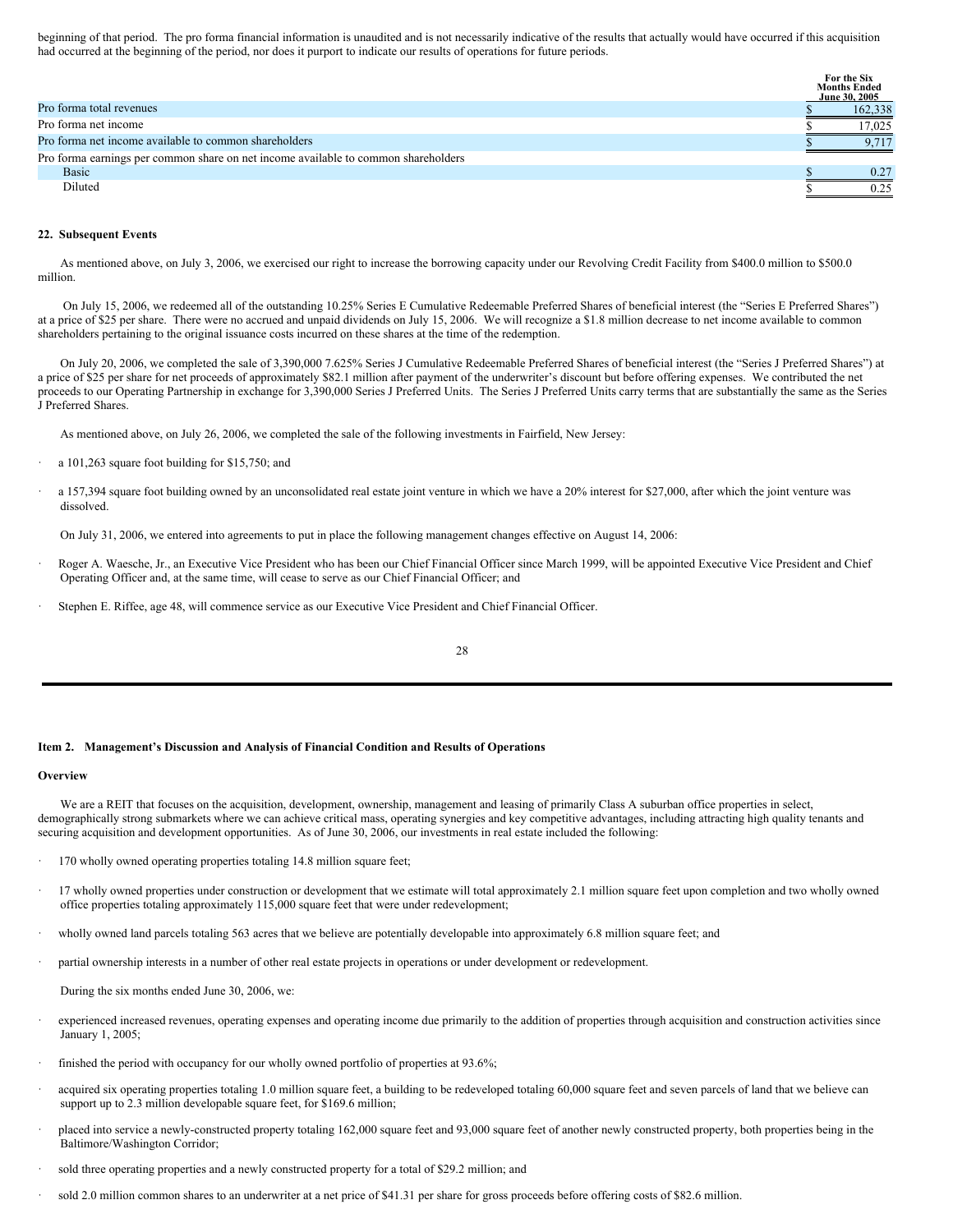beginning of that period. The pro forma financial information is unaudited and is not necessarily indicative of the results that actually would have occurred if this acquisition had occurred at the beginning of the period, nor does it purport to indicate our results of operations for future periods.

| | For the Six Months Ended June 30, 2005 |
|---|---|
| Pro forma total revenues | $ 162,338 |
| Pro forma net income | $ 17,025 |
| Pro forma net income available to common shareholders | $ 9,717 |
| Pro forma earnings per common share on net income available to common shareholders | |
| Basic | $ 0.27 |
| Diluted | $ 0.25 |

**22. Subsequent Events**

As mentioned above, on July 3, 2006, we exercised our right to increase the borrowing capacity under our Revolving Credit Facility from $400.0 million to $500.0 million.

On July 15, 2006, we redeemed all of the outstanding 10.25% Series E Cumulative Redeemable Preferred Shares of beneficial interest (the "Series E Preferred Shares") at a price of $25 per share. There were no accrued and unpaid dividends on July 15, 2006. We will recognize a $1.8 million decrease to net income available to common shareholders pertaining to the original issuance costs incurred on these shares at the time of the redemption.

On July 20, 2006, we completed the sale of 3,390,000 7.625% Series J Cumulative Redeemable Preferred Shares of beneficial interest (the "Series J Preferred Shares") at a price of $25 per share for net proceeds of approximately $82.1 million after payment of the underwriter's discount but before offering expenses. We contributed the net proceeds to our Operating Partnership in exchange for 3,390,000 Series J Preferred Units. The Series J Preferred Units carry terms that are substantially the same as the Series J Preferred Shares.

As mentioned above, on July 26, 2006, we completed the sale of the following investments in Fairfield, New Jersey:

- a 101,263 square foot building for $15,750; and
- a 157,394 square foot building owned by an unconsolidated real estate joint venture in which we have a 20% interest for $27,000, after which the joint venture was dissolved.

On July 31, 2006, we entered into agreements to put in place the following management changes effective on August 14, 2006:

- Roger A. Waesche, Jr., an Executive Vice President who has been our Chief Financial Officer since March 1999, will be appointed Executive Vice President and Chief Operating Officer and, at the same time, will cease to serve as our Chief Financial Officer; and
- Stephen E. Riffee, age 48, will commence service as our Executive Vice President and Chief Financial Officer.

**Item 2. Management's Discussion and Analysis of Financial Condition and Results of Operations**

**Overview**

We are a REIT that focuses on the acquisition, development, ownership, management and leasing of primarily Class A suburban office properties in select, demographically strong submarkets where we can achieve critical mass, operating synergies and key competitive advantages, including attracting high quality tenants and securing acquisition and development opportunities. As of June 30, 2006, our investments in real estate included the following:

- 170 wholly owned operating properties totaling 14.8 million square feet;
- 17 wholly owned properties under construction or development that we estimate will total approximately 2.1 million square feet upon completion and two wholly owned office properties totaling approximately 115,000 square feet that were under redevelopment;
- wholly owned land parcels totaling 563 acres that we believe are potentially developable into approximately 6.8 million square feet; and
- partial ownership interests in a number of other real estate projects in operations or under development or redevelopment.

During the six months ended June 30, 2006, we:

- experienced increased revenues, operating expenses and operating income due primarily to the addition of properties through acquisition and construction activities since January 1, 2005;
- finished the period with occupancy for our wholly owned portfolio of properties at 93.6%;
- acquired six operating properties totaling 1.0 million square feet, a building to be redeveloped totaling 60,000 square feet and seven parcels of land that we believe can support up to 2.3 million developable square feet, for $169.6 million;
- placed into service a newly-constructed property totaling 162,000 square feet and 93,000 square feet of another newly constructed property, both properties being in the Baltimore/Washington Corridor;
- sold three operating properties and a newly constructed property for a total of $29.2 million; and
- sold 2.0 million common shares to an underwriter at a net price of $41.31 per share for gross proceeds before offering costs of $82.6 million.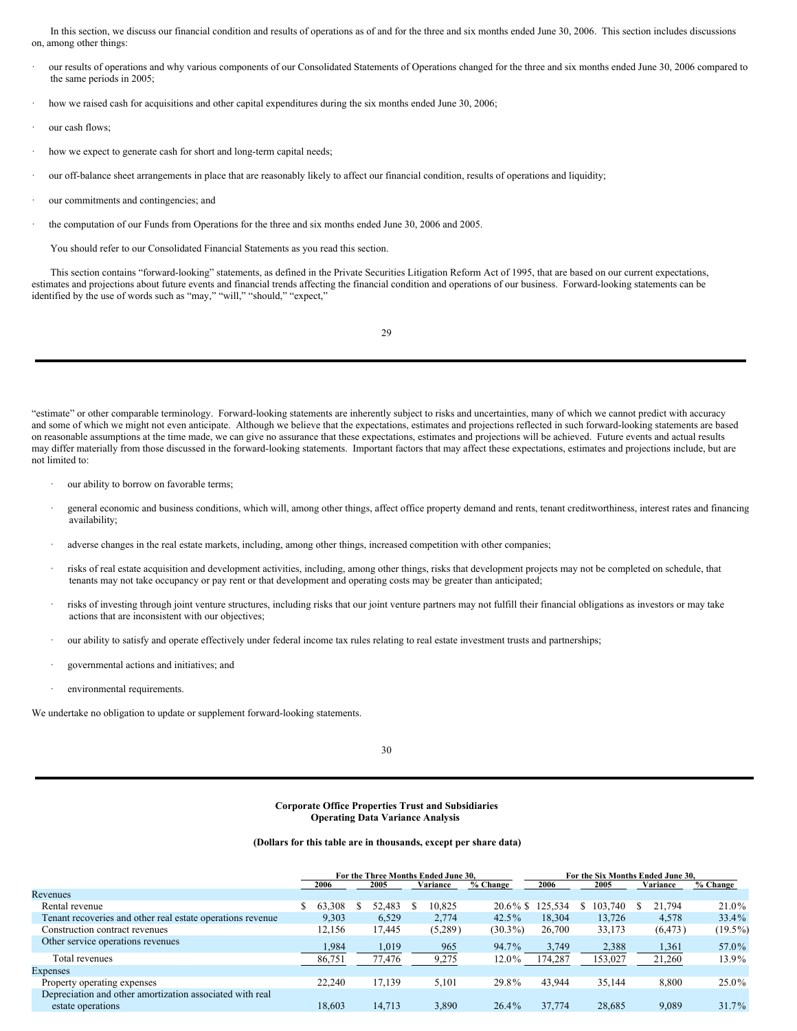In this section, we discuss our financial condition and results of operations as of and for the three and six months ended June 30, 2006. This section includes discussions on, among other things:

- our results of operations and why various components of our Consolidated Statements of Operations changed for the three and six months ended June 30, 2006 compared to the same periods in 2005;
- how we raised cash for acquisitions and other capital expenditures during the six months ended June 30, 2006;
- our cash flows;
- how we expect to generate cash for short and long-term capital needs;
- our off-balance sheet arrangements in place that are reasonably likely to affect our financial condition, results of operations and liquidity;
- our commitments and contingencies; and
- the computation of our Funds from Operations for the three and six months ended June 30, 2006 and 2005.

You should refer to our Consolidated Financial Statements as you read this section.

This section contains "forward-looking" statements, as defined in the Private Securities Litigation Reform Act of 1995, that are based on our current expectations, estimates and projections about future events and financial trends affecting the financial condition and operations of our business. Forward-looking statements can be identified by the use of words such as "may," "will," "should," "expect," "estimate" or other comparable terminology. Forward-looking statements are inherently subject to risks and uncertainties, many of which we cannot predict with accuracy and some of which we might not even anticipate. Although we believe that the expectations, estimates and projections reflected in such forward-looking statements are based on reasonable assumptions at the time made, we can give no assurance that these expectations, estimates and projections will be achieved. Future events and actual results may differ materially from those discussed in the forward-looking statements. Important factors that may affect these expectations, estimates and projections include, but are not limited to:

- our ability to borrow on favorable terms;
- general economic and business conditions, which will, among other things, affect office property demand and rents, tenant creditworthiness, interest rates and financing availability;
- adverse changes in the real estate markets, including, among other things, increased competition with other companies;
- risks of real estate acquisition and development activities, including, among other things, risks that development projects may not be completed on schedule, that tenants may not take occupancy or pay rent or that development and operating costs may be greater than anticipated;
- risks of investing through joint venture structures, including risks that our joint venture partners may not fulfill their financial obligations as investors or may take actions that are inconsistent with our objectives;
- our ability to satisfy and operate effectively under federal income tax rules relating to real estate investment trusts and partnerships;
- governmental actions and initiatives; and
- environmental requirements.

We undertake no obligation to update or supplement forward-looking statements.

**Corporate Office Properties Trust and Subsidiaries**
**Operating Data Variance Analysis**

**(Dollars for this table are in thousands, except per share data)**

| | For the Three Months Ended June 30, | | | | For the Six Months Ended June 30, | | | |
|---|---|---|---|---|---|---|---|---|
| | 2006 | 2005 | Variance | % Change | 2006 | 2005 | Variance | % Change |
| Revenues | | | | | | | | |
| Rental revenue | $ 63,308 | $ 52,483 | $ 10,825 | 20.6% | $ 125,534 | $ 103,740 | $ 21,794 | 21.0% |
| Tenant recoveries and other real estate operations revenue | 9,303 | 6,529 | 2,774 | 42.5% | 18,304 | 13,726 | 4,578 | 33.4% |
| Construction contract revenues | 12,156 | 17,445 | (5,289) | (30.3%) | 26,700 | 33,173 | (6,473) | (19.5%) |
| Other service operations revenues | 1,984 | 1,019 | 965 | 94.7% | 3,749 | 2,388 | 1,361 | 57.0% |
| Total revenues | 86,751 | 77,476 | 9,275 | 12.0% | 174,287 | 153,027 | 21,260 | 13.9% |
| Expenses | | | | | | | | |
| Property operating expenses | 22,240 | 17,139 | 5,101 | 29.8% | 43,944 | 35,144 | 8,800 | 25.0% |
| Depreciation and other amortization associated with real estate operations | 18,603 | 14,713 | 3,890 | 26.4% | 37,774 | 28,685 | 9,089 | 31.7% |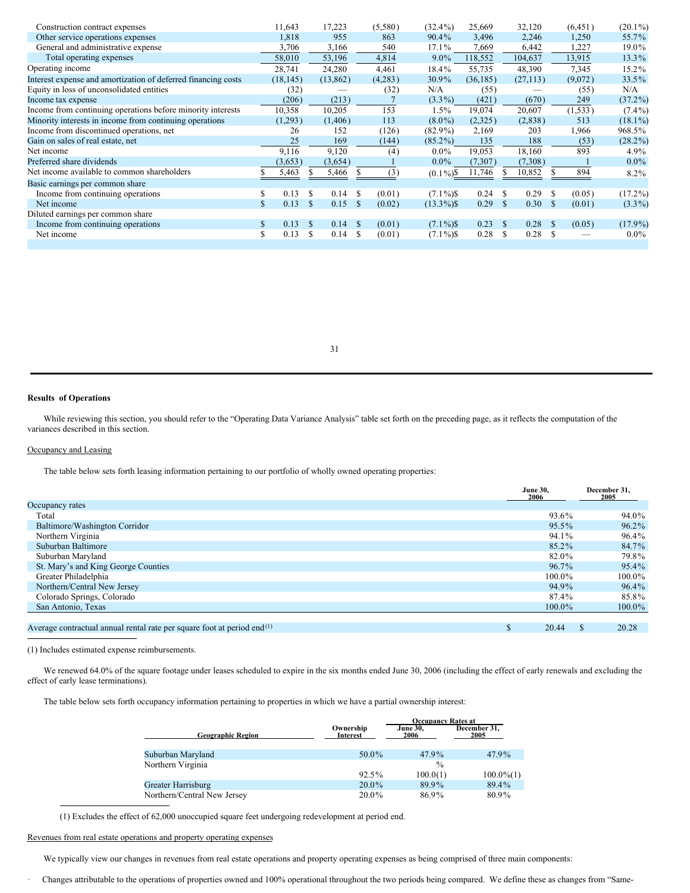| | | | | | | | | |
|---|---|---|---|---|---|---|---|---|
| Construction contract expenses | 11,643 | 17,223 | (5,580) | (32.4%) | 25,669 | 32,120 | (6,451) | (20.1%) |
| Other service operations expenses | 1,818 | 955 | 863 | 90.4% | 3,496 | 2,246 | 1,250 | 55.7% |
| General and administrative expense | 3,706 | 3,166 | 540 | 17.1% | 7,669 | 6,442 | 1,227 | 19.0% |
| Total operating expenses | 58,010 | 53,196 | 4,814 | 9.0% | 118,552 | 104,637 | 13,915 | 13.3% |
| Operating income | 28,741 | 24,280 | 4,461 | 18.4% | 55,735 | 48,390 | 7,345 | 15.2% |
| Interest expense and amortization of deferred financing costs | (18,145) | (13,862) | (4,283) | 30.9% | (36,185) | (27,113) | (9,072) | 33.5% |
| Equity in loss of unconsolidated entities | (32) | — | (32) | N/A | (55) | — | (55) | N/A |
| Income tax expense | (206) | (213) | 7 | (3.3%) | (421) | (670) | 249 | (37.2%) |
| Income from continuing operations before minority interests | 10,358 | 10,205 | 153 | 1.5% | 19,074 | 20,607 | (1,533) | (7.4%) |
| Minority interests in income from continuing operations | (1,293) | (1,406) | 113 | (8.0%) | (2,325) | (2,838) | 513 | (18.1%) |
| Income from discontinued operations, net | 26 | 152 | (126) | (82.9%) | 2,169 | 203 | 1,966 | 968.5% |
| Gain on sales of real estate, net | 25 | 169 | (144) | (85.2%) | 135 | 188 | (53) | (28.2%) |
| Net income | 9,116 | 9,120 | (4) | 0.0% | 19,053 | 18,160 | 893 | 4.9% |
| Preferred share dividends | (3,653) | (3,654) | 1 | 0.0% | (7,307) | (7,308) | 1 | 0.0% |
| Net income available to common shareholders | $ 5,463 | $ 5,466 | $ (3) | (0.1%) | $ 11,746 | $ 10,852 | $ 894 | 8.2% |
| Basic earnings per common share | | | | | | | | |
| Income from continuing operations | $ 0.13 | $ 0.14 | $ (0.01) | (7.1%) | $ 0.24 | $ 0.29 | $ (0.05) | (17.2%) |
| Net income | $ 0.13 | $ 0.15 | $ (0.02) | (13.3%) | $ 0.29 | $ 0.30 | $ (0.01) | (3.3%) |
| Diluted earnings per common share | | | | | | | | |
| Income from continuing operations | $ 0.13 | $ 0.14 | $ (0.01) | (7.1%) | $ 0.23 | $ 0.28 | $ (0.05) | (17.9%) |
| Net income | $ 0.13 | $ 0.14 | $ (0.01) | (7.1%) | $ 0.28 | $ 0.28 | $ — | 0.0% |

## Results of Operations

While reviewing this section, you should refer to the "Operating Data Variance Analysis" table set forth on the preceding page, as it reflects the computation of the variances described in this section.

### Occupancy and Leasing

The table below sets forth leasing information pertaining to our portfolio of wholly owned operating properties:

| | June 30, 2006 | December 31, 2005 |
|---|---|---|
| Occupancy rates | | |
| Total | 93.6% | 94.0% |
| Baltimore/Washington Corridor | 95.5% | 96.2% |
| Northern Virginia | 94.1% | 96.4% |
| Suburban Baltimore | 85.2% | 84.7% |
| Suburban Maryland | 82.0% | 79.8% |
| St. Mary's and King George Counties | 96.7% | 95.4% |
| Greater Philadelphia | 100.0% | 100.0% |
| Northern/Central New Jersey | 94.9% | 96.4% |
| Colorado Springs, Colorado | 87.4% | 85.8% |
| San Antonio, Texas | 100.0% | 100.0% |
| | | |
| Average contractual annual rental rate per square foot at period end[(1)] | $ 20.44 | $ 20.28 |

(1) Includes estimated expense reimbursements.

We renewed 64.0% of the square footage under leases scheduled to expire in the six months ended June 30, 2006 (including the effect of early renewals and excluding the effect of early lease terminations).

The table below sets forth occupancy information pertaining to properties in which we have a partial ownership interest:

| Geographic Region | Ownership Interest | Occupancy Rates at June 30, 2006 | Occupancy Rates at December 31, 2005 |
|---|---|---|---|
| Suburban Maryland | 50.0% | 47.9% | 47.9% |
| Northern Virginia | 92.5% | 100.0%(1) | 100.0%(1) |
| Greater Harrisburg | 20.0% | 89.9% | 89.4% |
| Northern/Central New Jersey | 20.0% | 86.9% | 80.9% |

(1) Excludes the effect of 62,000 unoccupied square feet undergoing redevelopment at period end.

### Revenues from real estate operations and property operating expenses

We typically view our changes in revenues from real estate operations and property operating expenses as being comprised of three main components:

- Changes attributable to the operations of properties owned and 100% operational throughout the two periods being compared. We define these as changes from "Same-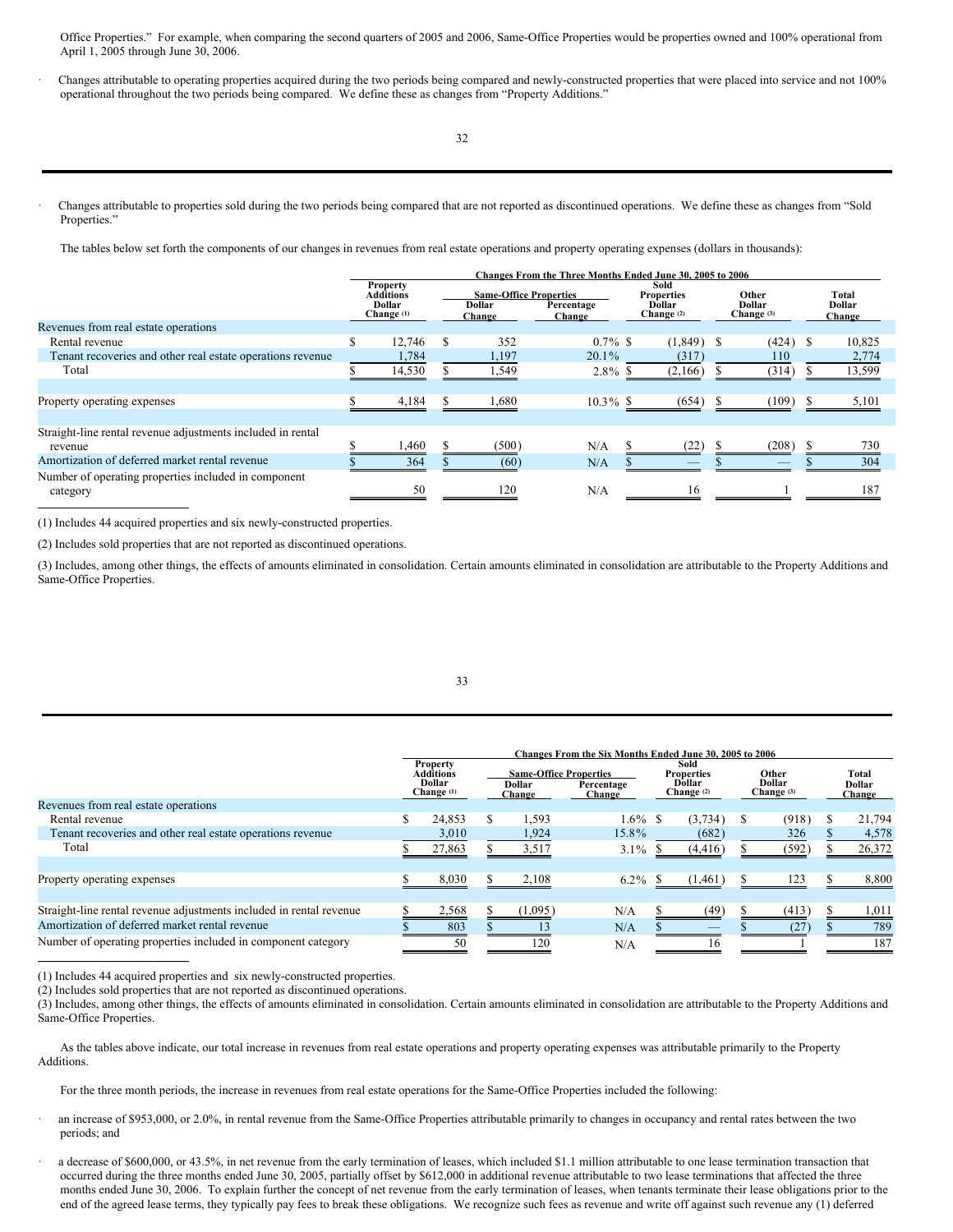Office Properties." For example, when comparing the second quarters of 2005 and 2006, Same-Office Properties would be properties owned and 100% operational from April 1, 2005 through June 30, 2006.

- Changes attributable to operating properties acquired during the two periods being compared and newly-constructed properties that were placed into service and not 100% operational throughout the two periods being compared. We define these as changes from "Property Additions."

- Changes attributable to properties sold during the two periods being compared that are not reported as discontinued operations. We define these as changes from "Sold Properties."

The tables below set forth the components of our changes in revenues from real estate operations and property operating expenses (dollars in thousands):

| | Changes From the Three Months Ended June 30, 2005 to 2006 | | | | | |
|---|---|---|---|---|---|---|
| | Property Additions Dollar Change (1) | Same-Office Properties | | Sold Properties Dollar Change (2) | Other Dollar Change (3) | Total Dollar Change |
| | | Dollar Change | Percentage Change | | | |
| Revenues from real estate operations | | | | | | |
| Rental revenue | $ 12,746 | $ 352 | 0.7% | $ (1,849) | $ (424) | $ 10,825 |
| Tenant recoveries and other real estate operations revenue | 1,784 | 1,197 | 20.1% | (317) | 110 | 2,774 |
| Total | $ 14,530 | $ 1,549 | 2.8% | $ (2,166) | $ (314) | $ 13,599 |
| Property operating expenses | $ 4,184 | $ 1,680 | 10.3% | $ (654) | $ (109) | $ 5,101 |
| Straight-line rental revenue adjustments included in rental revenue | $ 1,460 | $ (500) | N/A | $ (22) | $ (208) | $ 730 |
| Amortization of deferred market rental revenue | $ 364 | $ (60) | N/A | $ — | $ — | $ 304 |
| Number of operating properties included in component category | 50 | 120 | N/A | 16 | 1 | 187 |

(1) Includes 44 acquired properties and six newly-constructed properties.

(2) Includes sold properties that are not reported as discontinued operations.

(3) Includes, among other things, the effects of amounts eliminated in consolidation. Certain amounts eliminated in consolidation are attributable to the Property Additions and Same-Office Properties.

| | Changes From the Six Months Ended June 30, 2005 to 2006 | | | | | |
|---|---|---|---|---|---|---|
| | Property Additions Dollar Change (1) | Same-Office Properties | | Sold Properties Dollar Change (2) | Other Dollar Change (3) | Total Dollar Change |
| | | Dollar Change | Percentage Change | | | |
| Revenues from real estate operations | | | | | | |
| Rental revenue | $ 24,853 | $ 1,593 | 1.6% | $ (3,734) | $ (918) | $ 21,794 |
| Tenant recoveries and other real estate operations revenue | 3,010 | 1,924 | 15.8% | (682) | 326 | $ 4,578 |
| Total | $ 27,863 | $ 3,517 | 3.1% | $ (4,416) | $ (592) | $ 26,372 |
| Property operating expenses | $ 8,030 | $ 2,108 | 6.2% | $ (1,461) | $ 123 | $ 8,800 |
| Straight-line rental revenue adjustments included in rental revenue | $ 2,568 | $ (1,095) | N/A | $ (49) | $ (413) | $ 1,011 |
| Amortization of deferred market rental revenue | $ 803 | $ 13 | N/A | $ — | $ (27) | $ 789 |
| Number of operating properties included in component category | 50 | 120 | N/A | 16 | 1 | 187 |

(1) Includes 44 acquired properties and six newly-constructed properties.
(2) Includes sold properties that are not reported as discontinued operations.
(3) Includes, among other things, the effects of amounts eliminated in consolidation. Certain amounts eliminated in consolidation are attributable to the Property Additions and Same-Office Properties.

As the tables above indicate, our total increase in revenues from real estate operations and property operating expenses was attributable primarily to the Property Additions.

For the three month periods, the increase in revenues from real estate operations for the Same-Office Properties included the following:

- an increase of $953,000, or 2.0%, in rental revenue from the Same-Office Properties attributable primarily to changes in occupancy and rental rates between the two periods; and

- a decrease of $600,000, or 43.5%, in net revenue from the early termination of leases, which included $1.1 million attributable to one lease termination transaction that occurred during the three months ended June 30, 2005, partially offset by $612,000 in additional revenue attributable to two lease terminations that affected the three months ended June 30, 2006. To explain further the concept of net revenue from the early termination of leases, when tenants terminate their lease obligations prior to the end of the agreed lease terms, they typically pay fees to break these obligations. We recognize such fees as revenue and write off against such revenue any (1) deferred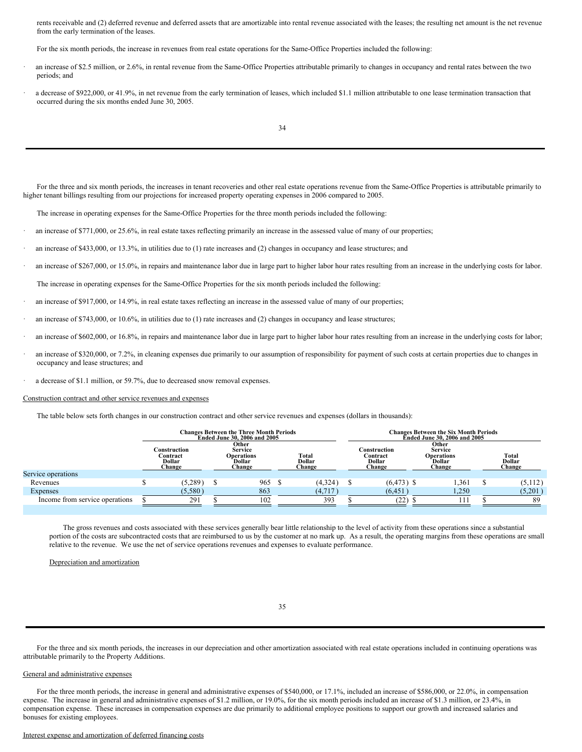rents receivable and (2) deferred revenue and deferred assets that are amortizable into rental revenue associated with the leases; the resulting net amount is the net revenue from the early termination of the leases.

For the six month periods, the increase in revenues from real estate operations for the Same-Office Properties included the following:

- an increase of $2.5 million, or 2.6%, in rental revenue from the Same-Office Properties attributable primarily to changes in occupancy and rental rates between the two periods; and
- a decrease of $922,000, or 41.9%, in net revenue from the early termination of leases, which included $1.1 million attributable to one lease termination transaction that occurred during the six months ended June 30, 2005.

For the three and six month periods, the increases in tenant recoveries and other real estate operations revenue from the Same-Office Properties is attributable primarily to higher tenant billings resulting from our projections for increased property operating expenses in 2006 compared to 2005.

The increase in operating expenses for the Same-Office Properties for the three month periods included the following:

- an increase of $771,000, or 25.6%, in real estate taxes reflecting primarily an increase in the assessed value of many of our properties;
- an increase of $433,000, or 13.3%, in utilities due to (1) rate increases and (2) changes in occupancy and lease structures; and
- an increase of $267,000, or 15.0%, in repairs and maintenance labor due in large part to higher labor hour rates resulting from an increase in the underlying costs for labor.

The increase in operating expenses for the Same-Office Properties for the six month periods included the following:

- an increase of $917,000, or 14.9%, in real estate taxes reflecting an increase in the assessed value of many of our properties;
- an increase of $743,000, or 10.6%, in utilities due to (1) rate increases and (2) changes in occupancy and lease structures;
- an increase of $602,000, or 16.8%, in repairs and maintenance labor due in large part to higher labor hour rates resulting from an increase in the underlying costs for labor;
- an increase of $320,000, or 7.2%, in cleaning expenses due primarily to our assumption of responsibility for payment of such costs at certain properties due to changes in occupancy and lease structures; and
- a decrease of $1.1 million, or 59.7%, due to decreased snow removal expenses.

Construction contract and other service revenues and expenses

The table below sets forth changes in our construction contract and other service revenues and expenses (dollars in thousands):

| | Changes Between the Three Month Periods Ended June 30, 2006 and 2005 | | | Changes Between the Six Month Periods Ended June 30, 2006 and 2005 | | |
|---|---|---|---|---|---|---|
| | Construction Contract Dollar Change | Other Service Operations Dollar Change | Total Dollar Change | Construction Contract Dollar Change | Other Service Operations Dollar Change | Total Dollar Change |
| Service operations | | | | | | |
| Revenues | $ (5,289) | $ 965 | $ (4,324) | $ (6,473) | $ 1,361 | $ (5,112) |
| Expenses | (5,580) | 863 | (4,717) | (6,451) | 1,250 | (5,201) |
| Income from service operations | $ 291 | $ 102 | 393 | $ (22) | $ 111 | $ 89 |

The gross revenues and costs associated with these services generally bear little relationship to the level of activity from these operations since a substantial portion of the costs are subcontracted costs that are reimbursed to us by the customer at no mark up. As a result, the operating margins from these operations are small relative to the revenue. We use the net of service operations revenues and expenses to evaluate performance.

Depreciation and amortization

For the three and six month periods, the increases in our depreciation and other amortization associated with real estate operations included in continuing operations was attributable primarily to the Property Additions.

General and administrative expenses

For the three month periods, the increase in general and administrative expenses of $540,000, or 17.1%, included an increase of $586,000, or 22.0%, in compensation expense. The increase in general and administrative expenses of $1.2 million, or 19.0%, for the six month periods included an increase of $1.3 million, or 23.4%, in compensation expense. These increases in compensation expenses are due primarily to additional employee positions to support our growth and increased salaries and bonuses for existing employees.

Interest expense and amortization of deferred financing costs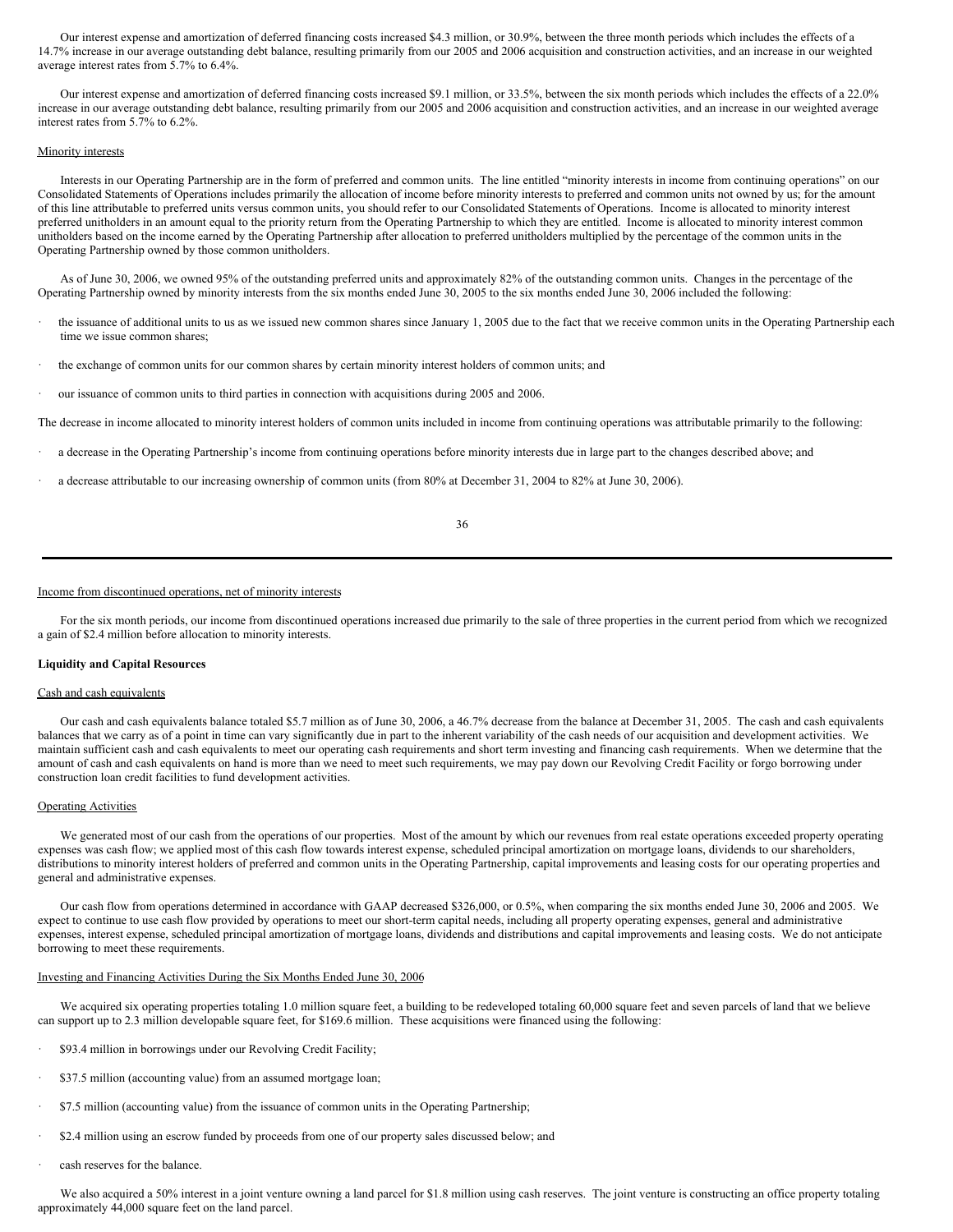Our interest expense and amortization of deferred financing costs increased $4.3 million, or 30.9%, between the three month periods which includes the effects of a 14.7% increase in our average outstanding debt balance, resulting primarily from our 2005 and 2006 acquisition and construction activities, and an increase in our weighted average interest rates from 5.7% to 6.4%.

Our interest expense and amortization of deferred financing costs increased $9.1 million, or 33.5%, between the six month periods which includes the effects of a 22.0% increase in our average outstanding debt balance, resulting primarily from our 2005 and 2006 acquisition and construction activities, and an increase in our weighted average interest rates from 5.7% to 6.2%.

Minority interests

Interests in our Operating Partnership are in the form of preferred and common units. The line entitled "minority interests in income from continuing operations" on our Consolidated Statements of Operations includes primarily the allocation of income before minority interests to preferred and common units not owned by us; for the amount of this line attributable to preferred units versus common units, you should refer to our Consolidated Statements of Operations. Income is allocated to minority interest preferred unitholders in an amount equal to the priority return from the Operating Partnership to which they are entitled. Income is allocated to minority interest common unitholders based on the income earned by the Operating Partnership after allocation to preferred unitholders multiplied by the percentage of the common units in the Operating Partnership owned by those common unitholders.

As of June 30, 2006, we owned 95% of the outstanding preferred units and approximately 82% of the outstanding common units. Changes in the percentage of the Operating Partnership owned by minority interests from the six months ended June 30, 2005 to the six months ended June 30, 2006 included the following:

- the issuance of additional units to us as we issued new common shares since January 1, 2005 due to the fact that we receive common units in the Operating Partnership each time we issue common shares;
- the exchange of common units for our common shares by certain minority interest holders of common units; and
- our issuance of common units to third parties in connection with acquisitions during 2005 and 2006.

The decrease in income allocated to minority interest holders of common units included in income from continuing operations was attributable primarily to the following:

- a decrease in the Operating Partnership's income from continuing operations before minority interests due in large part to the changes described above; and
- a decrease attributable to our increasing ownership of common units (from 80% at December 31, 2004 to 82% at June 30, 2006).

Income from discontinued operations, net of minority interests

For the six month periods, our income from discontinued operations increased due primarily to the sale of three properties in the current period from which we recognized a gain of $2.4 million before allocation to minority interests.

**Liquidity and Capital Resources**

Cash and cash equivalents

Our cash and cash equivalents balance totaled $5.7 million as of June 30, 2006, a 46.7% decrease from the balance at December 31, 2005. The cash and cash equivalents balances that we carry as of a point in time can vary significantly due in part to the inherent variability of the cash needs of our acquisition and development activities. We maintain sufficient cash and cash equivalents to meet our operating cash requirements and short term investing and financing cash requirements. When we determine that the amount of cash and cash equivalents on hand is more than we need to meet such requirements, we may pay down our Revolving Credit Facility or forgo borrowing under construction loan credit facilities to fund development activities.

Operating Activities

We generated most of our cash from the operations of our properties. Most of the amount by which our revenues from real estate operations exceeded property operating expenses was cash flow; we applied most of this cash flow towards interest expense, scheduled principal amortization on mortgage loans, dividends to our shareholders, distributions to minority interest holders of preferred and common units in the Operating Partnership, capital improvements and leasing costs for our operating properties and general and administrative expenses.

Our cash flow from operations determined in accordance with GAAP decreased $326,000, or 0.5%, when comparing the six months ended June 30, 2006 and 2005. We expect to continue to use cash flow provided by operations to meet our short-term capital needs, including all property operating expenses, general and administrative expenses, interest expense, scheduled principal amortization of mortgage loans, dividends and distributions and capital improvements and leasing costs. We do not anticipate borrowing to meet these requirements.

Investing and Financing Activities During the Six Months Ended June 30, 2006

We acquired six operating properties totaling 1.0 million square feet, a building to be redeveloped totaling 60,000 square feet and seven parcels of land that we believe can support up to 2.3 million developable square feet, for $169.6 million. These acquisitions were financed using the following:

- $93.4 million in borrowings under our Revolving Credit Facility;
- $37.5 million (accounting value) from an assumed mortgage loan;
- $7.5 million (accounting value) from the issuance of common units in the Operating Partnership;
- $2.4 million using an escrow funded by proceeds from one of our property sales discussed below; and
- cash reserves for the balance.

We also acquired a 50% interest in a joint venture owning a land parcel for $1.8 million using cash reserves. The joint venture is constructing an office property totaling approximately 44,000 square feet on the land parcel.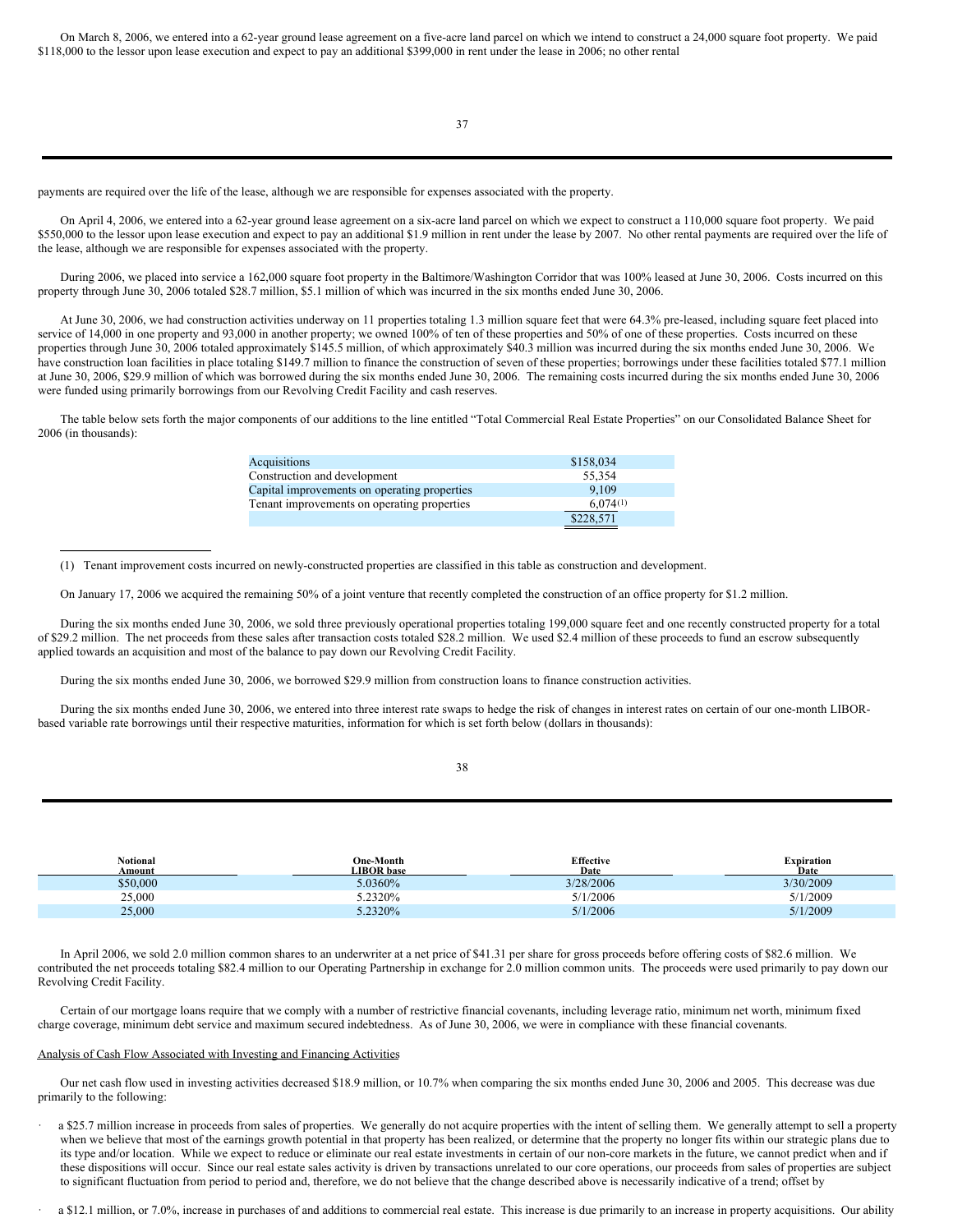On March 8, 2006, we entered into a 62-year ground lease agreement on a five-acre land parcel on which we intend to construct a 24,000 square foot property. We paid $118,000 to the lessor upon lease execution and expect to pay an additional $399,000 in rent under the lease in 2006; no other rental payments are required over the life of the lease, although we are responsible for expenses associated with the property.

On April 4, 2006, we entered into a 62-year ground lease agreement on a six-acre land parcel on which we expect to construct a 110,000 square foot property. We paid $550,000 to the lessor upon lease execution and expect to pay an additional $1.9 million in rent under the lease by 2007. No other rental payments are required over the life of the lease, although we are responsible for expenses associated with the property.

During 2006, we placed into service a 162,000 square foot property in the Baltimore/Washington Corridor that was 100% leased at June 30, 2006. Costs incurred on this property through June 30, 2006 totaled $28.7 million, $5.1 million of which was incurred in the six months ended June 30, 2006.

At June 30, 2006, we had construction activities underway on 11 properties totaling 1.3 million square feet that were 64.3% pre-leased, including square feet placed into service of 14,000 in one property and 93,000 in another property; we owned 100% of ten of these properties and 50% of one of these properties. Costs incurred on these properties through June 30, 2006 totaled approximately $145.5 million, of which approximately $40.3 million was incurred during the six months ended June 30, 2006. We have construction loan facilities in place totaling $149.7 million to finance the construction of seven of these properties; borrowings under these facilities totaled $77.1 million at June 30, 2006, $29.9 million of which was borrowed during the six months ended June 30, 2006. The remaining costs incurred during the six months ended June 30, 2006 were funded using primarily borrowings from our Revolving Credit Facility and cash reserves.

The table below sets forth the major components of our additions to the line entitled "Total Commercial Real Estate Properties" on our Consolidated Balance Sheet for 2006 (in thousands):

| | |
|---|---|
| Acquisitions | $158,034 |
| Construction and development | 55,354 |
| Capital improvements on operating properties | 9,109 |
| Tenant improvements on operating properties | 6,074(1) |
| | $228,571 |

(1) Tenant improvement costs incurred on newly-constructed properties are classified in this table as construction and development.

On January 17, 2006 we acquired the remaining 50% of a joint venture that recently completed the construction of an office property for $1.2 million.

During the six months ended June 30, 2006, we sold three previously operational properties totaling 199,000 square feet and one recently constructed property for a total of $29.2 million. The net proceeds from these sales after transaction costs totaled $28.2 million. We used $2.4 million of these proceeds to fund an escrow subsequently applied towards an acquisition and most of the balance to pay down our Revolving Credit Facility.

During the six months ended June 30, 2006, we borrowed $29.9 million from construction loans to finance construction activities.

During the six months ended June 30, 2006, we entered into three interest rate swaps to hedge the risk of changes in interest rates on certain of our one-month LIBOR-based variable rate borrowings until their respective maturities, information for which is set forth below (dollars in thousands):

| Notional Amount | One-Month LIBOR base | Effective Date | Expiration Date |
|---|---|---|---|
| $50,000 | 5.0360% | 3/28/2006 | 3/30/2009 |
| 25,000 | 5.2320% | 5/1/2006 | 5/1/2009 |
| 25,000 | 5.2320% | 5/1/2006 | 5/1/2009 |

In April 2006, we sold 2.0 million common shares to an underwriter at a net price of $41.31 per share for gross proceeds before offering costs of $82.6 million. We contributed the net proceeds totaling $82.4 million to our Operating Partnership in exchange for 2.0 million common units. The proceeds were used primarily to pay down our Revolving Credit Facility.

Certain of our mortgage loans require that we comply with a number of restrictive financial covenants, including leverage ratio, minimum net worth, minimum fixed charge coverage, minimum debt service and maximum secured indebtedness. As of June 30, 2006, we were in compliance with these financial covenants.

Analysis of Cash Flow Associated with Investing and Financing Activities

Our net cash flow used in investing activities decreased $18.9 million, or 10.7% when comparing the six months ended June 30, 2006 and 2005. This decrease was due primarily to the following:

- a $25.7 million increase in proceeds from sales of properties. We generally do not acquire properties with the intent of selling them. We generally attempt to sell a property when we believe that most of the earnings growth potential in that property has been realized, or determine that the property no longer fits within our strategic plans due to its type and/or location. While we expect to reduce or eliminate our real estate investments in certain of our non-core markets in the future, we cannot predict when and if these dispositions will occur. Since our real estate sales activity is driven by transactions unrelated to our core operations, our proceeds from sales of properties are subject to significant fluctuation from period to period and, therefore, we do not believe that the change described above is necessarily indicative of a trend; offset by
- a $12.1 million, or 7.0%, increase in purchases of and additions to commercial real estate. This increase is due primarily to an increase in property acquisitions. Our ability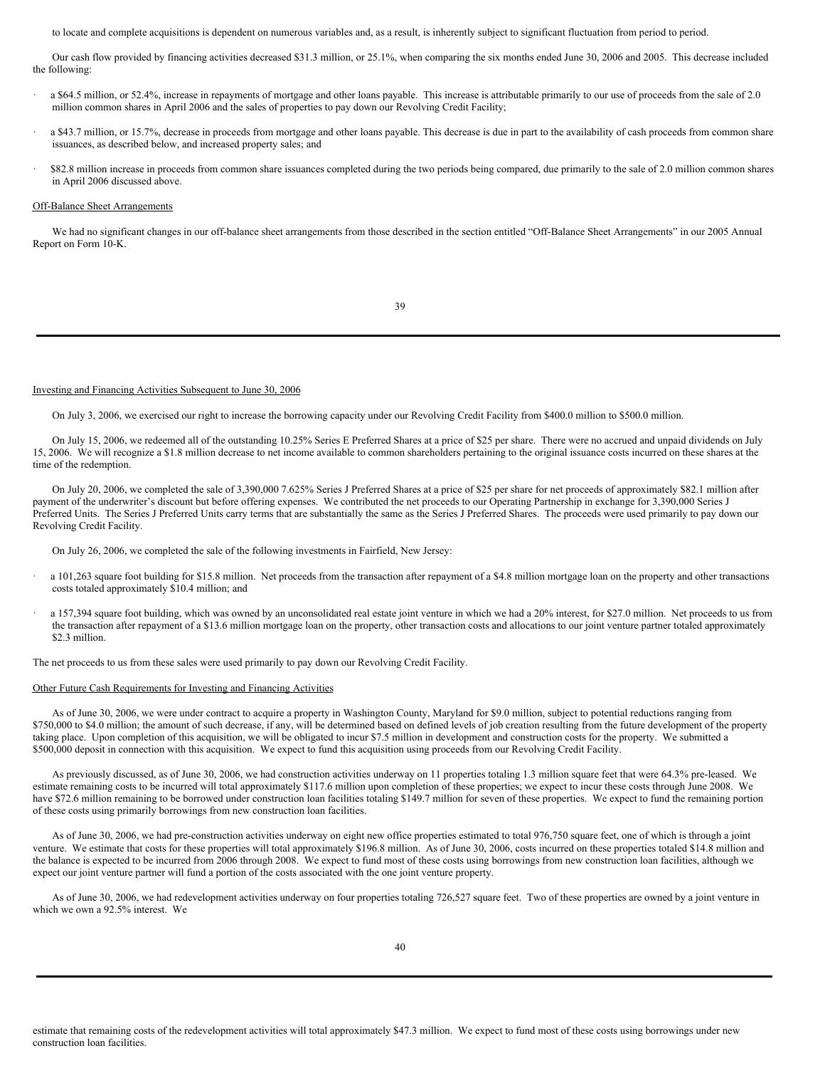to locate and complete acquisitions is dependent on numerous variables and, as a result, is inherently subject to significant fluctuation from period to period.

Our cash flow provided by financing activities decreased $31.3 million, or 25.1%, when comparing the six months ended June 30, 2006 and 2005. This decrease included the following:

- a $64.5 million, or 52.4%, increase in repayments of mortgage and other loans payable. This increase is attributable primarily to our use of proceeds from the sale of 2.0 million common shares in April 2006 and the sales of properties to pay down our Revolving Credit Facility;
- a $43.7 million, or 15.7%, decrease in proceeds from mortgage and other loans payable. This decrease is due in part to the availability of cash proceeds from common share issuances, as described below, and increased property sales; and
- $82.8 million increase in proceeds from common share issuances completed during the two periods being compared, due primarily to the sale of 2.0 million common shares in April 2006 discussed above.

Off-Balance Sheet Arrangements

We had no significant changes in our off-balance sheet arrangements from those described in the section entitled "Off-Balance Sheet Arrangements" in our 2005 Annual Report on Form 10-K.

Investing and Financing Activities Subsequent to June 30, 2006

On July 3, 2006, we exercised our right to increase the borrowing capacity under our Revolving Credit Facility from $400.0 million to $500.0 million.

On July 15, 2006, we redeemed all of the outstanding 10.25% Series E Preferred Shares at a price of $25 per share. There were no accrued and unpaid dividends on July 15, 2006. We will recognize a $1.8 million decrease to net income available to common shareholders pertaining to the original issuance costs incurred on these shares at the time of the redemption.

On July 20, 2006, we completed the sale of 3,390,000 7.625% Series J Preferred Shares at a price of $25 per share for net proceeds of approximately $82.1 million after payment of the underwriter's discount but before offering expenses. We contributed the net proceeds to our Operating Partnership in exchange for 3,390,000 Series J Preferred Units. The Series J Preferred Units carry terms that are substantially the same as the Series J Preferred Shares. The proceeds were used primarily to pay down our Revolving Credit Facility.

On July 26, 2006, we completed the sale of the following investments in Fairfield, New Jersey:

- a 101,263 square foot building for $15.8 million. Net proceeds from the transaction after repayment of a $4.8 million mortgage loan on the property and other transactions costs totaled approximately $10.4 million; and
- a 157,394 square foot building, which was owned by an unconsolidated real estate joint venture in which we had a 20% interest, for $27.0 million. Net proceeds to us from the transaction after repayment of a $13.6 million mortgage loan on the property, other transaction costs and allocations to our joint venture partner totaled approximately $2.3 million.

The net proceeds to us from these sales were used primarily to pay down our Revolving Credit Facility.

Other Future Cash Requirements for Investing and Financing Activities

As of June 30, 2006, we were under contract to acquire a property in Washington County, Maryland for $9.0 million, subject to potential reductions ranging from $750,000 to $4.0 million; the amount of such decrease, if any, will be determined based on defined levels of job creation resulting from the future development of the property taking place. Upon completion of this acquisition, we will be obligated to incur $7.5 million in development and construction costs for the property. We submitted a $500,000 deposit in connection with this acquisition. We expect to fund this acquisition using proceeds from our Revolving Credit Facility.

As previously discussed, as of June 30, 2006, we had construction activities underway on 11 properties totaling 1.3 million square feet that were 64.3% pre-leased. We estimate remaining costs to be incurred will total approximately $117.6 million upon completion of these properties; we expect to incur these costs through June 2008. We have $72.6 million remaining to be borrowed under construction loan facilities totaling $149.7 million for seven of these properties. We expect to fund the remaining portion of these costs using primarily borrowings from new construction loan facilities.

As of June 30, 2006, we had pre-construction activities underway on eight new office properties estimated to total 976,750 square feet, one of which is through a joint venture. We estimate that costs for these properties will total approximately $196.8 million. As of June 30, 2006, costs incurred on these properties totaled $14.8 million and the balance is expected to be incurred from 2006 through 2008. We expect to fund most of these costs using borrowings from new construction loan facilities, although we expect our joint venture partner will fund a portion of the costs associated with the one joint venture property.

As of June 30, 2006, we had redevelopment activities underway on four properties totaling 726,527 square feet. Two of these properties are owned by a joint venture in which we own a 92.5% interest. We estimate that remaining costs of the redevelopment activities will total approximately $47.3 million. We expect to fund most of these costs using borrowings under new construction loan facilities.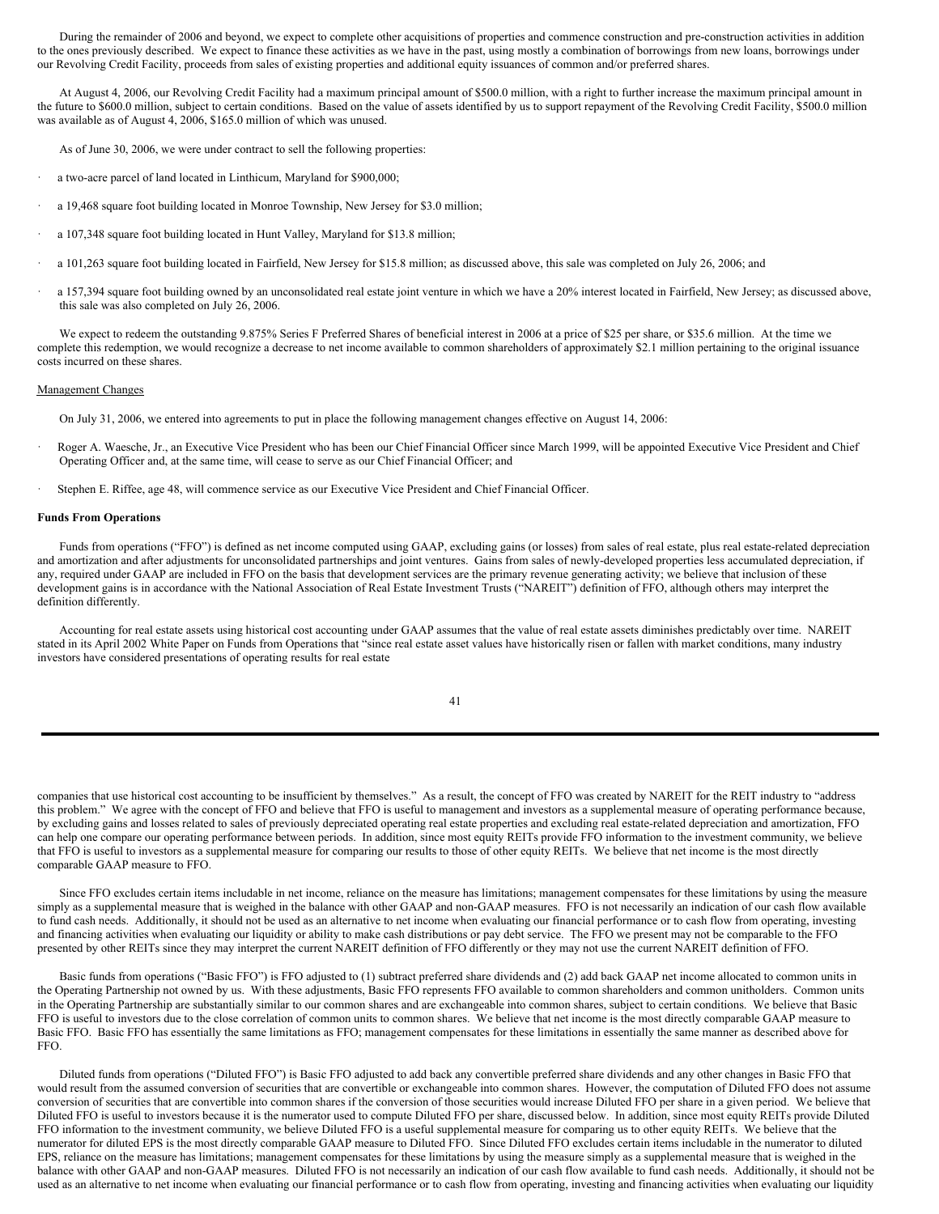During the remainder of 2006 and beyond, we expect to complete other acquisitions of properties and commence construction and pre-construction activities in addition to the ones previously described. We expect to finance these activities as we have in the past, using mostly a combination of borrowings from new loans, borrowings under our Revolving Credit Facility, proceeds from sales of existing properties and additional equity issuances of common and/or preferred shares.

At August 4, 2006, our Revolving Credit Facility had a maximum principal amount of $500.0 million, with a right to further increase the maximum principal amount in the future to $600.0 million, subject to certain conditions. Based on the value of assets identified by us to support repayment of the Revolving Credit Facility, $500.0 million was available as of August 4, 2006, $165.0 million of which was unused.

As of June 30, 2006, we were under contract to sell the following properties:

- a two-acre parcel of land located in Linthicum, Maryland for $900,000;
- a 19,468 square foot building located in Monroe Township, New Jersey for $3.0 million;
- a 107,348 square foot building located in Hunt Valley, Maryland for $13.8 million;
- a 101,263 square foot building located in Fairfield, New Jersey for $15.8 million; as discussed above, this sale was completed on July 26, 2006; and
- a 157,394 square foot building owned by an unconsolidated real estate joint venture in which we have a 20% interest located in Fairfield, New Jersey; as discussed above, this sale was also completed on July 26, 2006.

We expect to redeem the outstanding 9.875% Series F Preferred Shares of beneficial interest in 2006 at a price of $25 per share, or $35.6 million. At the time we complete this redemption, we would recognize a decrease to net income available to common shareholders of approximately $2.1 million pertaining to the original issuance costs incurred on these shares.

Management Changes

On July 31, 2006, we entered into agreements to put in place the following management changes effective on August 14, 2006:

- Roger A. Waesche, Jr., an Executive Vice President who has been our Chief Financial Officer since March 1999, will be appointed Executive Vice President and Chief Operating Officer and, at the same time, will cease to serve as our Chief Financial Officer; and
- Stephen E. Riffee, age 48, will commence service as our Executive Vice President and Chief Financial Officer.

**Funds From Operations**

Funds from operations ("FFO") is defined as net income computed using GAAP, excluding gains (or losses) from sales of real estate, plus real estate-related depreciation and amortization and after adjustments for unconsolidated partnerships and joint ventures. Gains from sales of newly-developed properties less accumulated depreciation, if any, required under GAAP are included in FFO on the basis that development services are the primary revenue generating activity; we believe that inclusion of these development gains is in accordance with the National Association of Real Estate Investment Trusts ("NAREIT") definition of FFO, although others may interpret the definition differently.

Accounting for real estate assets using historical cost accounting under GAAP assumes that the value of real estate assets diminishes predictably over time. NAREIT stated in its April 2002 White Paper on Funds from Operations that "since real estate asset values have historically risen or fallen with market conditions, many industry investors have considered presentations of operating results for real estate companies that use historical cost accounting to be insufficient by themselves." As a result, the concept of FFO was created by NAREIT for the REIT industry to "address this problem." We agree with the concept of FFO and believe that FFO is useful to management and investors as a supplemental measure of operating performance because, by excluding gains and losses related to sales of previously depreciated operating real estate properties and excluding real estate-related depreciation and amortization, FFO can help one compare our operating performance between periods. In addition, since most equity REITs provide FFO information to the investment community, we believe that FFO is useful to investors as a supplemental measure for comparing our results to those of other equity REITs. We believe that net income is the most directly comparable GAAP measure to FFO.

Since FFO excludes certain items includable in net income, reliance on the measure has limitations; management compensates for these limitations by using the measure simply as a supplemental measure that is weighed in the balance with other GAAP and non-GAAP measures. FFO is not necessarily an indication of our cash flow available to fund cash needs. Additionally, it should not be used as an alternative to net income when evaluating our financial performance or to cash flow from operating, investing and financing activities when evaluating our liquidity or ability to make cash distributions or pay debt service. The FFO we present may not be comparable to the FFO presented by other REITs since they may interpret the current NAREIT definition of FFO differently or they may not use the current NAREIT definition of FFO.

Basic funds from operations ("Basic FFO") is FFO adjusted to (1) subtract preferred share dividends and (2) add back GAAP net income allocated to common units in the Operating Partnership not owned by us. With these adjustments, Basic FFO represents FFO available to common shareholders and common unitholders. Common units in the Operating Partnership are substantially similar to our common shares and are exchangeable into common shares, subject to certain conditions. We believe that Basic FFO is useful to investors due to the close correlation of common units to common shares. We believe that net income is the most directly comparable GAAP measure to Basic FFO. Basic FFO has essentially the same limitations as FFO; management compensates for these limitations in essentially the same manner as described above for FFO.

Diluted funds from operations ("Diluted FFO") is Basic FFO adjusted to add back any convertible preferred share dividends and any other changes in Basic FFO that would result from the assumed conversion of securities that are convertible or exchangeable into common shares. However, the computation of Diluted FFO does not assume conversion of securities that are convertible into common shares if the conversion of those securities would increase Diluted FFO per share in a given period. We believe that Diluted FFO is useful to investors because it is the numerator used to compute Diluted FFO per share, discussed below. In addition, since most equity REITs provide Diluted FFO information to the investment community, we believe Diluted FFO is a useful supplemental measure for comparing us to other equity REITs. We believe that the numerator for diluted EPS is the most directly comparable GAAP measure to Diluted FFO. Since Diluted FFO excludes certain items includable in the numerator to diluted EPS, reliance on the measure has limitations; management compensates for these limitations by using the measure simply as a supplemental measure that is weighed in the balance with other GAAP and non-GAAP measures. Diluted FFO is not necessarily an indication of our cash flow available to fund cash needs. Additionally, it should not be used as an alternative to net income when evaluating our financial performance or to cash flow from operating, investing and financing activities when evaluating our liquidity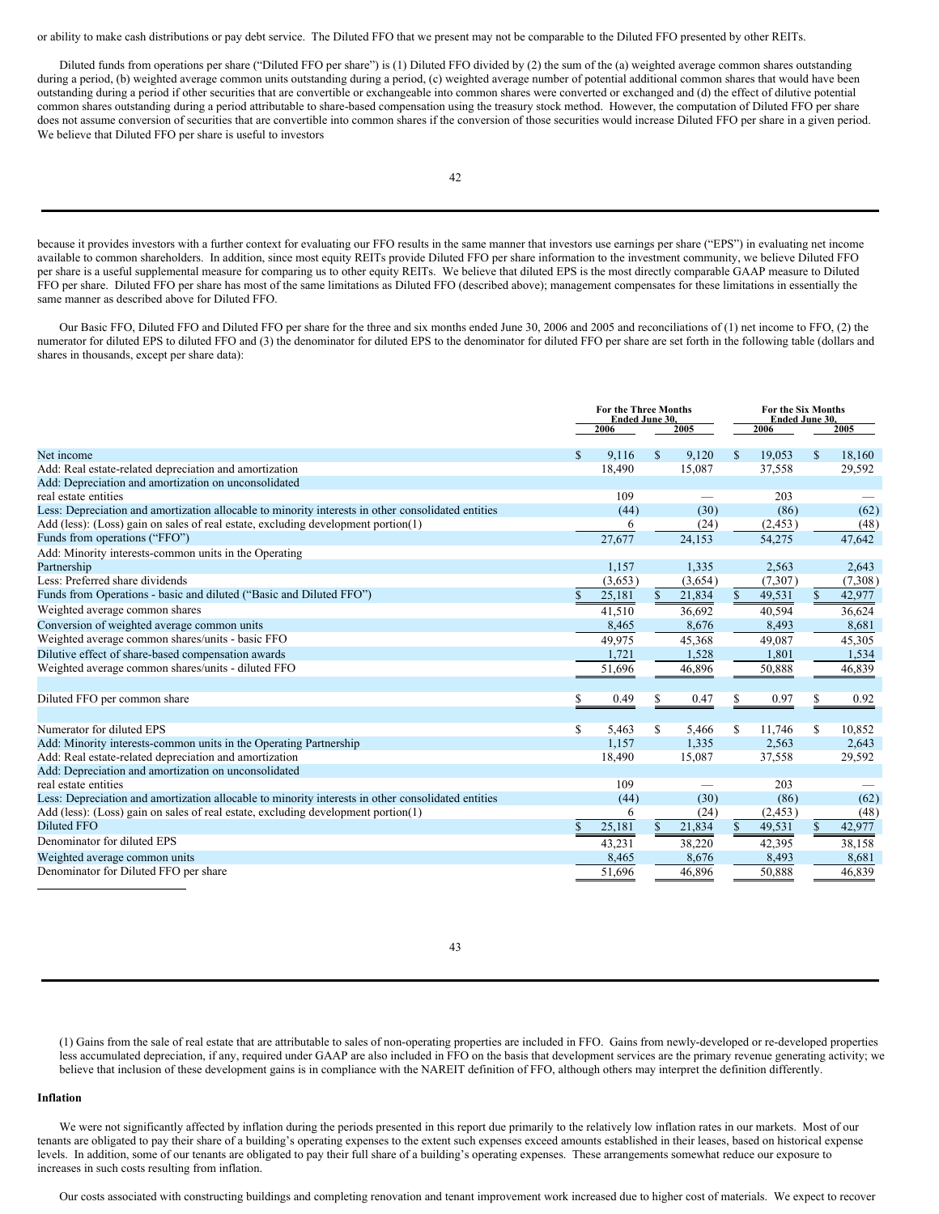or ability to make cash distributions or pay debt service. The Diluted FFO that we present may not be comparable to the Diluted FFO presented by other REITs.

Diluted funds from operations per share ("Diluted FFO per share") is (1) Diluted FFO divided by (2) the sum of the (a) weighted average common shares outstanding during a period, (b) weighted average common units outstanding during a period, (c) weighted average number of potential additional common shares that would have been outstanding during a period if other securities that are convertible or exchangeable into common shares were converted or exchanged and (d) the effect of dilutive potential common shares outstanding during a period attributable to share-based compensation using the treasury stock method. However, the computation of Diluted FFO per share does not assume conversion of securities that are convertible into common shares if the conversion of those securities would increase Diluted FFO per share in a given period. We believe that Diluted FFO per share is useful to investors because it provides investors with a further context for evaluating our FFO results in the same manner that investors use earnings per share ("EPS") in evaluating net income available to common shareholders. In addition, since most equity REITs provide Diluted FFO per share information to the investment community, we believe Diluted FFO per share is a useful supplemental measure for comparing us to other equity REITs. We believe that diluted EPS is the most directly comparable GAAP measure to Diluted FFO per share. Diluted FFO per share has most of the same limitations as Diluted FFO (described above); management compensates for these limitations in essentially the same manner as described above for Diluted FFO.

Our Basic FFO, Diluted FFO and Diluted FFO per share for the three and six months ended June 30, 2006 and 2005 and reconciliations of (1) net income to FFO, (2) the numerator for diluted EPS to diluted FFO and (3) the denominator for diluted EPS to the denominator for diluted FFO per share are set forth in the following table (dollars and shares in thousands, except per share data):

| | For the Three Months Ended June 30, | | For the Six Months Ended June 30, | |
|---|---|---|---|---|
| | 2006 | 2005 | 2006 | 2005 |
| Net income | $ 9,116 | $ 9,120 | $ 19,053 | $ 18,160 |
| Add: Real estate-related depreciation and amortization | 18,490 | 15,087 | 37,558 | 29,592 |
| Add: Depreciation and amortization on unconsolidated real estate entities | 109 | — | 203 | — |
| Less: Depreciation and amortization allocable to minority interests in other consolidated entities | (44) | (30) | (86) | (62) |
| Add (less): (Loss) gain on sales of real estate, excluding development portion(1) | 6 | (24) | (2,453) | (48) |
| Funds from operations ("FFO") | 27,677 | 24,153 | 54,275 | 47,642 |
| Add: Minority interests-common units in the Operating Partnership | 1,157 | 1,335 | 2,563 | 2,643 |
| Less: Preferred share dividends | (3,653) | (3,654) | (7,307) | (7,308) |
| Funds from Operations - basic and diluted ("Basic and Diluted FFO") | $ 25,181 | $ 21,834 | $ 49,531 | $ 42,977 |
| Weighted average common shares | 41,510 | 36,692 | 40,594 | 36,624 |
| Conversion of weighted average common units | 8,465 | 8,676 | 8,493 | 8,681 |
| Weighted average common shares/units - basic FFO | 49,975 | 45,368 | 49,087 | 45,305 |
| Dilutive effect of share-based compensation awards | 1,721 | 1,528 | 1,801 | 1,534 |
| Weighted average common shares/units - diluted FFO | 51,696 | 46,896 | 50,888 | 46,839 |
| | | | | |
| Diluted FFO per common share | $ 0.49 | $ 0.47 | $ 0.97 | $ 0.92 |
| | | | | |
| Numerator for diluted EPS | $ 5,463 | $ 5,466 | $ 11,746 | $ 10,852 |
| Add: Minority interests-common units in the Operating Partnership | 1,157 | 1,335 | 2,563 | 2,643 |
| Add: Real estate-related depreciation and amortization | 18,490 | 15,087 | 37,558 | 29,592 |
| Add: Depreciation and amortization on unconsolidated real estate entities | 109 | — | 203 | — |
| Less: Depreciation and amortization allocable to minority interests in other consolidated entities | (44) | (30) | (86) | (62) |
| Add (less): (Loss) gain on sales of real estate, excluding development portion(1) | 6 | (24) | (2,453) | (48) |
| Diluted FFO | $ 25,181 | $ 21,834 | $ 49,531 | $ 42,977 |
| Denominator for diluted EPS | 43,231 | 38,220 | 42,395 | 38,158 |
| Weighted average common units | 8,465 | 8,676 | 8,493 | 8,681 |
| Denominator for Diluted FFO per share | 51,696 | 46,896 | 50,888 | 46,839 |

(1) Gains from the sale of real estate that are attributable to sales of non-operating properties are included in FFO. Gains from newly-developed or re-developed properties less accumulated depreciation, if any, required under GAAP are also included in FFO on the basis that development services are the primary revenue generating activity; we believe that inclusion of these development gains is in compliance with the NAREIT definition of FFO, although others may interpret the definition differently.

## Inflation

We were not significantly affected by inflation during the periods presented in this report due primarily to the relatively low inflation rates in our markets. Most of our tenants are obligated to pay their share of a building's operating expenses to the extent such expenses exceed amounts established in their leases, based on historical expense levels. In addition, some of our tenants are obligated to pay their full share of a building's operating expenses. These arrangements somewhat reduce our exposure to increases in such costs resulting from inflation.

Our costs associated with constructing buildings and completing renovation and tenant improvement work increased due to higher cost of materials. We expect to recover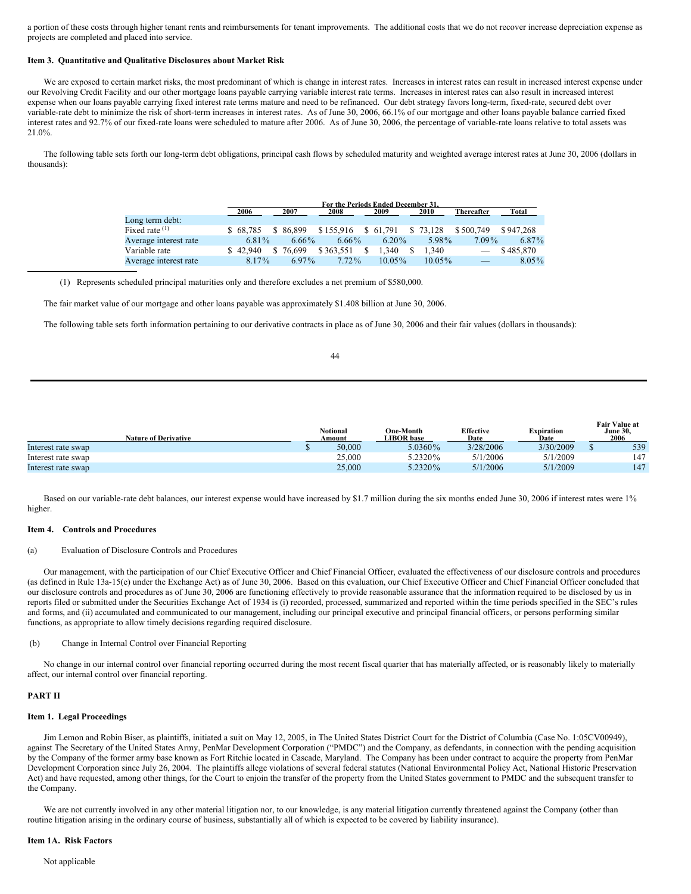a portion of these costs through higher tenant rents and reimbursements for tenant improvements. The additional costs that we do not recover increase depreciation expense as projects are completed and placed into service.

### Item 3. Quantitative and Qualitative Disclosures about Market Risk

We are exposed to certain market risks, the most predominant of which is change in interest rates. Increases in interest rates can result in increased interest expense under our Revolving Credit Facility and our other mortgage loans payable carrying variable interest rate terms. Increases in interest rates can also result in increased interest expense when our loans payable carrying fixed interest rate terms mature and need to be refinanced. Our debt strategy favors long-term, fixed-rate, secured debt over variable-rate debt to minimize the risk of short-term increases in interest rates. As of June 30, 2006, 66.1% of our mortgage and other loans payable balance carried fixed interest rates and 92.7% of our fixed-rate loans were scheduled to mature after 2006. As of June 30, 2006, the percentage of variable-rate loans relative to total assets was 21.0%.

The following table sets forth our long-term debt obligations, principal cash flows by scheduled maturity and weighted average interest rates at June 30, 2006 (dollars in thousands):

| | For the Periods Ended December 31, | | | | | | |
|---|---|---|---|---|---|---|---|
| | 2006 | 2007 | 2008 | 2009 | 2010 | Thereafter | Total |
| Long term debt: | | | | | | | |
| Fixed rate [(1)] | $ 68,785 | $ 86,899 | $ 155,916 | $ 61,791 | $ 73,128 | $ 500,749 | $ 947,268 |
| Average interest rate | 6.81% | 6.66% | 6.66% | 6.20% | 5.98% | 7.09% | 6.87% |
| Variable rate | $ 42,940 | $ 76,699 | $ 363,551 | $ 1,340 | $ 1,340 | — | $ 485,870 |
| Average interest rate | 8.17% | 6.97% | 7.72% | 10.05% | 10.05% | — | 8.05% |

(1) Represents scheduled principal maturities only and therefore excludes a net premium of $580,000.

The fair market value of our mortgage and other loans payable was approximately $1.408 billion at June 30, 2006.

The following table sets forth information pertaining to our derivative contracts in place as of June 30, 2006 and their fair values (dollars in thousands):

| Nature of Derivative | Notional Amount | One-Month LIBOR base | Effective Date | Expiration Date | Fair Value at June 30, 2006 |
|---|---|---|---|---|---|
| Interest rate swap | $ 50,000 | 5.0360% | 3/28/2006 | 3/30/2009 | $ 539 |
| Interest rate swap | 25,000 | 5.2320% | 5/1/2006 | 5/1/2009 | 147 |
| Interest rate swap | 25,000 | 5.2320% | 5/1/2006 | 5/1/2009 | 147 |

Based on our variable-rate debt balances, our interest expense would have increased by $1.7 million during the six months ended June 30, 2006 if interest rates were 1% higher.

### Item 4. Controls and Procedures

(a) Evaluation of Disclosure Controls and Procedures

Our management, with the participation of our Chief Executive Officer and Chief Financial Officer, evaluated the effectiveness of our disclosure controls and procedures (as defined in Rule 13a-15(e) under the Exchange Act) as of June 30, 2006. Based on this evaluation, our Chief Executive Officer and Chief Financial Officer concluded that our disclosure controls and procedures as of June 30, 2006 are functioning effectively to provide reasonable assurance that the information required to be disclosed by us in reports filed or submitted under the Securities Exchange Act of 1934 is (i) recorded, processed, summarized and reported within the time periods specified in the SEC's rules and forms, and (ii) accumulated and communicated to our management, including our principal executive and principal financial officers, or persons performing similar functions, as appropriate to allow timely decisions regarding required disclosure.

(b) Change in Internal Control over Financial Reporting

No change in our internal control over financial reporting occurred during the most recent fiscal quarter that has materially affected, or is reasonably likely to materially affect, our internal control over financial reporting.

## PART II

### Item 1. Legal Proceedings

Jim Lemon and Robin Biser, as plaintiffs, initiated a suit on May 12, 2005, in The United States District Court for the District of Columbia (Case No. 1:05CV00949), against The Secretary of the United States Army, PenMar Development Corporation ("PMDC") and the Company, as defendants, in connection with the pending acquisition by the Company of the former army base known as Fort Ritchie located in Cascade, Maryland. The Company has been under contract to acquire the property from PenMar Development Corporation since July 26, 2004. The plaintiffs allege violations of several federal statutes (National Environmental Policy Act, National Historic Preservation Act) and have requested, among other things, for the Court to enjoin the transfer of the property from the United States government to PMDC and the subsequent transfer to the Company.

We are not currently involved in any other material litigation nor, to our knowledge, is any material litigation currently threatened against the Company (other than routine litigation arising in the ordinary course of business, substantially all of which is expected to be covered by liability insurance).

### Item 1A. Risk Factors

Not applicable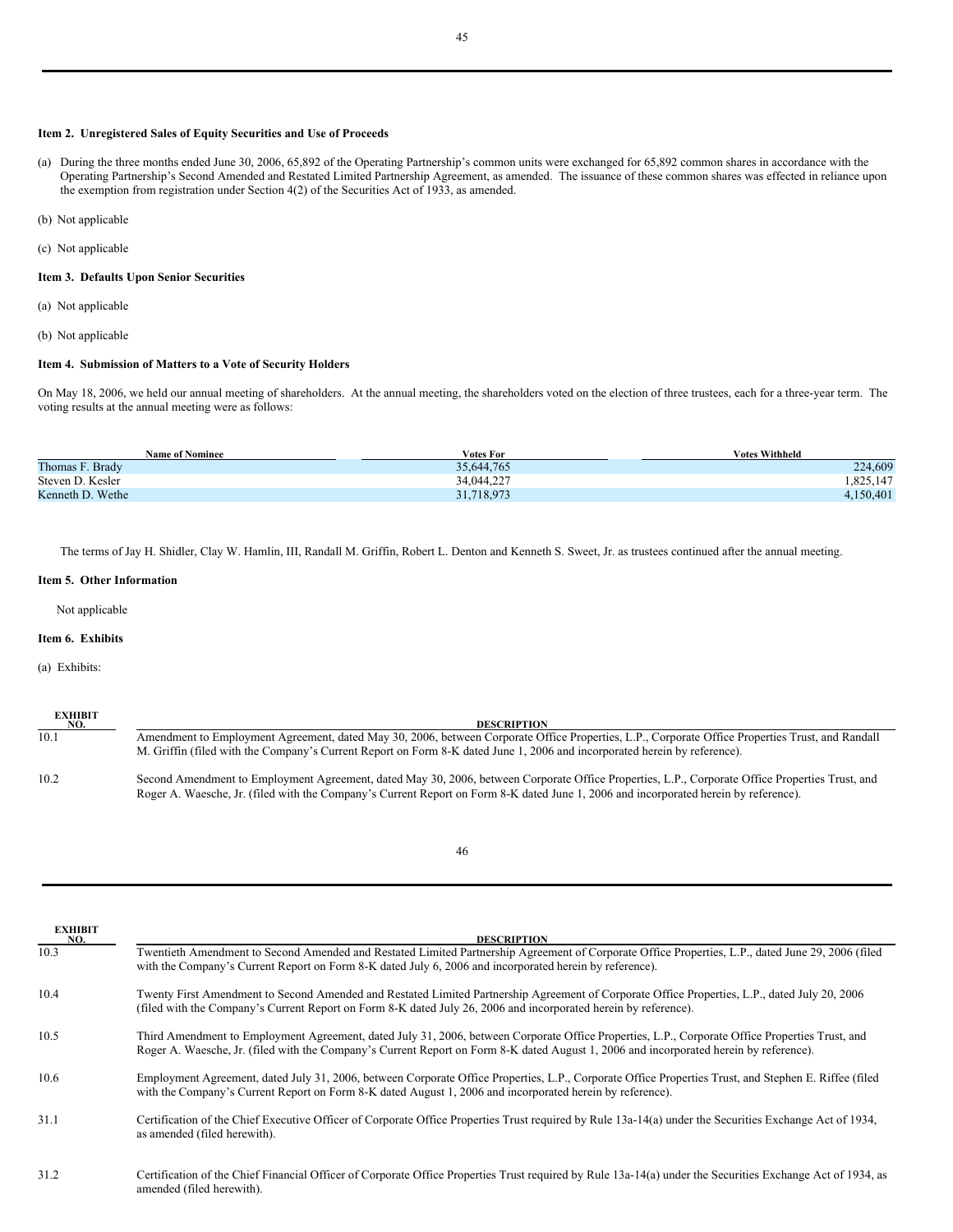### Item 2. Unregistered Sales of Equity Securities and Use of Proceeds

(a) During the three months ended June 30, 2006, 65,892 of the Operating Partnership's common units were exchanged for 65,892 common shares in accordance with the Operating Partnership's Second Amended and Restated Limited Partnership Agreement, as amended. The issuance of these common shares was effected in reliance upon the exemption from registration under Section 4(2) of the Securities Act of 1933, as amended.

(b) Not applicable

(c) Not applicable

### Item 3. Defaults Upon Senior Securities

(a) Not applicable

(b) Not applicable

### Item 4. Submission of Matters to a Vote of Security Holders

On May 18, 2006, we held our annual meeting of shareholders. At the annual meeting, the shareholders voted on the election of three trustees, each for a three-year term. The voting results at the annual meeting were as follows:

| Name of Nominee | Votes For | Votes Withheld |
|---|---|---|
| Thomas F. Brady | 35,644,765 | 224,609 |
| Steven D. Kesler | 34,044,227 | 1,825,147 |
| Kenneth D. Wethe | 31,718,973 | 4,150,401 |

The terms of Jay H. Shidler, Clay W. Hamlin, III, Randall M. Griffin, Robert L. Denton and Kenneth S. Sweet, Jr. as trustees continued after the annual meeting.

### Item 5. Other Information

Not applicable

### Item 6. Exhibits

(a) Exhibits:

| EXHIBIT NO. | DESCRIPTION |
|---|---|
| 10.1 | Amendment to Employment Agreement, dated May 30, 2006, between Corporate Office Properties, L.P., Corporate Office Properties Trust, and Randall M. Griffin (filed with the Company's Current Report on Form 8-K dated June 1, 2006 and incorporated herein by reference). |
| 10.2 | Second Amendment to Employment Agreement, dated May 30, 2006, between Corporate Office Properties, L.P., Corporate Office Properties Trust, and Roger A. Waesche, Jr. (filed with the Company's Current Report on Form 8-K dated June 1, 2006 and incorporated herein by reference). |
| 10.3 | Twentieth Amendment to Second Amended and Restated Limited Partnership Agreement of Corporate Office Properties, L.P., dated June 29, 2006 (filed with the Company's Current Report on Form 8-K dated July 6, 2006 and incorporated herein by reference). |
| 10.4 | Twenty First Amendment to Second Amended and Restated Limited Partnership Agreement of Corporate Office Properties, L.P., dated July 20, 2006 (filed with the Company's Current Report on Form 8-K dated July 26, 2006 and incorporated herein by reference). |
| 10.5 | Third Amendment to Employment Agreement, dated July 31, 2006, between Corporate Office Properties, L.P., Corporate Office Properties Trust, and Roger A. Waesche, Jr. (filed with the Company's Current Report on Form 8-K dated August 1, 2006 and incorporated herein by reference). |
| 10.6 | Employment Agreement, dated July 31, 2006, between Corporate Office Properties, L.P., Corporate Office Properties Trust, and Stephen E. Riffee (filed with the Company's Current Report on Form 8-K dated August 1, 2006 and incorporated herein by reference). |
| 31.1 | Certification of the Chief Executive Officer of Corporate Office Properties Trust required by Rule 13a-14(a) under the Securities Exchange Act of 1934, as amended (filed herewith). |
| 31.2 | Certification of the Chief Financial Officer of Corporate Office Properties Trust required by Rule 13a-14(a) under the Securities Exchange Act of 1934, as amended (filed herewith). |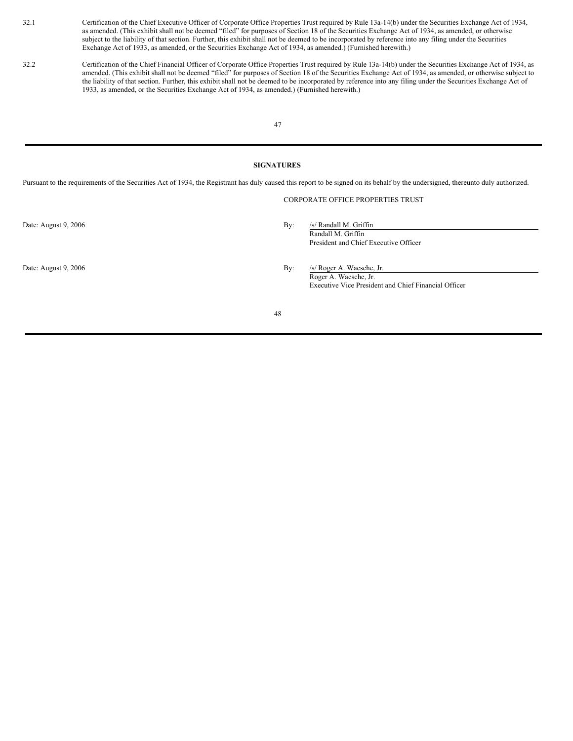| | |
|---|---|
| 32.1 | Certification of the Chief Executive Officer of Corporate Office Properties Trust required by Rule 13a-14(b) under the Securities Exchange Act of 1934, as amended. (This exhibit shall not be deemed “filed” for purposes of Section 18 of the Securities Exchange Act of 1934, as amended, or otherwise subject to the liability of that section. Further, this exhibit shall not be deemed to be incorporated by reference into any filing under the Securities Exchange Act of 1933, as amended, or the Securities Exchange Act of 1934, as amended.) (Furnished herewith.) |
| 32.2 | Certification of the Chief Financial Officer of Corporate Office Properties Trust required by Rule 13a-14(b) under the Securities Exchange Act of 1934, as amended. (This exhibit shall not be deemed “filed” for purposes of Section 18 of the Securities Exchange Act of 1934, as amended, or otherwise subject to the liability of that section. Further, this exhibit shall not be deemed to be incorporated by reference into any filing under the Securities Exchange Act of 1933, as amended, or the Securities Exchange Act of 1934, as amended.) (Furnished herewith.) |

## SIGNATURES

Pursuant to the requirements of the Securities Act of 1934, the Registrant has duly caused this report to be signed on its behalf by the undersigned, thereunto duly authorized.

CORPORATE OFFICE PROPERTIES TRUST

| | | |
|---|---|---|
| Date: August 9, 2006 | By: | /s/ Randall M. Griffin<br>Randall M. Griffin<br>President and Chief Executive Officer |
| Date: August 9, 2006 | By: | /s/ Roger A. Waesche, Jr.<br>Roger A. Waesche, Jr.<br>Executive Vice President and Chief Financial Officer |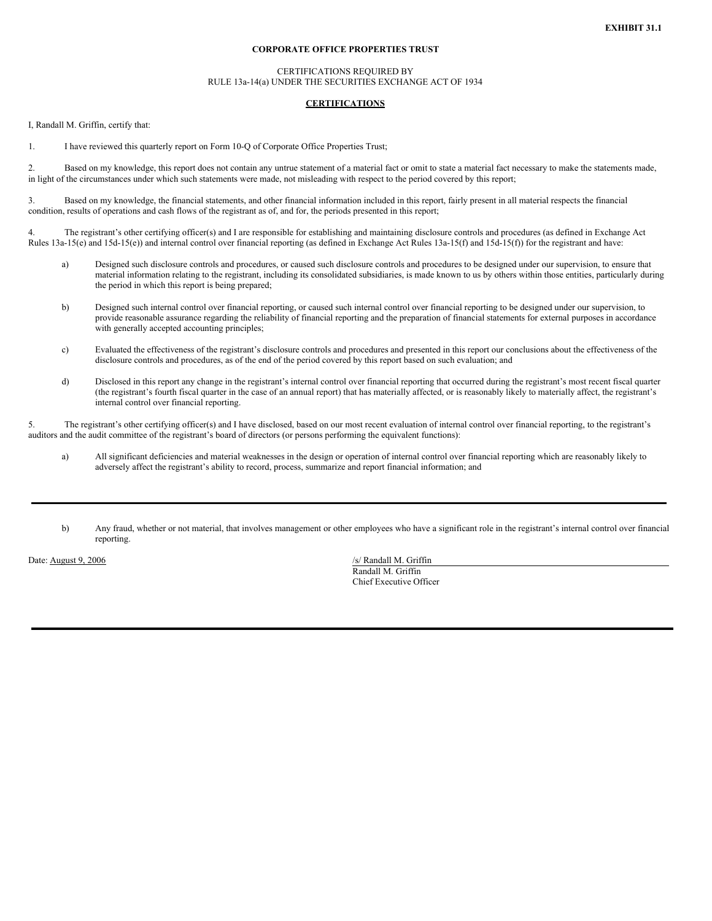**EXHIBIT 31.1**

**CORPORATE OFFICE PROPERTIES TRUST**

CERTIFICATIONS REQUIRED BY
RULE 13a-14(a) UNDER THE SECURITIES EXCHANGE ACT OF 1934

**CERTIFICATIONS**

I, Randall M. Griffin, certify that:

1. I have reviewed this quarterly report on Form 10-Q of Corporate Office Properties Trust;

2. Based on my knowledge, this report does not contain any untrue statement of a material fact or omit to state a material fact necessary to make the statements made, in light of the circumstances under which such statements were made, not misleading with respect to the period covered by this report;

3. Based on my knowledge, the financial statements, and other financial information included in this report, fairly present in all material respects the financial condition, results of operations and cash flows of the registrant as of, and for, the periods presented in this report;

4. The registrant's other certifying officer(s) and I are responsible for establishing and maintaining disclosure controls and procedures (as defined in Exchange Act Rules 13a-15(e) and 15d-15(e)) and internal control over financial reporting (as defined in Exchange Act Rules 13a-15(f) and 15d-15(f)) for the registrant and have:

   a) Designed such disclosure controls and procedures, or caused such disclosure controls and procedures to be designed under our supervision, to ensure that material information relating to the registrant, including its consolidated subsidiaries, is made known to us by others within those entities, particularly during the period in which this report is being prepared;

   b) Designed such internal control over financial reporting, or caused such internal control over financial reporting to be designed under our supervision, to provide reasonable assurance regarding the reliability of financial reporting and the preparation of financial statements for external purposes in accordance with generally accepted accounting principles;

   c) Evaluated the effectiveness of the registrant's disclosure controls and procedures and presented in this report our conclusions about the effectiveness of the disclosure controls and procedures, as of the end of the period covered by this report based on such evaluation; and

   d) Disclosed in this report any change in the registrant's internal control over financial reporting that occurred during the registrant's most recent fiscal quarter (the registrant's fourth fiscal quarter in the case of an annual report) that has materially affected, or is reasonably likely to materially affect, the registrant's internal control over financial reporting.

5. The registrant's other certifying officer(s) and I have disclosed, based on our most recent evaluation of internal control over financial reporting, to the registrant's auditors and the audit committee of the registrant's board of directors (or persons performing the equivalent functions):

   a) All significant deficiencies and material weaknesses in the design or operation of internal control over financial reporting which are reasonably likely to adversely affect the registrant's ability to record, process, summarize and report financial information; and

   b) Any fraud, whether or not material, that involves management or other employees who have a significant role in the registrant's internal control over financial reporting.

Date: August 9, 2006

/s/ Randall M. Griffin
Randall M. Griffin
Chief Executive Officer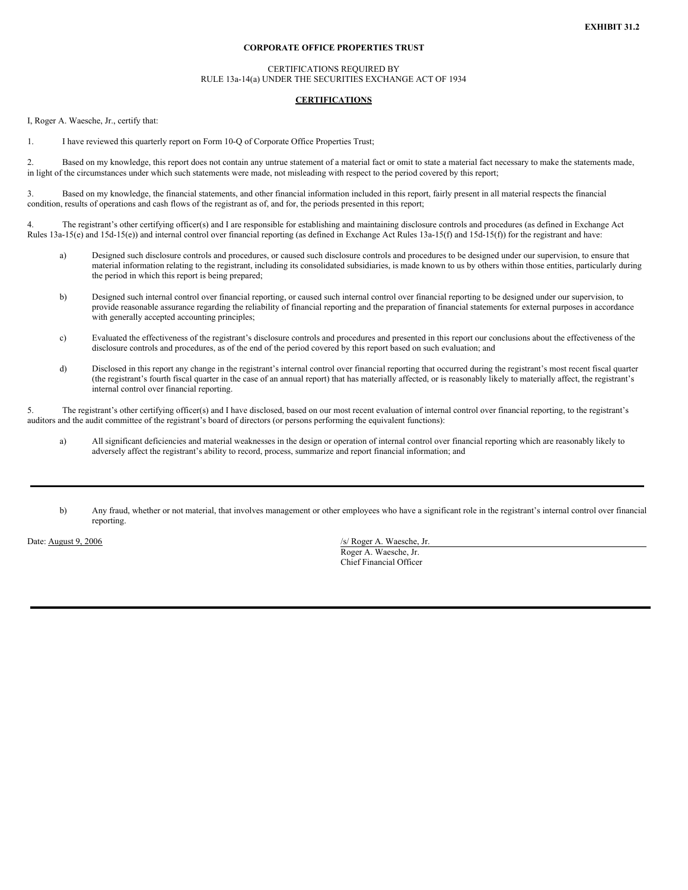**EXHIBIT 31.2**

**CORPORATE OFFICE PROPERTIES TRUST**

CERTIFICATIONS REQUIRED BY
RULE 13a-14(a) UNDER THE SECURITIES EXCHANGE ACT OF 1934

**CERTIFICATIONS**

I, Roger A. Waesche, Jr., certify that:

1. I have reviewed this quarterly report on Form 10-Q of Corporate Office Properties Trust;

2. Based on my knowledge, this report does not contain any untrue statement of a material fact or omit to state a material fact necessary to make the statements made, in light of the circumstances under which such statements were made, not misleading with respect to the period covered by this report;

3. Based on my knowledge, the financial statements, and other financial information included in this report, fairly present in all material respects the financial condition, results of operations and cash flows of the registrant as of, and for, the periods presented in this report;

4. The registrant's other certifying officer(s) and I are responsible for establishing and maintaining disclosure controls and procedures (as defined in Exchange Act Rules 13a-15(e) and 15d-15(e)) and internal control over financial reporting (as defined in Exchange Act Rules 13a-15(f) and 15d-15(f)) for the registrant and have:

   a) Designed such disclosure controls and procedures, or caused such disclosure controls and procedures to be designed under our supervision, to ensure that material information relating to the registrant, including its consolidated subsidiaries, is made known to us by others within those entities, particularly during the period in which this report is being prepared;

   b) Designed such internal control over financial reporting, or caused such internal control over financial reporting to be designed under our supervision, to provide reasonable assurance regarding the reliability of financial reporting and the preparation of financial statements for external purposes in accordance with generally accepted accounting principles;

   c) Evaluated the effectiveness of the registrant's disclosure controls and procedures and presented in this report our conclusions about the effectiveness of the disclosure controls and procedures, as of the end of the period covered by this report based on such evaluation; and

   d) Disclosed in this report any change in the registrant's internal control over financial reporting that occurred during the registrant's most recent fiscal quarter (the registrant's fourth fiscal quarter in the case of an annual report) that has materially affected, or is reasonably likely to materially affect, the registrant's internal control over financial reporting.

5. The registrant's other certifying officer(s) and I have disclosed, based on our most recent evaluation of internal control over financial reporting, to the registrant's auditors and the audit committee of the registrant's board of directors (or persons performing the equivalent functions):

   a) All significant deficiencies and material weaknesses in the design or operation of internal control over financial reporting which are reasonably likely to adversely affect the registrant's ability to record, process, summarize and report financial information; and

   b) Any fraud, whether or not material, that involves management or other employees who have a significant role in the registrant's internal control over financial reporting.

Date: August 9, 2006

/s/ Roger A. Waesche, Jr.
Roger A. Waesche, Jr.
Chief Financial Officer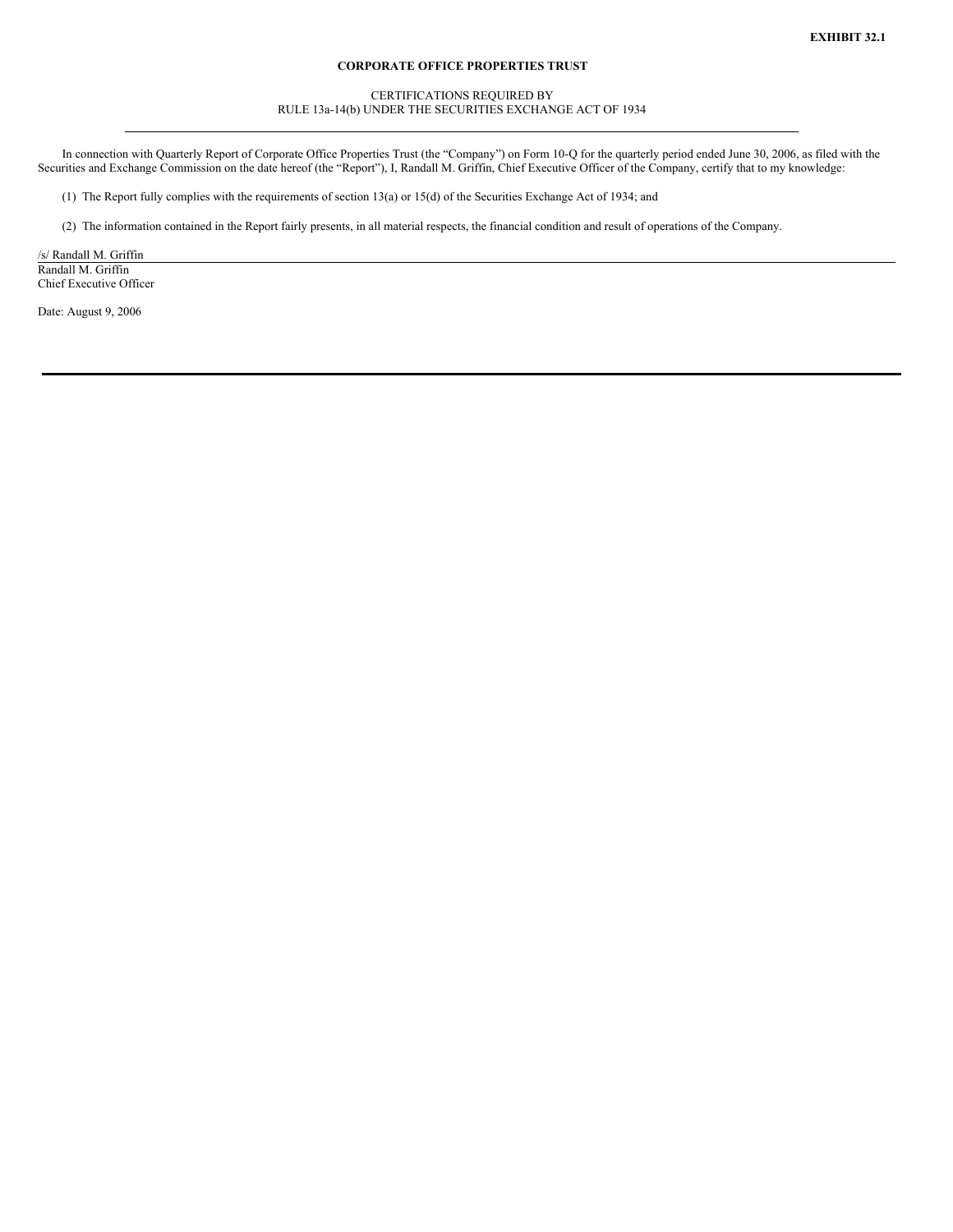**EXHIBIT 32.1**

**CORPORATE OFFICE PROPERTIES TRUST**

CERTIFICATIONS REQUIRED BY
RULE 13a-14(b) UNDER THE SECURITIES EXCHANGE ACT OF 1934

---

In connection with Quarterly Report of Corporate Office Properties Trust (the "Company") on Form 10-Q for the quarterly period ended June 30, 2006, as filed with the Securities and Exchange Commission on the date hereof (the "Report"), I, Randall M. Griffin, Chief Executive Officer of the Company, certify that to my knowledge:

(1) The Report fully complies with the requirements of section 13(a) or 15(d) of the Securities Exchange Act of 1934; and

(2) The information contained in the Report fairly presents, in all material respects, the financial condition and result of operations of the Company.

/s/ Randall M. Griffin
Randall M. Griffin
Chief Executive Officer

Date: August 9, 2006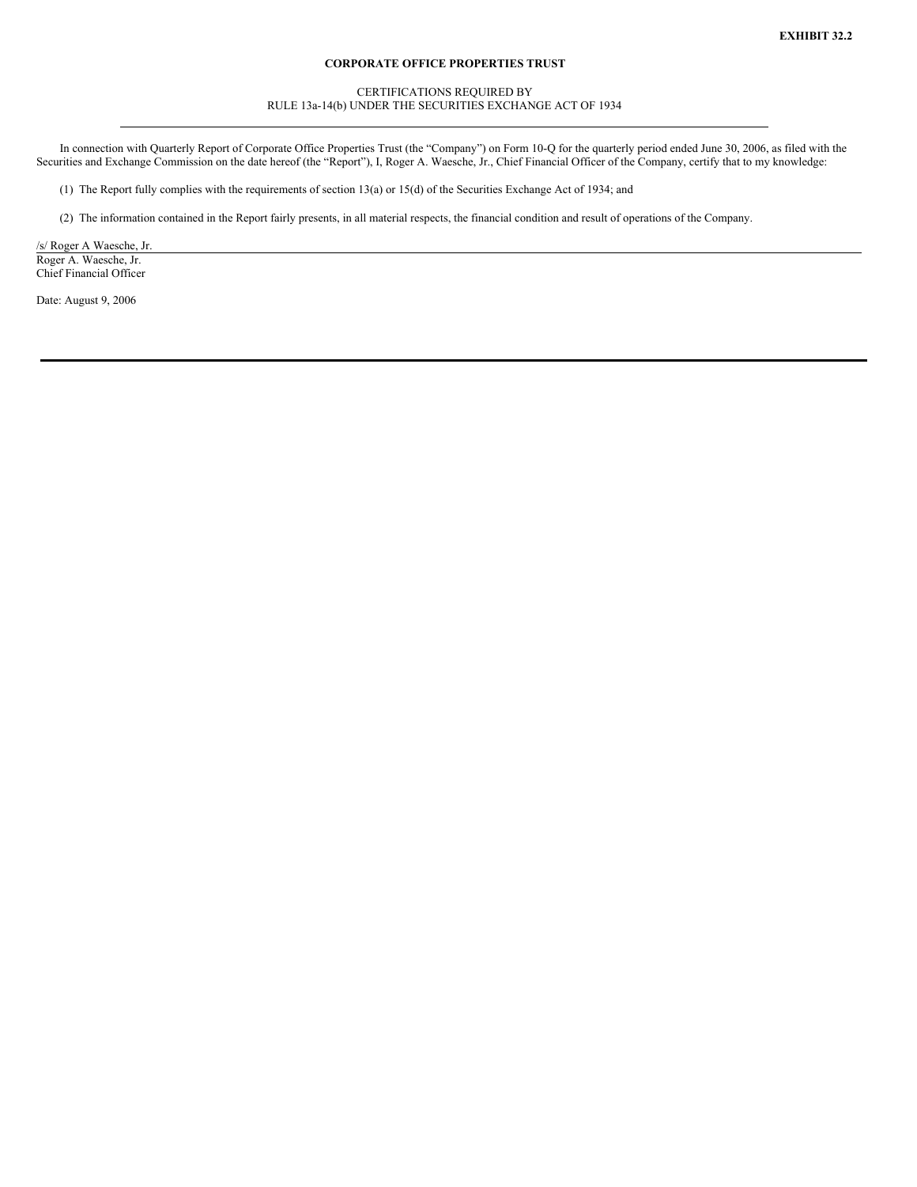**EXHIBIT 32.2**

**CORPORATE OFFICE PROPERTIES TRUST**

CERTIFICATIONS REQUIRED BY
RULE 13a-14(b) UNDER THE SECURITIES EXCHANGE ACT OF 1934

---

In connection with Quarterly Report of Corporate Office Properties Trust (the "Company") on Form 10-Q for the quarterly period ended June 30, 2006, as filed with the Securities and Exchange Commission on the date hereof (the "Report"), I, Roger A. Waesche, Jr., Chief Financial Officer of the Company, certify that to my knowledge:

(1) The Report fully complies with the requirements of section 13(a) or 15(d) of the Securities Exchange Act of 1934; and

(2) The information contained in the Report fairly presents, in all material respects, the financial condition and result of operations of the Company.

/s/ Roger A Waesche, Jr.

Roger A. Waesche, Jr.
Chief Financial Officer

Date: August 9, 2006